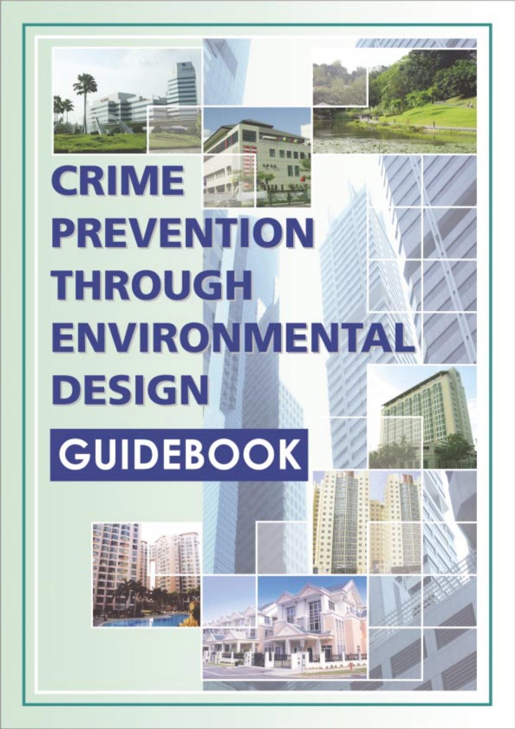# CRIME PREVENTION THROUGH ENVIRONMENTAL DESIGN

## GUIDEBOOK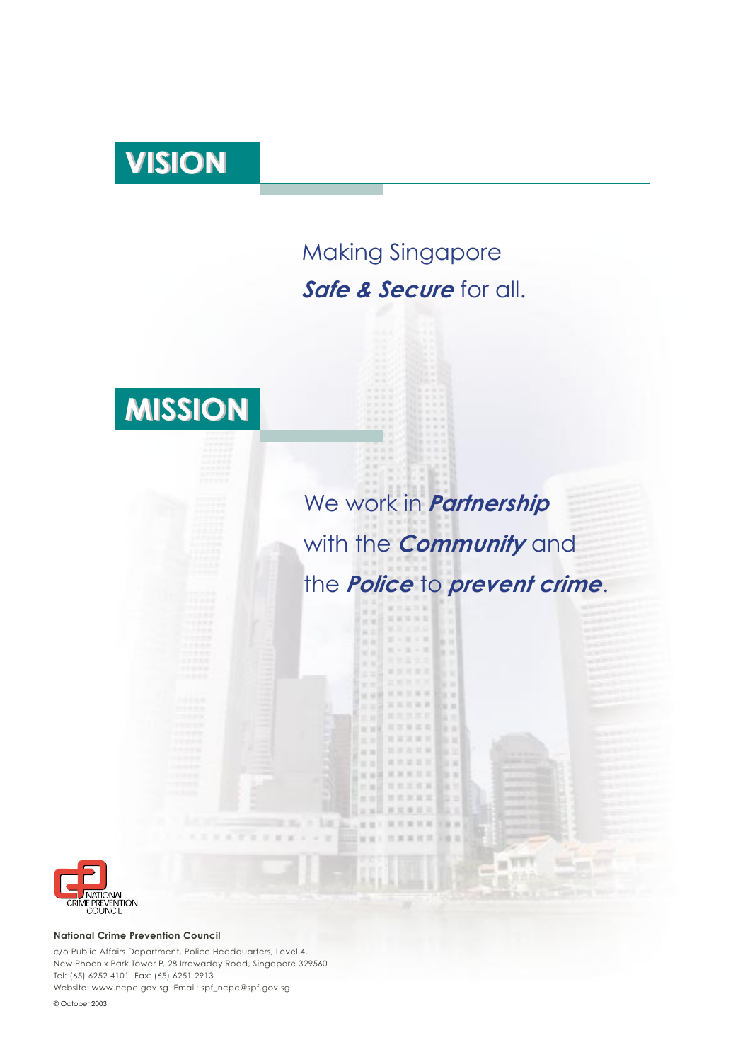# VISION

Making Singapore
***Safe & Secure*** for all.

# MISSION

We work in ***Partnership*** with the ***Community*** and the ***Police*** to ***prevent crime***.

NATIONAL
CRIME PREVENTION
COUNCIL

**National Crime Prevention Council**

c/o Public Affairs Department, Police Headquarters, Level 4,
New Phoenix Park Tower P, 28 Irrawaddy Road, Singapore 329560
Tel: (65) 6252 4101 Fax: (65) 6251 2913
Website: www.ncpc.gov.sg Email: spf_ncpc@spf.gov.sg

© October 2003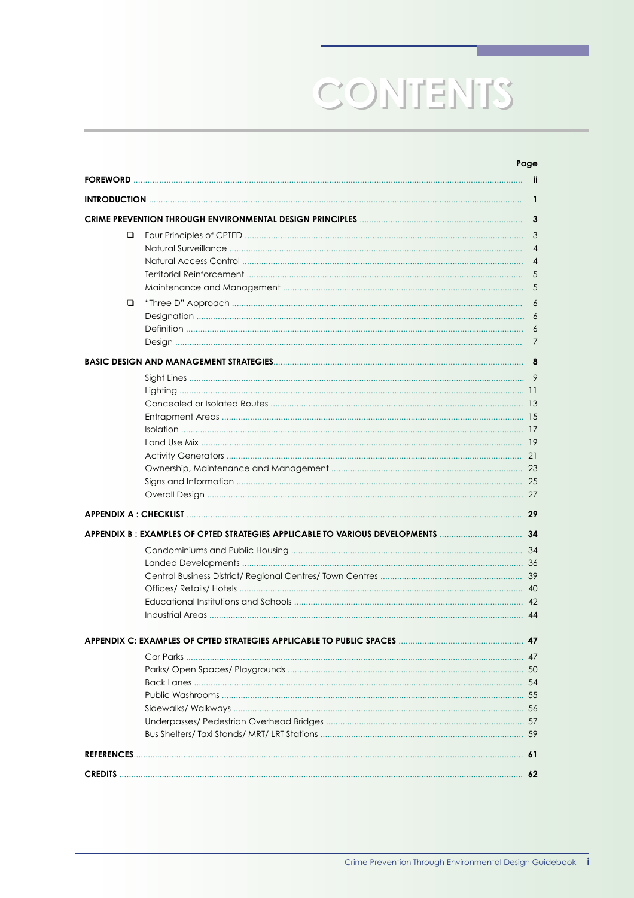# CONTENTS

| | Page |
|---|---|
| **FOREWORD** | **ii** |
| **INTRODUCTION** | **1** |
| **CRIME PREVENTION THROUGH ENVIRONMENTAL DESIGN PRINCIPLES** | **3** |
| ❑ Four Principles of CPTED | 3 |
| Natural Surveillance | 4 |
| Natural Access Control | 4 |
| Territorial Reinforcement | 5 |
| Maintenance and Management | 5 |
| ❑ "Three D" Approach | 6 |
| Designation | 6 |
| Definition | 6 |
| Design | 7 |
| **BASIC DESIGN AND MANAGEMENT STRATEGIES** | **8** |
| Sight Lines | 9 |
| Lighting | 11 |
| Concealed or Isolated Routes | 13 |
| Entrapment Areas | 15 |
| Isolation | 17 |
| Land Use Mix | 19 |
| Activity Generators | 21 |
| Ownership, Maintenance and Management | 23 |
| Signs and Information | 25 |
| Overall Design | 27 |
| **APPENDIX A : CHECKLIST** | **29** |
| **APPENDIX B : EXAMPLES OF CPTED STRATEGIES APPLICABLE TO VARIOUS DEVELOPMENTS** | **34** |
| Condominiums and Public Housing | 34 |
| Landed Developments | 36 |
| Central Business District/ Regional Centres/ Town Centres | 39 |
| Offices/ Retails/ Hotels | 40 |
| Educational Institutions and Schools | 42 |
| Industrial Areas | 44 |
| **APPENDIX C: EXAMPLES OF CPTED STRATEGIES APPLICABLE TO PUBLIC SPACES** | **47** |
| Car Parks | 47 |
| Parks/ Open Spaces/ Playgrounds | 50 |
| Back Lanes | 54 |
| Public Washrooms | 55 |
| Sidewalks/ Walkways | 56 |
| Underpasses/ Pedestrian Overhead Bridges | 57 |
| Bus Shelters/ Taxi Stands/ MRT/ LRT Stations | 59 |
| **REFERENCES** | **61** |
| **CREDITS** | **62** |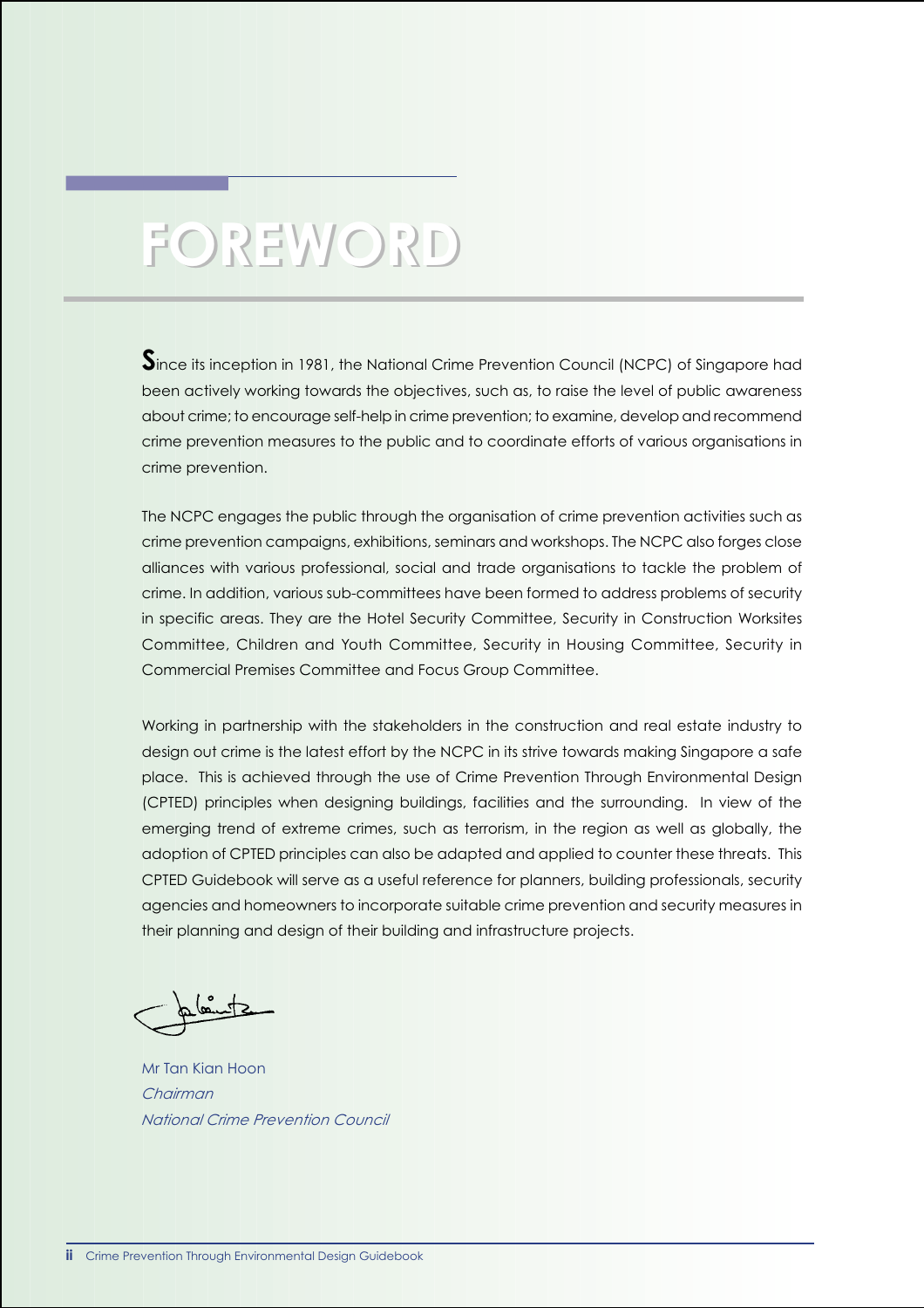# FOREWORD

Since its inception in 1981, the National Crime Prevention Council (NCPC) of Singapore had been actively working towards the objectives, such as, to raise the level of public awareness about crime; to encourage self-help in crime prevention; to examine, develop and recommend crime prevention measures to the public and to coordinate efforts of various organisations in crime prevention.

The NCPC engages the public through the organisation of crime prevention activities such as crime prevention campaigns, exhibitions, seminars and workshops. The NCPC also forges close alliances with various professional, social and trade organisations to tackle the problem of crime. In addition, various sub-committees have been formed to address problems of security in specific areas. They are the Hotel Security Committee, Security in Construction Worksites Committee, Children and Youth Committee, Security in Housing Committee, Security in Commercial Premises Committee and Focus Group Committee.

Working in partnership with the stakeholders in the construction and real estate industry to design out crime is the latest effort by the NCPC in its strive towards making Singapore a safe place. This is achieved through the use of Crime Prevention Through Environmental Design (CPTED) principles when designing buildings, facilities and the surrounding. In view of the emerging trend of extreme crimes, such as terrorism, in the region as well as globally, the adoption of CPTED principles can also be adapted and applied to counter these threats. This CPTED Guidebook will serve as a useful reference for planners, building professionals, security agencies and homeowners to incorporate suitable crime prevention and security measures in their planning and design of their building and infrastructure projects.

Mr Tan Kian Hoon
*Chairman*
*National Crime Prevention Council*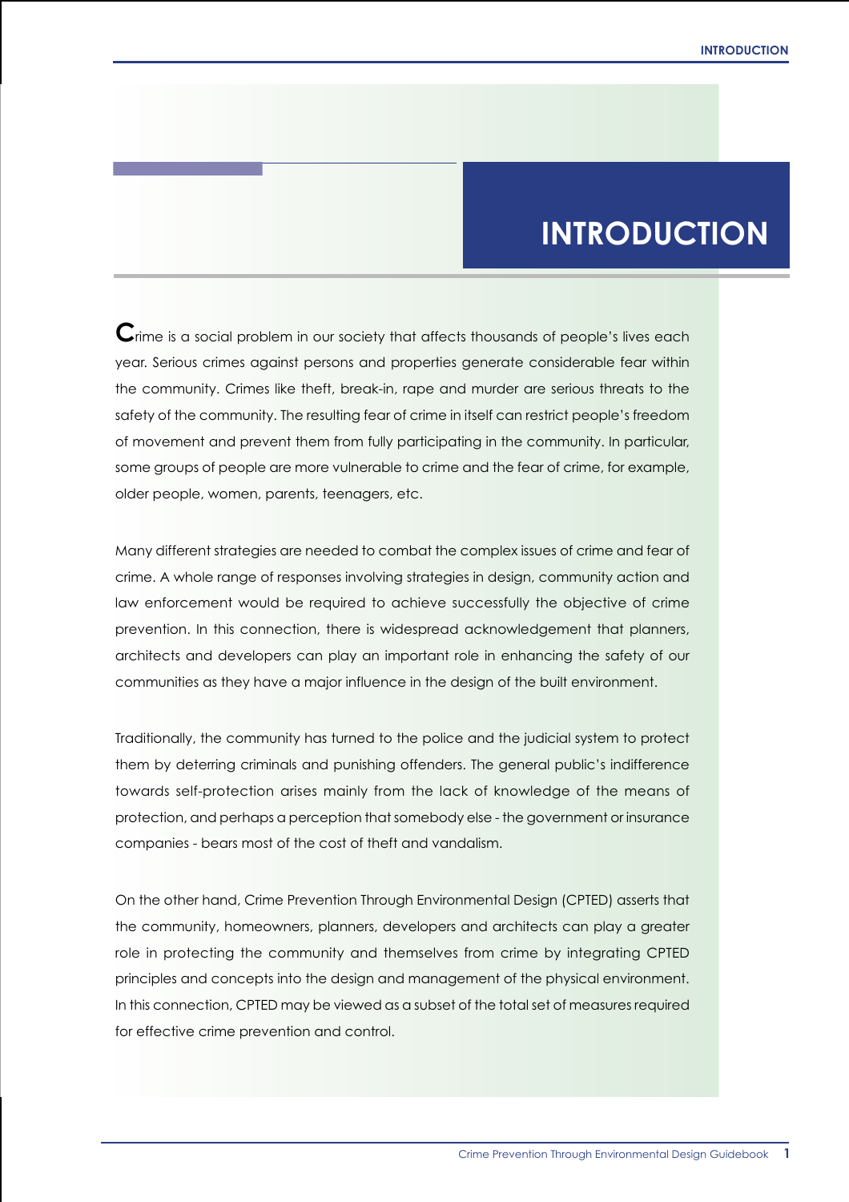# INTRODUCTION

Crime is a social problem in our society that affects thousands of people's lives each year. Serious crimes against persons and properties generate considerable fear within the community. Crimes like theft, break-in, rape and murder are serious threats to the safety of the community. The resulting fear of crime in itself can restrict people's freedom of movement and prevent them from fully participating in the community. In particular, some groups of people are more vulnerable to crime and the fear of crime, for example, older people, women, parents, teenagers, etc.

Many different strategies are needed to combat the complex issues of crime and fear of crime. A whole range of responses involving strategies in design, community action and law enforcement would be required to achieve successfully the objective of crime prevention. In this connection, there is widespread acknowledgement that planners, architects and developers can play an important role in enhancing the safety of our communities as they have a major influence in the design of the built environment.

Traditionally, the community has turned to the police and the judicial system to protect them by deterring criminals and punishing offenders. The general public's indifference towards self-protection arises mainly from the lack of knowledge of the means of protection, and perhaps a perception that somebody else - the government or insurance companies - bears most of the cost of theft and vandalism.

On the other hand, Crime Prevention Through Environmental Design (CPTED) asserts that the community, homeowners, planners, developers and architects can play a greater role in protecting the community and themselves from crime by integrating CPTED principles and concepts into the design and management of the physical environment. In this connection, CPTED may be viewed as a subset of the total set of measures required for effective crime prevention and control.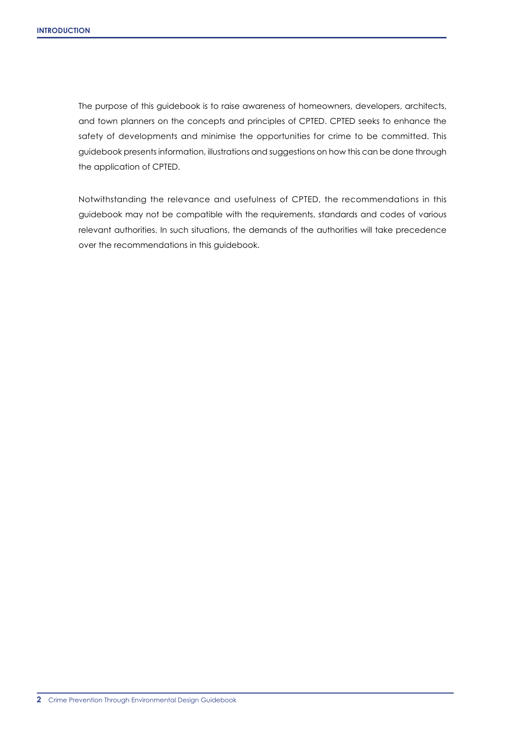The purpose of this guidebook is to raise awareness of homeowners, developers, architects, and town planners on the concepts and principles of CPTED. CPTED seeks to enhance the safety of developments and minimise the opportunities for crime to be committed. This guidebook presents information, illustrations and suggestions on how this can be done through the application of CPTED.

Notwithstanding the relevance and usefulness of CPTED, the recommendations in this guidebook may not be compatible with the requirements, standards and codes of various relevant authorities. In such situations, the demands of the authorities will take precedence over the recommendations in this guidebook.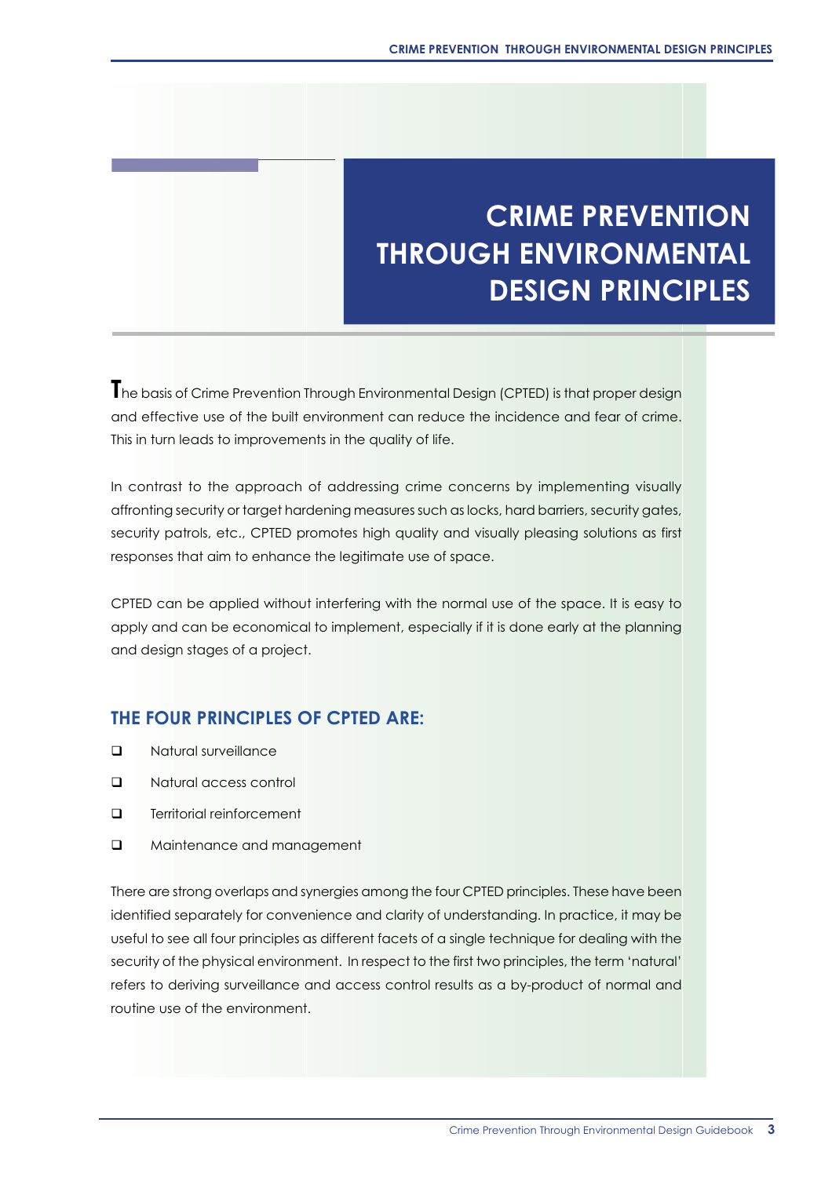# CRIME PREVENTION THROUGH ENVIRONMENTAL DESIGN PRINCIPLES

The basis of Crime Prevention Through Environmental Design (CPTED) is that proper design and effective use of the built environment can reduce the incidence and fear of crime. This in turn leads to improvements in the quality of life.

In contrast to the approach of addressing crime concerns by implementing visually affronting security or target hardening measures such as locks, hard barriers, security gates, security patrols, etc., CPTED promotes high quality and visually pleasing solutions as first responses that aim to enhance the legitimate use of space.

CPTED can be applied without interfering with the normal use of the space. It is easy to apply and can be economical to implement, especially if it is done early at the planning and design stages of a project.

## THE FOUR PRINCIPLES OF CPTED ARE:

- Natural surveillance
- Natural access control
- Territorial reinforcement
- Maintenance and management

There are strong overlaps and synergies among the four CPTED principles. These have been identified separately for convenience and clarity of understanding. In practice, it may be useful to see all four principles as different facets of a single technique for dealing with the security of the physical environment. In respect to the first two principles, the term 'natural' refers to deriving surveillance and access control results as a by-product of normal and routine use of the environment.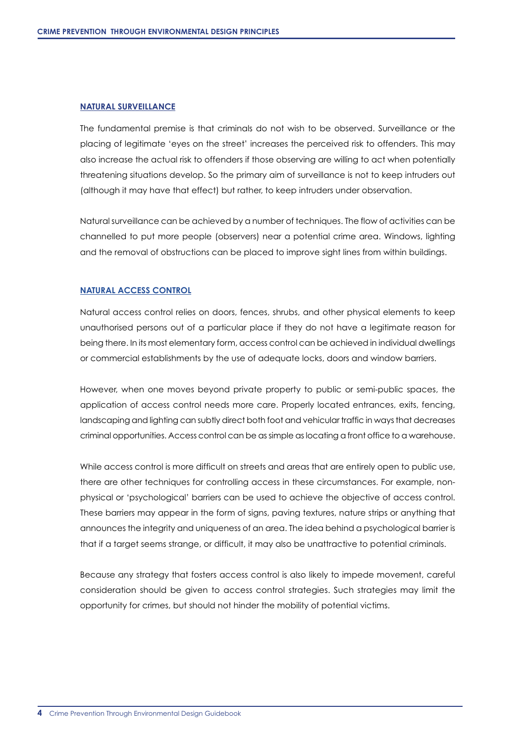## NATURAL SURVEILLANCE

The fundamental premise is that criminals do not wish to be observed. Surveillance or the placing of legitimate 'eyes on the street' increases the perceived risk to offenders. This may also increase the actual risk to offenders if those observing are willing to act when potentially threatening situations develop. So the primary aim of surveillance is not to keep intruders out (although it may have that effect) but rather, to keep intruders under observation.

Natural surveillance can be achieved by a number of techniques. The flow of activities can be channelled to put more people (observers) near a potential crime area. Windows, lighting and the removal of obstructions can be placed to improve sight lines from within buildings.

## NATURAL ACCESS CONTROL

Natural access control relies on doors, fences, shrubs, and other physical elements to keep unauthorised persons out of a particular place if they do not have a legitimate reason for being there. In its most elementary form, access control can be achieved in individual dwellings or commercial establishments by the use of adequate locks, doors and window barriers.

However, when one moves beyond private property to public or semi-public spaces, the application of access control needs more care. Properly located entrances, exits, fencing, landscaping and lighting can subtly direct both foot and vehicular traffic in ways that decreases criminal opportunities. Access control can be as simple as locating a front office to a warehouse.

While access control is more difficult on streets and areas that are entirely open to public use, there are other techniques for controlling access in these circumstances. For example, non-physical or 'psychological' barriers can be used to achieve the objective of access control. These barriers may appear in the form of signs, paving textures, nature strips or anything that announces the integrity and uniqueness of an area. The idea behind a psychological barrier is that if a target seems strange, or difficult, it may also be unattractive to potential criminals.

Because any strategy that fosters access control is also likely to impede movement, careful consideration should be given to access control strategies. Such strategies may limit the opportunity for crimes, but should not hinder the mobility of potential victims.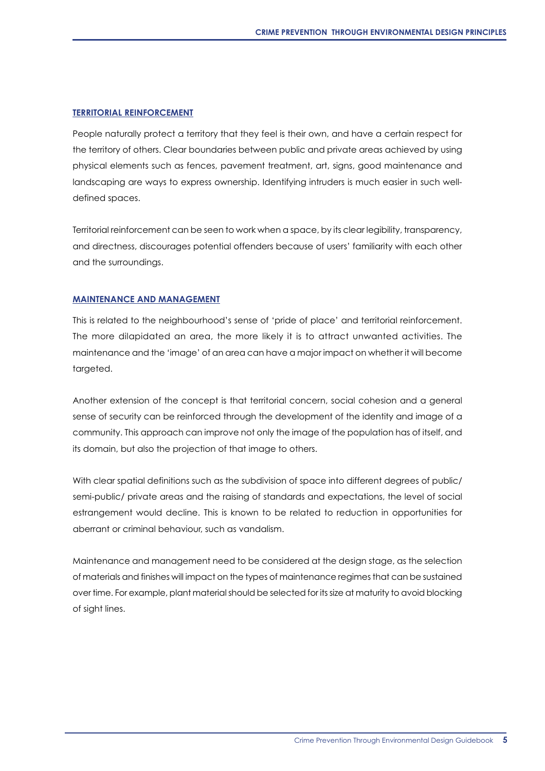## TERRITORIAL REINFORCEMENT

People naturally protect a territory that they feel is their own, and have a certain respect for the territory of others. Clear boundaries between public and private areas achieved by using physical elements such as fences, pavement treatment, art, signs, good maintenance and landscaping are ways to express ownership. Identifying intruders is much easier in such well-defined spaces.

Territorial reinforcement can be seen to work when a space, by its clear legibility, transparency, and directness, discourages potential offenders because of users' familiarity with each other and the surroundings.

## MAINTENANCE AND MANAGEMENT

This is related to the neighbourhood's sense of 'pride of place' and territorial reinforcement. The more dilapidated an area, the more likely it is to attract unwanted activities. The maintenance and the 'image' of an area can have a major impact on whether it will become targeted.

Another extension of the concept is that territorial concern, social cohesion and a general sense of security can be reinforced through the development of the identity and image of a community. This approach can improve not only the image of the population has of itself, and its domain, but also the projection of that image to others.

With clear spatial definitions such as the subdivision of space into different degrees of public/ semi-public/ private areas and the raising of standards and expectations, the level of social estrangement would decline. This is known to be related to reduction in opportunities for aberrant or criminal behaviour, such as vandalism.

Maintenance and management need to be considered at the design stage, as the selection of materials and finishes will impact on the types of maintenance regimes that can be sustained over time. For example, plant material should be selected for its size at maturity to avoid blocking of sight lines.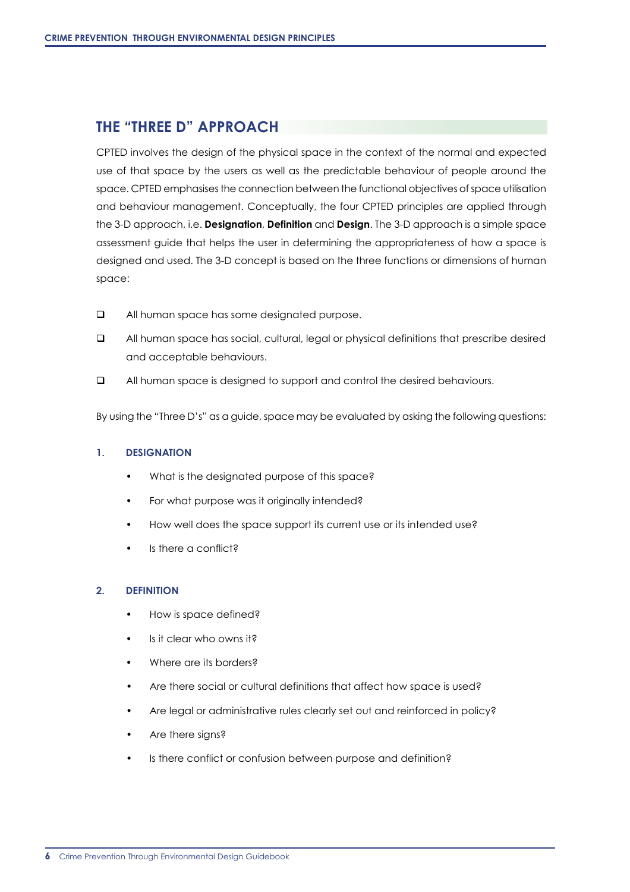## THE "THREE D" APPROACH

CPTED involves the design of the physical space in the context of the normal and expected use of that space by the users as well as the predictable behaviour of people around the space. CPTED emphasises the connection between the functional objectives of space utilisation and behaviour management. Conceptually, the four CPTED principles are applied through the 3-D approach, i.e. **Designation**, **Definition** and **Design**. The 3-D approach is a simple space assessment guide that helps the user in determining the appropriateness of how a space is designed and used. The 3-D concept is based on the three functions or dimensions of human space:

- All human space has some designated purpose.
- All human space has social, cultural, legal or physical definitions that prescribe desired and acceptable behaviours.
- All human space is designed to support and control the desired behaviours.

By using the "Three D's" as a guide, space may be evaluated by asking the following questions:

### 1. DESIGNATION

- What is the designated purpose of this space?
- For what purpose was it originally intended?
- How well does the space support its current use or its intended use?
- Is there a conflict?

### 2. DEFINITION

- How is space defined?
- Is it clear who owns it?
- Where are its borders?
- Are there social or cultural definitions that affect how space is used?
- Are legal or administrative rules clearly set out and reinforced in policy?
- Are there signs?
- Is there conflict or confusion between purpose and definition?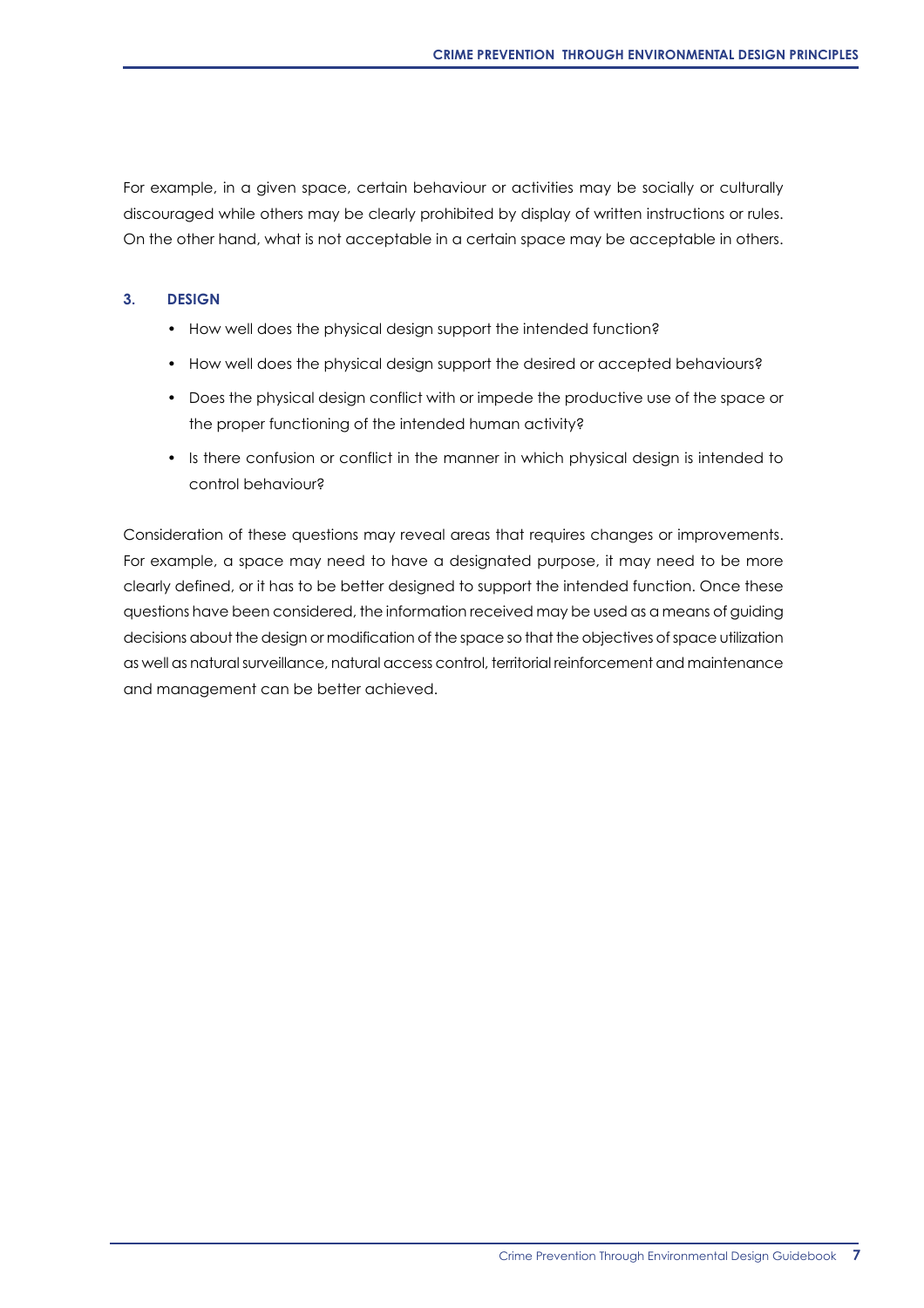For example, in a given space, certain behaviour or activities may be socially or culturally discouraged while others may be clearly prohibited by display of written instructions or rules. On the other hand, what is not acceptable in a certain space may be acceptable in others.

### 3. DESIGN

- How well does the physical design support the intended function?
- How well does the physical design support the desired or accepted behaviours?
- Does the physical design conflict with or impede the productive use of the space or the proper functioning of the intended human activity?
- Is there confusion or conflict in the manner in which physical design is intended to control behaviour?

Consideration of these questions may reveal areas that requires changes or improvements. For example, a space may need to have a designated purpose, it may need to be more clearly defined, or it has to be better designed to support the intended function. Once these questions have been considered, the information received may be used as a means of guiding decisions about the design or modification of the space so that the objectives of space utilization as well as natural surveillance, natural access control, territorial reinforcement and maintenance and management can be better achieved.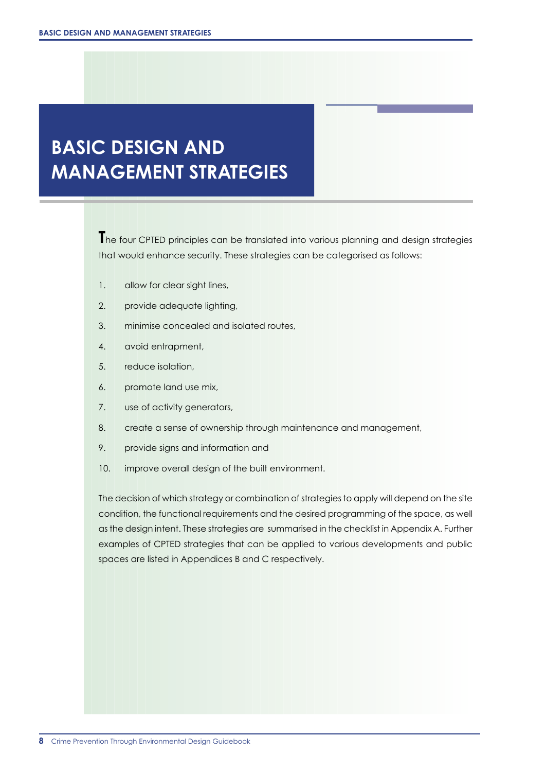# BASIC DESIGN AND MANAGEMENT STRATEGIES

The four CPTED principles can be translated into various planning and design strategies that would enhance security. These strategies can be categorised as follows:

1. allow for clear sight lines,
2. provide adequate lighting,
3. minimise concealed and isolated routes,
4. avoid entrapment,
5. reduce isolation,
6. promote land use mix,
7. use of activity generators,
8. create a sense of ownership through maintenance and management,
9. provide signs and information and
10. improve overall design of the built environment.

The decision of which strategy or combination of strategies to apply will depend on the site condition, the functional requirements and the desired programming of the space, as well as the design intent. These strategies are summarised in the checklist in Appendix A. Further examples of CPTED strategies that can be applied to various developments and public spaces are listed in Appendices B and C respectively.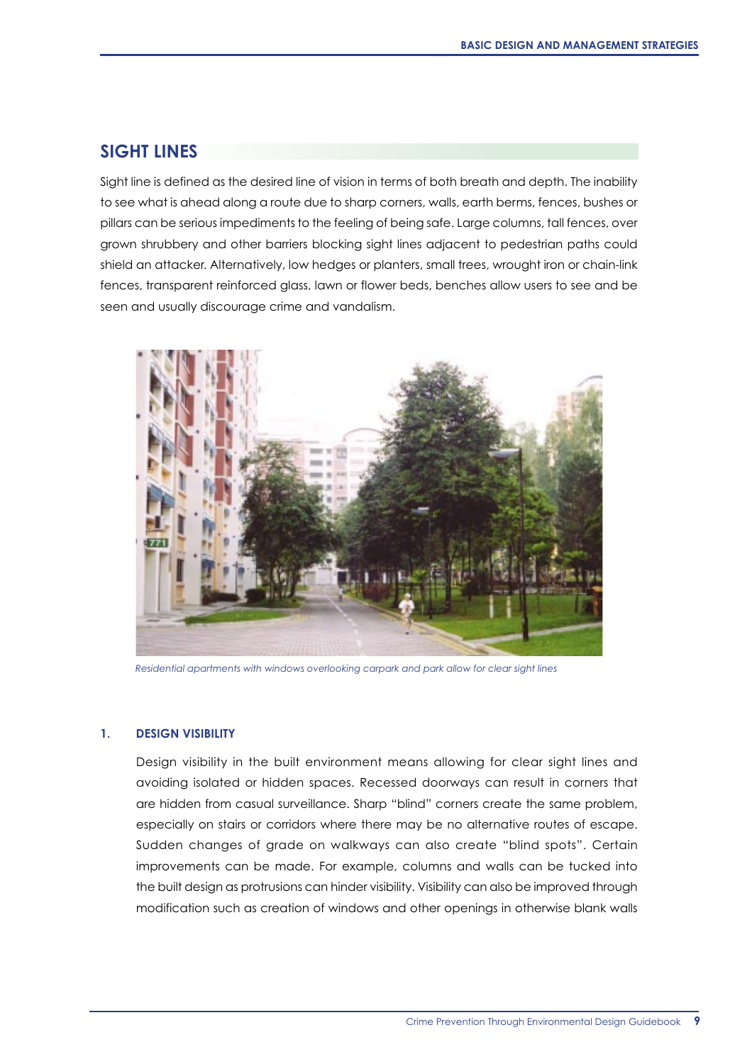## SIGHT LINES

Sight line is defined as the desired line of vision in terms of both breath and depth. The inability to see what is ahead along a route due to sharp corners, walls, earth berms, fences, bushes or pillars can be serious impediments to the feeling of being safe. Large columns, tall fences, over grown shrubbery and other barriers blocking sight lines adjacent to pedestrian paths could shield an attacker. Alternatively, low hedges or planters, small trees, wrought iron or chain-link fences, transparent reinforced glass, lawn or flower beds, benches allow users to see and be seen and usually discourage crime and vandalism.

*Residential apartments with windows overlooking carpark and park allow for clear sight lines*

### 1. DESIGN VISIBILITY

Design visibility in the built environment means allowing for clear sight lines and avoiding isolated or hidden spaces. Recessed doorways can result in corners that are hidden from casual surveillance. Sharp "blind" corners create the same problem, especially on stairs or corridors where there may be no alternative routes of escape. Sudden changes of grade on walkways can also create "blind spots". Certain improvements can be made. For example, columns and walls can be tucked into the built design as protrusions can hinder visibility. Visibility can also be improved through modification such as creation of windows and other openings in otherwise blank walls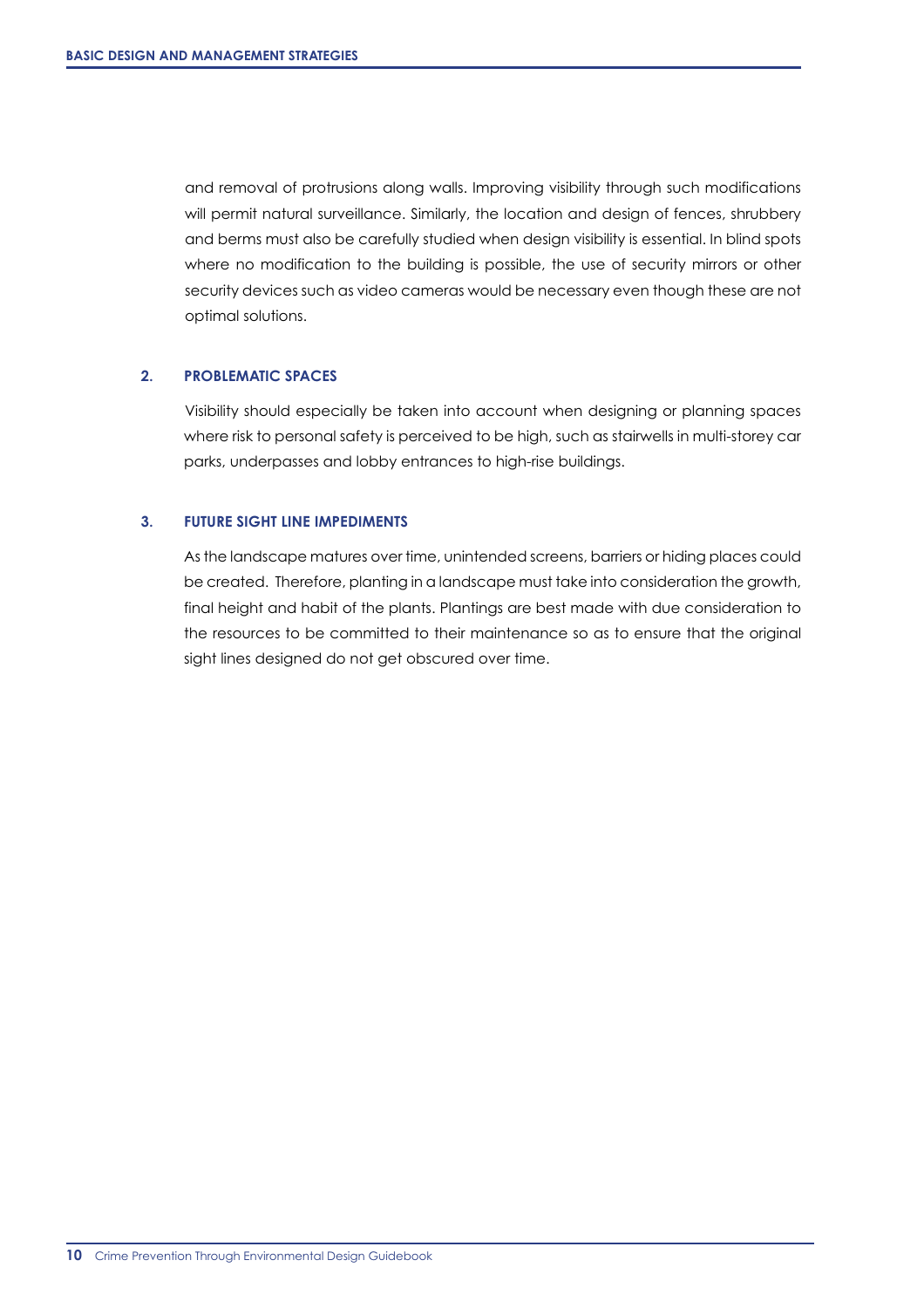and removal of protrusions along walls. Improving visibility through such modifications will permit natural surveillance. Similarly, the location and design of fences, shrubbery and berms must also be carefully studied when design visibility is essential. In blind spots where no modification to the building is possible, the use of security mirrors or other security devices such as video cameras would be necessary even though these are not optimal solutions.

### 2. PROBLEMATIC SPACES

Visibility should especially be taken into account when designing or planning spaces where risk to personal safety is perceived to be high, such as stairwells in multi-storey car parks, underpasses and lobby entrances to high-rise buildings.

### 3. FUTURE SIGHT LINE IMPEDIMENTS

As the landscape matures over time, unintended screens, barriers or hiding places could be created. Therefore, planting in a landscape must take into consideration the growth, final height and habit of the plants. Plantings are best made with due consideration to the resources to be committed to their maintenance so as to ensure that the original sight lines designed do not get obscured over time.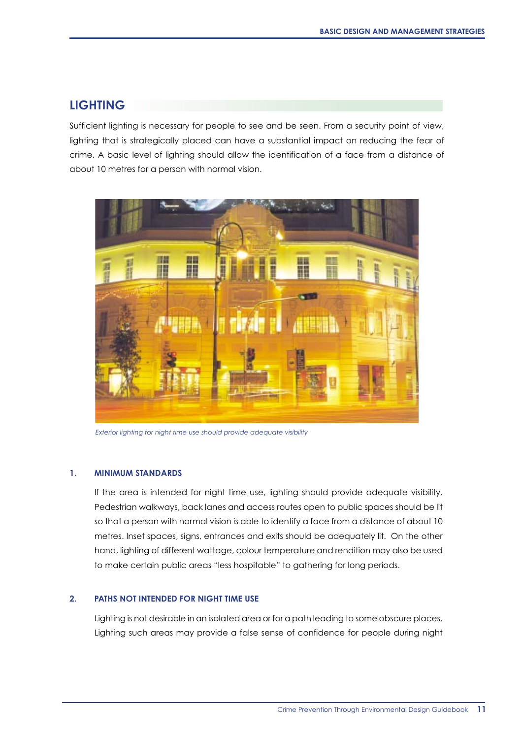## LIGHTING

Sufficient lighting is necessary for people to see and be seen. From a security point of view, lighting that is strategically placed can have a substantial impact on reducing the fear of crime. A basic level of lighting should allow the identification of a face from a distance of about 10 metres for a person with normal vision.

*Exterior lighting for night time use should provide adequate visibility*

### 1. MINIMUM STANDARDS

If the area is intended for night time use, lighting should provide adequate visibility. Pedestrian walkways, back lanes and access routes open to public spaces should be lit so that a person with normal vision is able to identify a face from a distance of about 10 metres. Inset spaces, signs, entrances and exits should be adequately lit. On the other hand, lighting of different wattage, colour temperature and rendition may also be used to make certain public areas "less hospitable" to gathering for long periods.

### 2. PATHS NOT INTENDED FOR NIGHT TIME USE

Lighting is not desirable in an isolated area or for a path leading to some obscure places. Lighting such areas may provide a false sense of confidence for people during night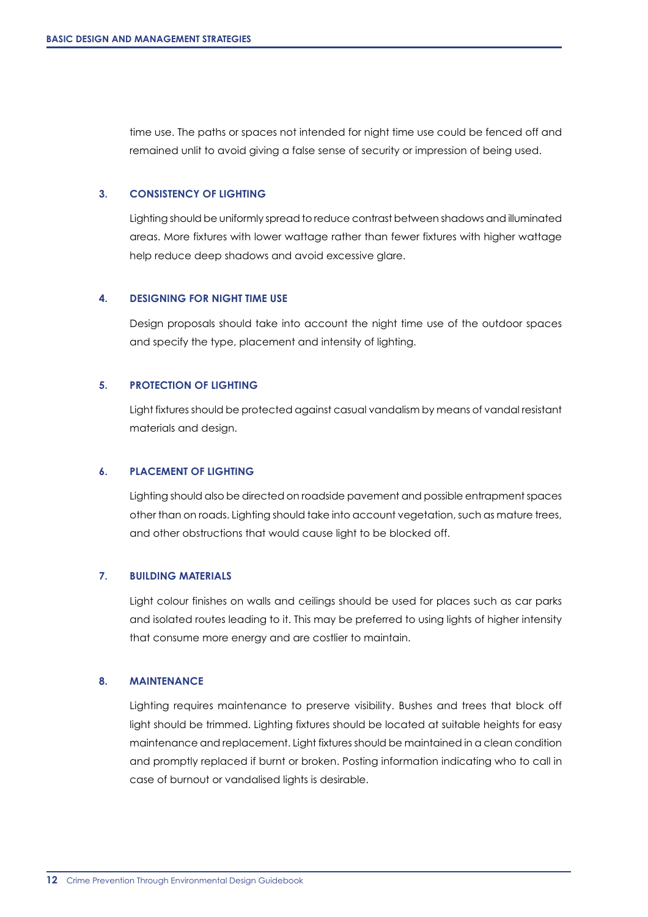time use. The paths or spaces not intended for night time use could be fenced off and remained unlit to avoid giving a false sense of security or impression of being used.

### 3. CONSISTENCY OF LIGHTING

Lighting should be uniformly spread to reduce contrast between shadows and illuminated areas. More fixtures with lower wattage rather than fewer fixtures with higher wattage help reduce deep shadows and avoid excessive glare.

### 4. DESIGNING FOR NIGHT TIME USE

Design proposals should take into account the night time use of the outdoor spaces and specify the type, placement and intensity of lighting.

### 5. PROTECTION OF LIGHTING

Light fixtures should be protected against casual vandalism by means of vandal resistant materials and design.

### 6. PLACEMENT OF LIGHTING

Lighting should also be directed on roadside pavement and possible entrapment spaces other than on roads. Lighting should take into account vegetation, such as mature trees, and other obstructions that would cause light to be blocked off.

### 7. BUILDING MATERIALS

Light colour finishes on walls and ceilings should be used for places such as car parks and isolated routes leading to it. This may be preferred to using lights of higher intensity that consume more energy and are costlier to maintain.

### 8. MAINTENANCE

Lighting requires maintenance to preserve visibility. Bushes and trees that block off light should be trimmed. Lighting fixtures should be located at suitable heights for easy maintenance and replacement. Light fixtures should be maintained in a clean condition and promptly replaced if burnt or broken. Posting information indicating who to call in case of burnout or vandalised lights is desirable.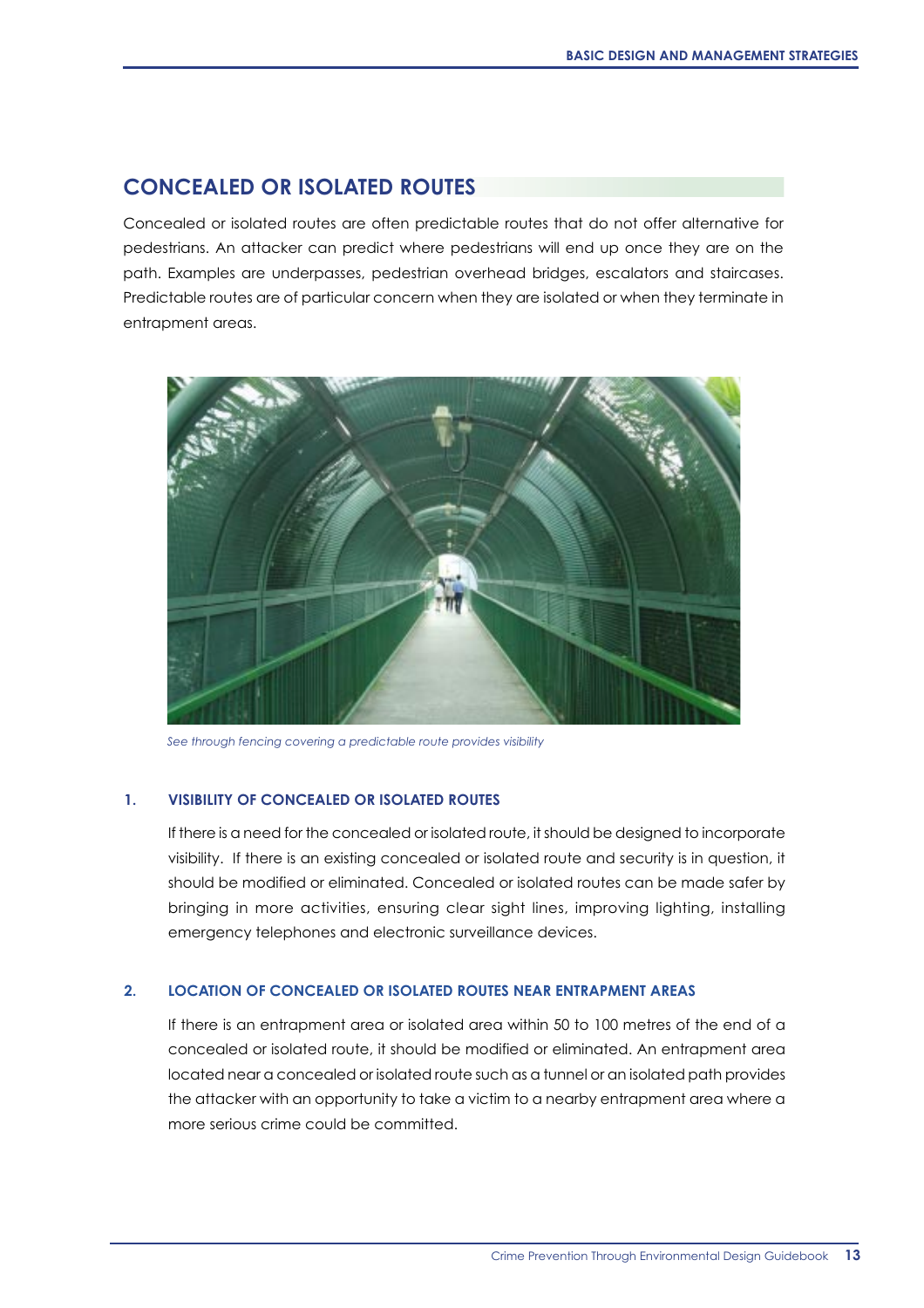## CONCEALED OR ISOLATED ROUTES

Concealed or isolated routes are often predictable routes that do not offer alternative for pedestrians. An attacker can predict where pedestrians will end up once they are on the path. Examples are underpasses, pedestrian overhead bridges, escalators and staircases. Predictable routes are of particular concern when they are isolated or when they terminate in entrapment areas.

*See through fencing covering a predictable route provides visibility*

### 1. VISIBILITY OF CONCEALED OR ISOLATED ROUTES

If there is a need for the concealed or isolated route, it should be designed to incorporate visibility. If there is an existing concealed or isolated route and security is in question, it should be modified or eliminated. Concealed or isolated routes can be made safer by bringing in more activities, ensuring clear sight lines, improving lighting, installing emergency telephones and electronic surveillance devices.

### 2. LOCATION OF CONCEALED OR ISOLATED ROUTES NEAR ENTRAPMENT AREAS

If there is an entrapment area or isolated area within 50 to 100 metres of the end of a concealed or isolated route, it should be modified or eliminated. An entrapment area located near a concealed or isolated route such as a tunnel or an isolated path provides the attacker with an opportunity to take a victim to a nearby entrapment area where a more serious crime could be committed.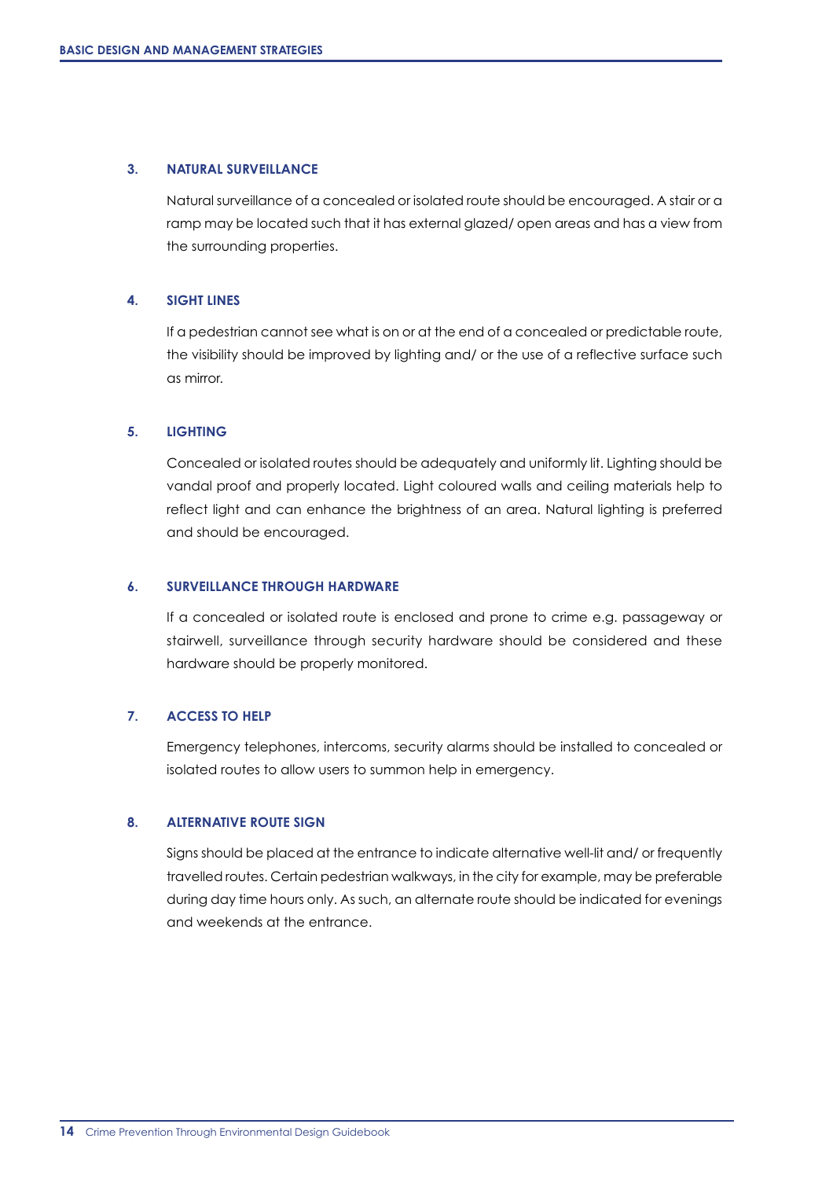### 3. NATURAL SURVEILLANCE

Natural surveillance of a concealed or isolated route should be encouraged. A stair or a ramp may be located such that it has external glazed/ open areas and has a view from the surrounding properties.

### 4. SIGHT LINES

If a pedestrian cannot see what is on or at the end of a concealed or predictable route, the visibility should be improved by lighting and/ or the use of a reflective surface such as mirror.

### 5. LIGHTING

Concealed or isolated routes should be adequately and uniformly lit. Lighting should be vandal proof and properly located. Light coloured walls and ceiling materials help to reflect light and can enhance the brightness of an area. Natural lighting is preferred and should be encouraged.

### 6. SURVEILLANCE THROUGH HARDWARE

If a concealed or isolated route is enclosed and prone to crime e.g. passageway or stairwell, surveillance through security hardware should be considered and these hardware should be properly monitored.

### 7. ACCESS TO HELP

Emergency telephones, intercoms, security alarms should be installed to concealed or isolated routes to allow users to summon help in emergency.

### 8. ALTERNATIVE ROUTE SIGN

Signs should be placed at the entrance to indicate alternative well-lit and/ or frequently travelled routes. Certain pedestrian walkways, in the city for example, may be preferable during day time hours only. As such, an alternate route should be indicated for evenings and weekends at the entrance.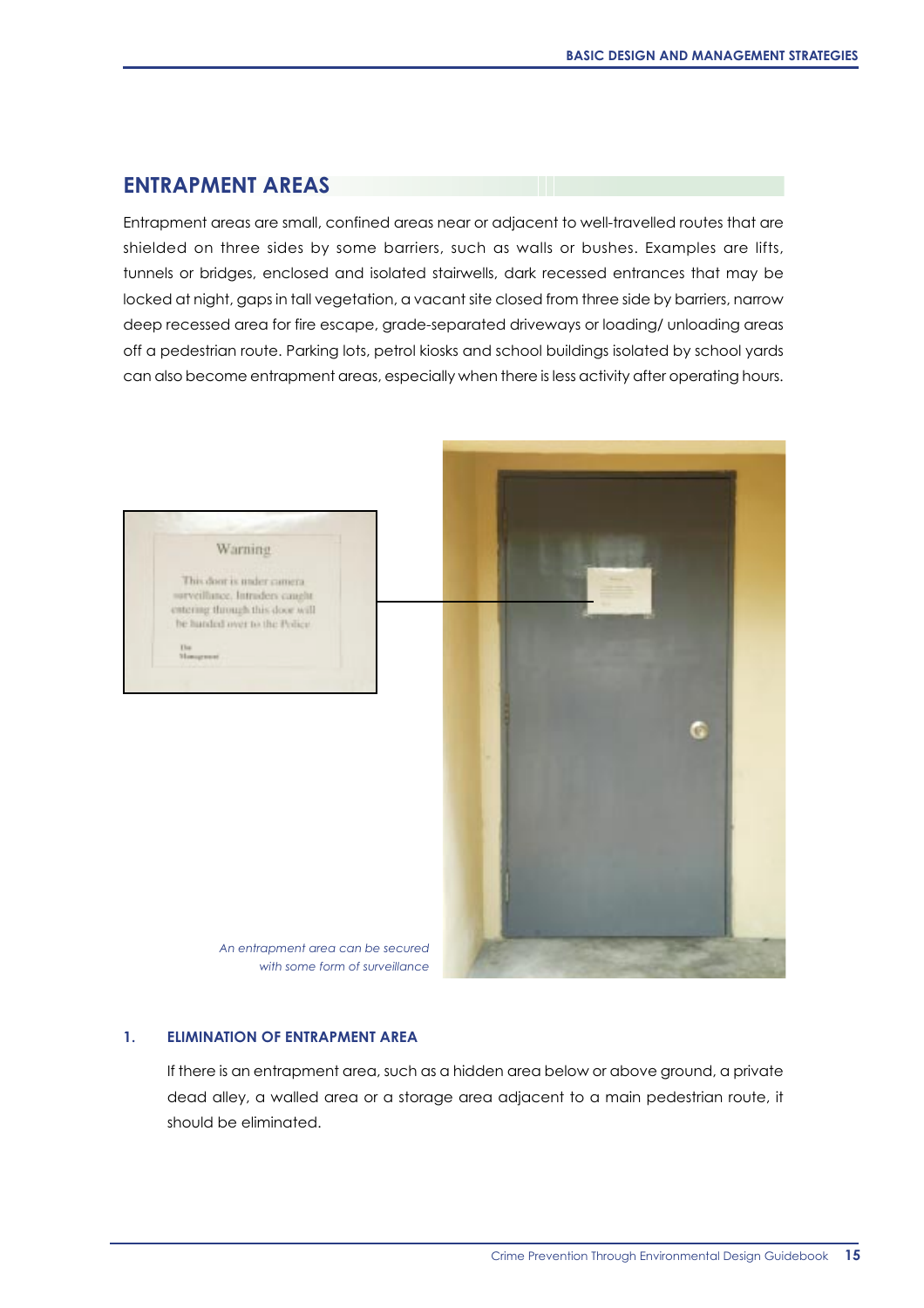## ENTRAPMENT AREAS

Entrapment areas are small, confined areas near or adjacent to well-travelled routes that are shielded on three sides by some barriers, such as walls or bushes. Examples are lifts, tunnels or bridges, enclosed and isolated stairwells, dark recessed entrances that may be locked at night, gaps in tall vegetation, a vacant site closed from three side by barriers, narrow deep recessed area for fire escape, grade-separated driveways or loading/ unloading areas off a pedestrian route. Parking lots, petrol kiosks and school buildings isolated by school yards can also become entrapment areas, especially when there is less activity after operating hours.

*An entrapment area can be secured with some form of surveillance*

### 1. ELIMINATION OF ENTRAPMENT AREA

If there is an entrapment area, such as a hidden area below or above ground, a private dead alley, a walled area or a storage area adjacent to a main pedestrian route, it should be eliminated.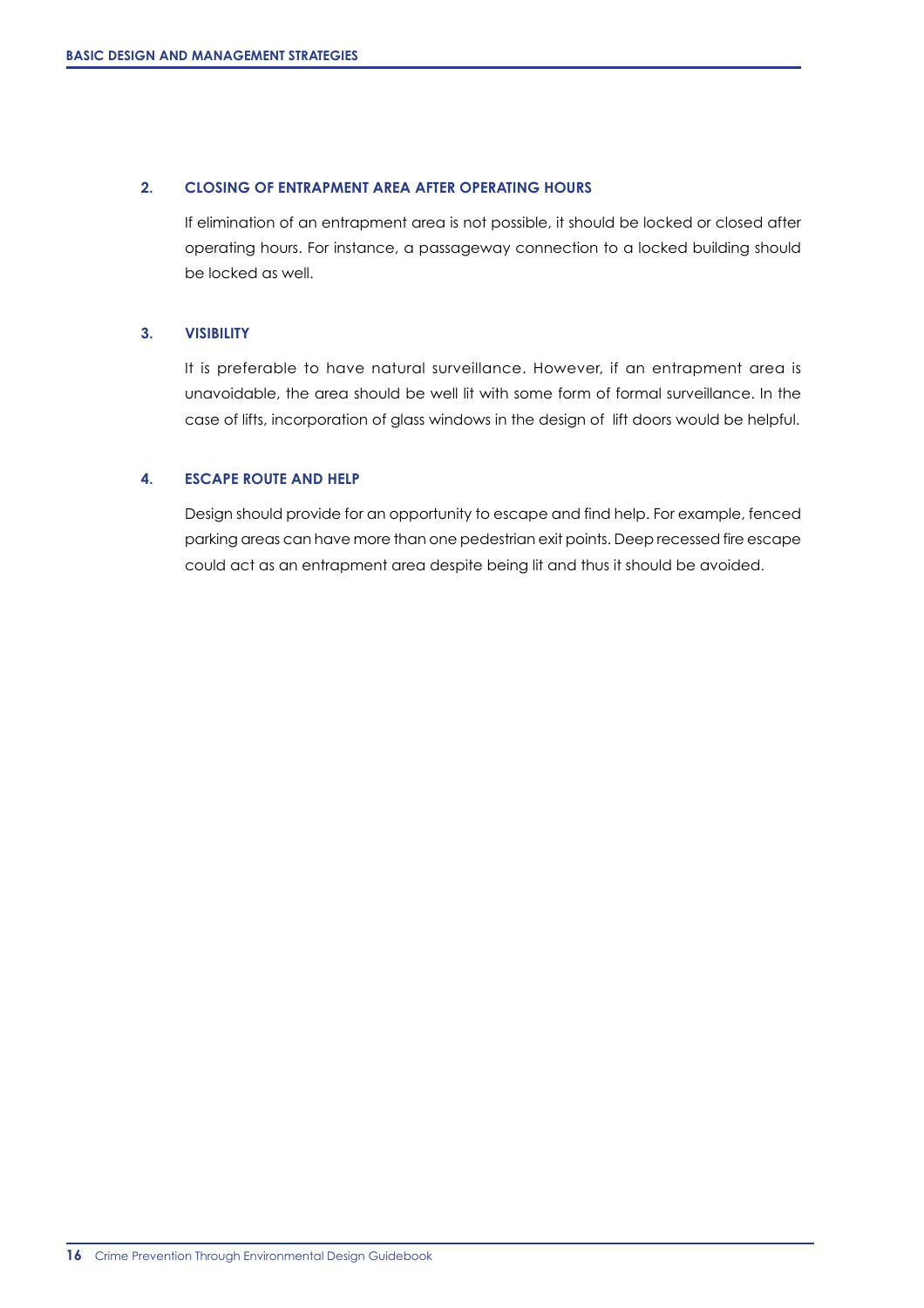### 2. CLOSING OF ENTRAPMENT AREA AFTER OPERATING HOURS

If elimination of an entrapment area is not possible, it should be locked or closed after operating hours. For instance, a passageway connection to a locked building should be locked as well.

### 3. VISIBILITY

It is preferable to have natural surveillance. However, if an entrapment area is unavoidable, the area should be well lit with some form of formal surveillance. In the case of lifts, incorporation of glass windows in the design of lift doors would be helpful.

### 4. ESCAPE ROUTE AND HELP

Design should provide for an opportunity to escape and find help. For example, fenced parking areas can have more than one pedestrian exit points. Deep recessed fire escape could act as an entrapment area despite being lit and thus it should be avoided.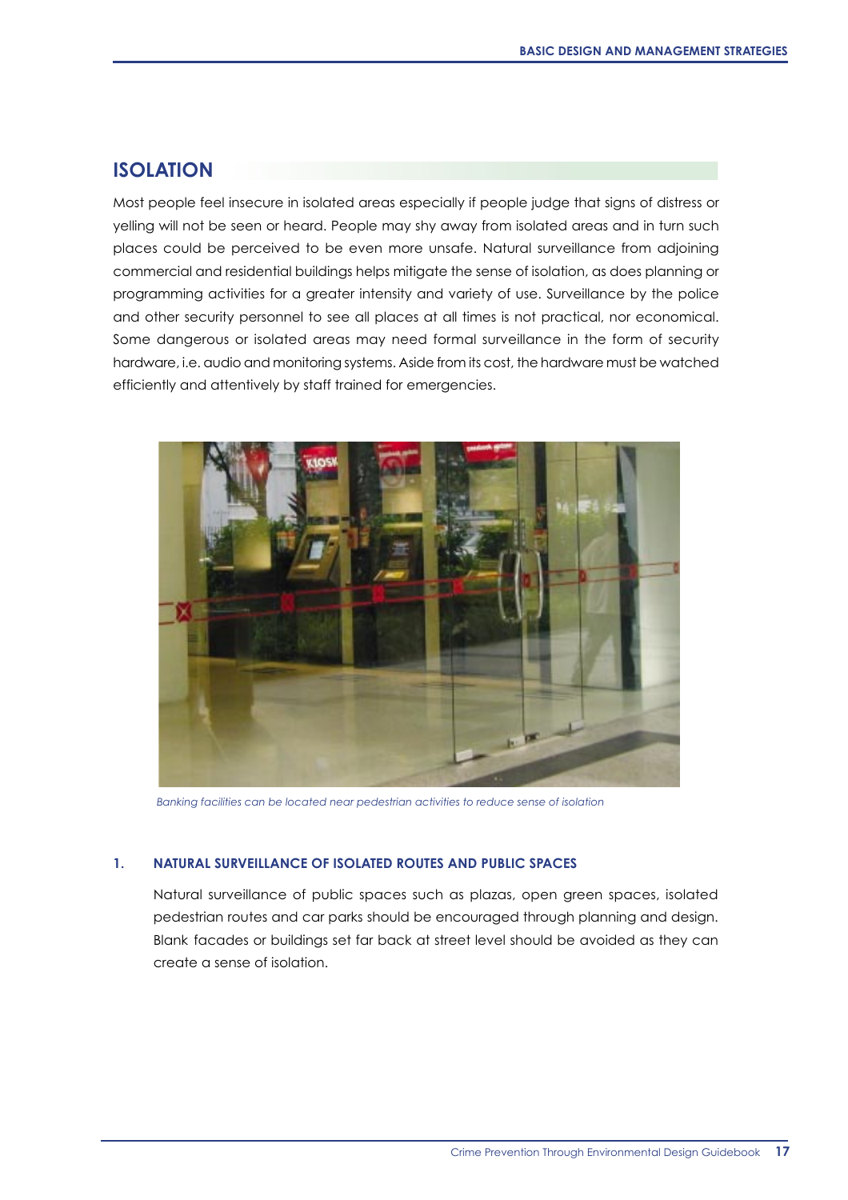## ISOLATION

Most people feel insecure in isolated areas especially if people judge that signs of distress or yelling will not be seen or heard. People may shy away from isolated areas and in turn such places could be perceived to be even more unsafe. Natural surveillance from adjoining commercial and residential buildings helps mitigate the sense of isolation, as does planning or programming activities for a greater intensity and variety of use. Surveillance by the police and other security personnel to see all places at all times is not practical, nor economical. Some dangerous or isolated areas may need formal surveillance in the form of security hardware, i.e. audio and monitoring systems. Aside from its cost, the hardware must be watched efficiently and attentively by staff trained for emergencies.

*Banking facilities can be located near pedestrian activities to reduce sense of isolation*

### 1. NATURAL SURVEILLANCE OF ISOLATED ROUTES AND PUBLIC SPACES

Natural surveillance of public spaces such as plazas, open green spaces, isolated pedestrian routes and car parks should be encouraged through planning and design. Blank facades or buildings set far back at street level should be avoided as they can create a sense of isolation.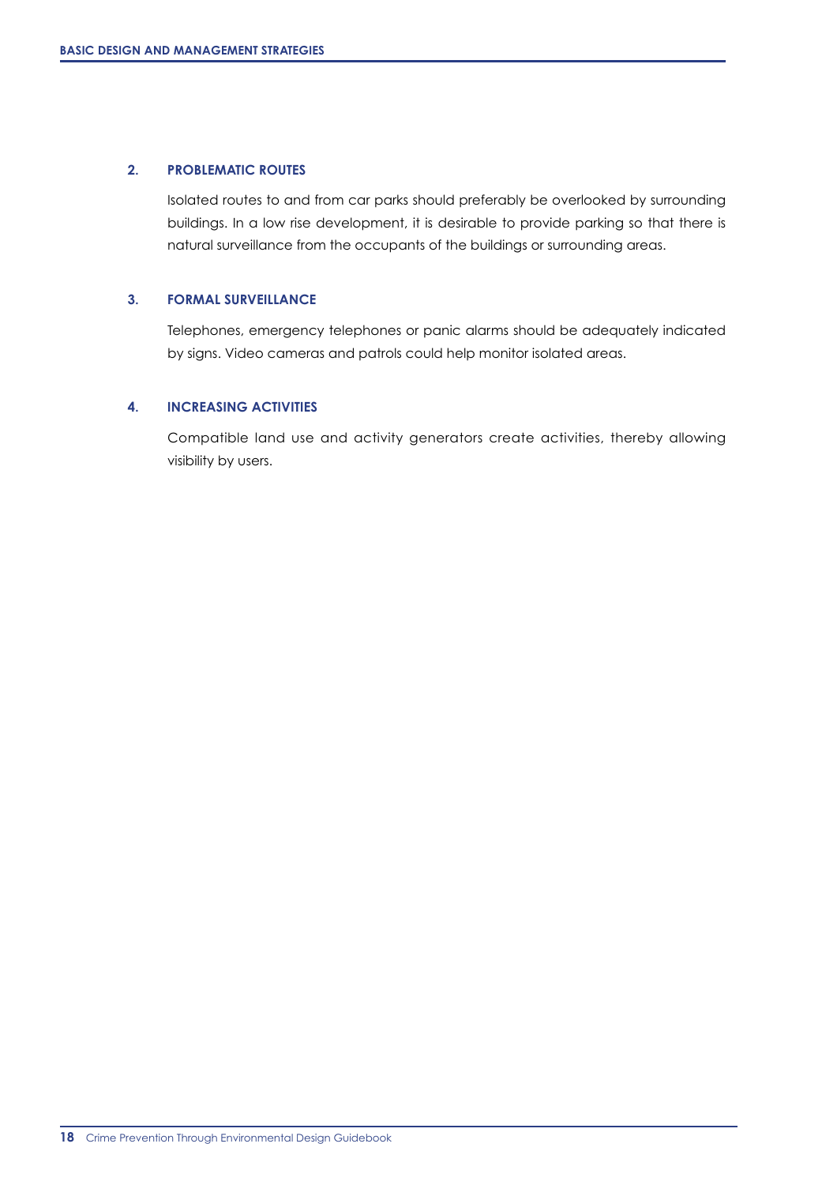### 2. PROBLEMATIC ROUTES

Isolated routes to and from car parks should preferably be overlooked by surrounding buildings. In a low rise development, it is desirable to provide parking so that there is natural surveillance from the occupants of the buildings or surrounding areas.

### 3. FORMAL SURVEILLANCE

Telephones, emergency telephones or panic alarms should be adequately indicated by signs. Video cameras and patrols could help monitor isolated areas.

### 4. INCREASING ACTIVITIES

Compatible land use and activity generators create activities, thereby allowing visibility by users.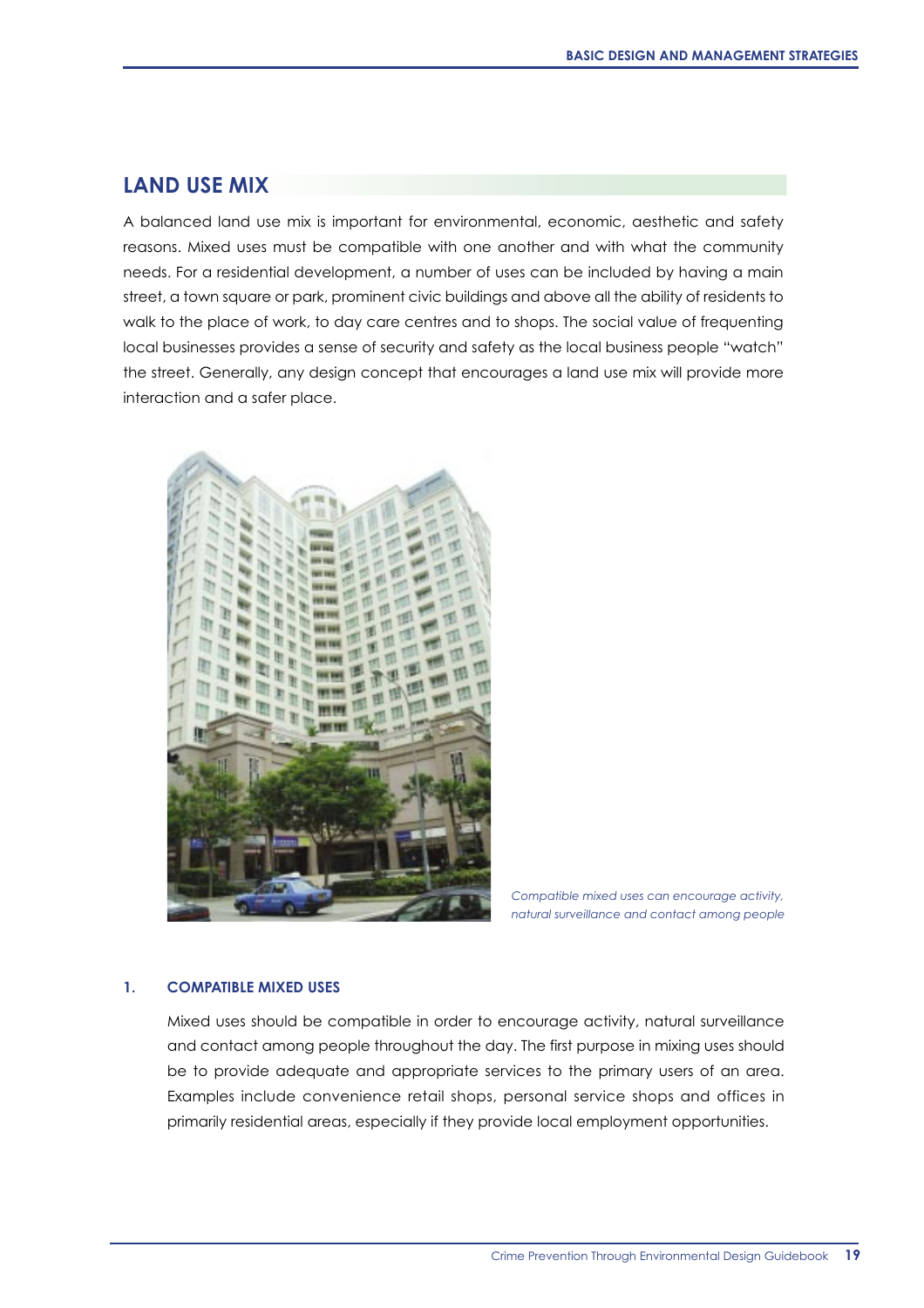## LAND USE MIX

A balanced land use mix is important for environmental, economic, aesthetic and safety reasons. Mixed uses must be compatible with one another and with what the community needs. For a residential development, a number of uses can be included by having a main street, a town square or park, prominent civic buildings and above all the ability of residents to walk to the place of work, to day care centres and to shops. The social value of frequenting local businesses provides a sense of security and safety as the local business people "watch" the street. Generally, any design concept that encourages a land use mix will provide more interaction and a safer place.

*Compatible mixed uses can encourage activity, natural surveillance and contact among people*

### 1. COMPATIBLE MIXED USES

Mixed uses should be compatible in order to encourage activity, natural surveillance and contact among people throughout the day. The first purpose in mixing uses should be to provide adequate and appropriate services to the primary users of an area. Examples include convenience retail shops, personal service shops and offices in primarily residential areas, especially if they provide local employment opportunities.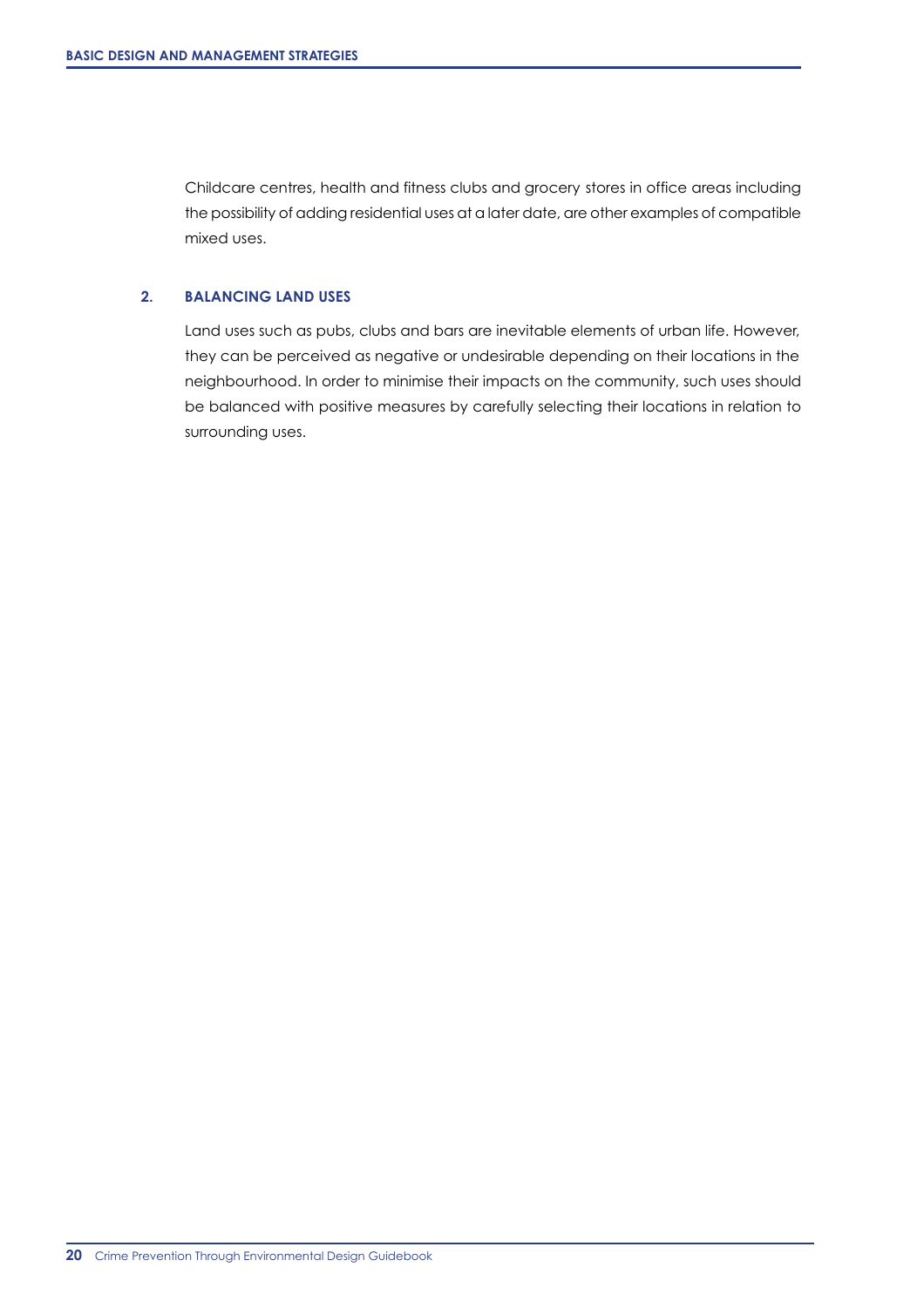Childcare centres, health and fitness clubs and grocery stores in office areas including the possibility of adding residential uses at a later date, are other examples of compatible mixed uses.

## 2. BALANCING LAND USES

Land uses such as pubs, clubs and bars are inevitable elements of urban life. However, they can be perceived as negative or undesirable depending on their locations in the neighbourhood. In order to minimise their impacts on the community, such uses should be balanced with positive measures by carefully selecting their locations in relation to surrounding uses.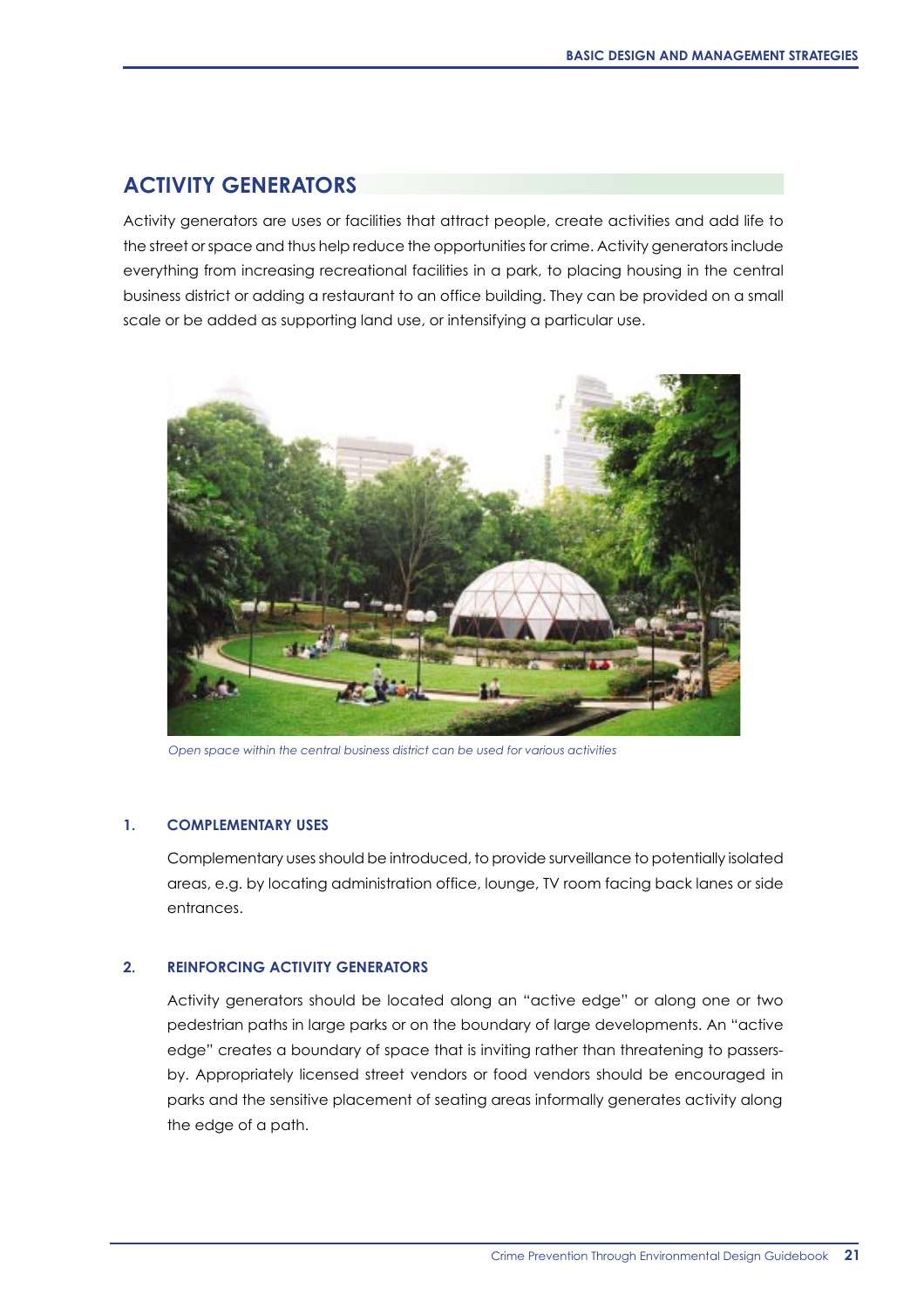## ACTIVITY GENERATORS

Activity generators are uses or facilities that attract people, create activities and add life to the street or space and thus help reduce the opportunities for crime. Activity generators include everything from increasing recreational facilities in a park, to placing housing in the central business district or adding a restaurant to an office building. They can be provided on a small scale or be added as supporting land use, or intensifying a particular use.

*Open space within the central business district can be used for various activities*

### 1. COMPLEMENTARY USES

Complementary uses should be introduced, to provide surveillance to potentially isolated areas, e.g. by locating administration office, lounge, TV room facing back lanes or side entrances.

### 2. REINFORCING ACTIVITY GENERATORS

Activity generators should be located along an "active edge" or along one or two pedestrian paths in large parks or on the boundary of large developments. An "active edge" creates a boundary of space that is inviting rather than threatening to passers-by. Appropriately licensed street vendors or food vendors should be encouraged in parks and the sensitive placement of seating areas informally generates activity along the edge of a path.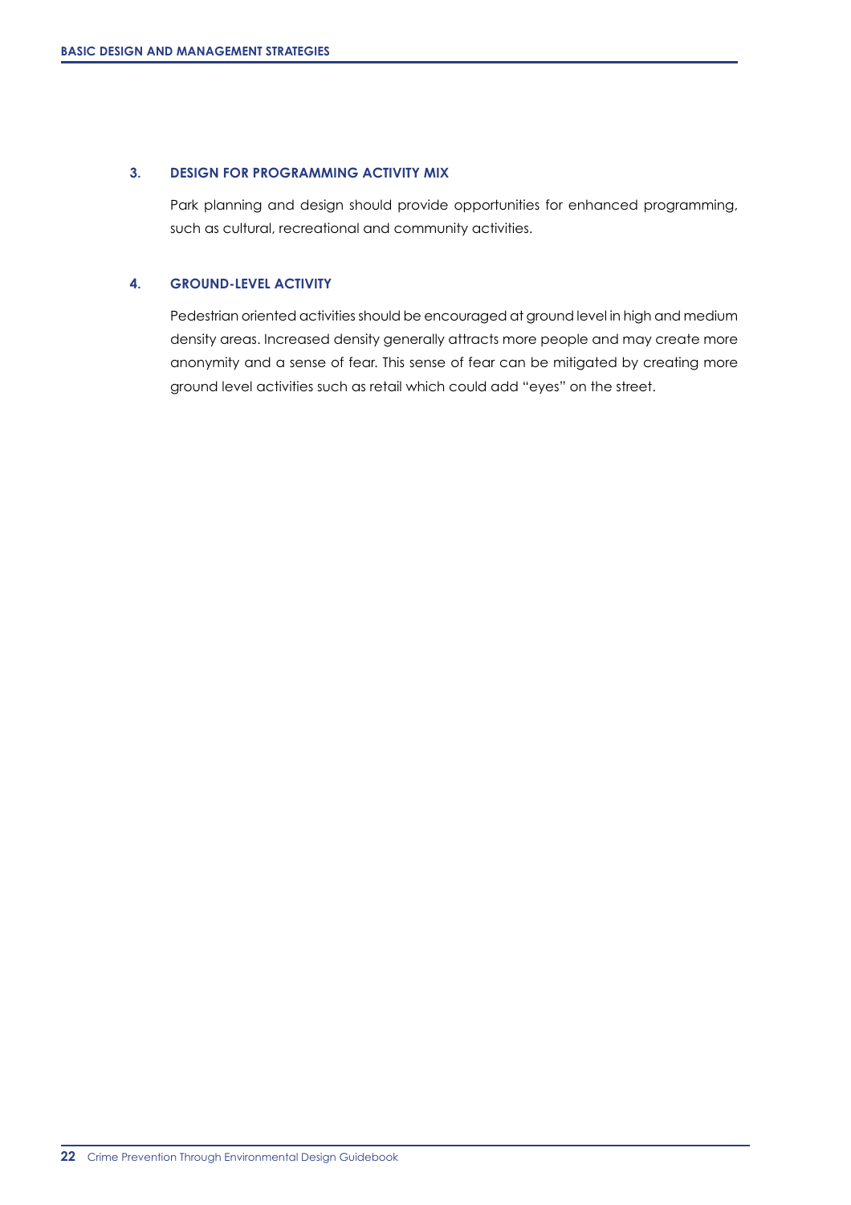### 3. DESIGN FOR PROGRAMMING ACTIVITY MIX

Park planning and design should provide opportunities for enhanced programming, such as cultural, recreational and community activities.

### 4. GROUND-LEVEL ACTIVITY

Pedestrian oriented activities should be encouraged at ground level in high and medium density areas. Increased density generally attracts more people and may create more anonymity and a sense of fear. This sense of fear can be mitigated by creating more ground level activities such as retail which could add "eyes" on the street.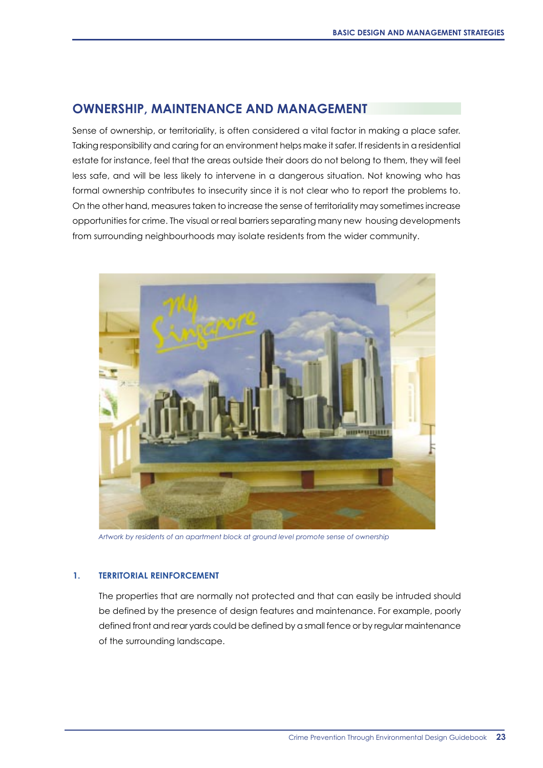## OWNERSHIP, MAINTENANCE AND MANAGEMENT

Sense of ownership, or territoriality, is often considered a vital factor in making a place safer. Taking responsibility and caring for an environment helps make it safer. If residents in a residential estate for instance, feel that the areas outside their doors do not belong to them, they will feel less safe, and will be less likely to intervene in a dangerous situation. Not knowing who has formal ownership contributes to insecurity since it is not clear who to report the problems to. On the other hand, measures taken to increase the sense of territoriality may sometimes increase opportunities for crime. The visual or real barriers separating many new housing developments from surrounding neighbourhoods may isolate residents from the wider community.

*Artwork by residents of an apartment block at ground level promote sense of ownership*

### 1. TERRITORIAL REINFORCEMENT

The properties that are normally not protected and that can easily be intruded should be defined by the presence of design features and maintenance. For example, poorly defined front and rear yards could be defined by a small fence or by regular maintenance of the surrounding landscape.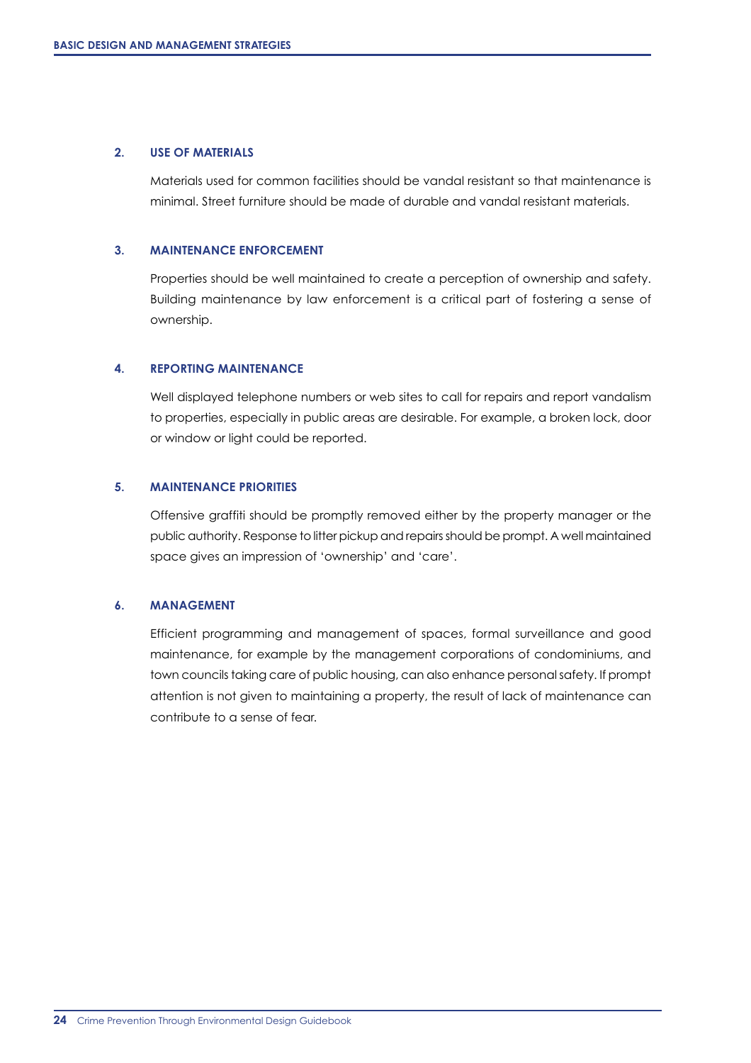### 2. USE OF MATERIALS

Materials used for common facilities should be vandal resistant so that maintenance is minimal. Street furniture should be made of durable and vandal resistant materials.

### 3. MAINTENANCE ENFORCEMENT

Properties should be well maintained to create a perception of ownership and safety. Building maintenance by law enforcement is a critical part of fostering a sense of ownership.

### 4. REPORTING MAINTENANCE

Well displayed telephone numbers or web sites to call for repairs and report vandalism to properties, especially in public areas are desirable. For example, a broken lock, door or window or light could be reported.

### 5. MAINTENANCE PRIORITIES

Offensive graffiti should be promptly removed either by the property manager or the public authority. Response to litter pickup and repairs should be prompt. A well maintained space gives an impression of 'ownership' and 'care'.

### 6. MANAGEMENT

Efficient programming and management of spaces, formal surveillance and good maintenance, for example by the management corporations of condominiums, and town councils taking care of public housing, can also enhance personal safety. If prompt attention is not given to maintaining a property, the result of lack of maintenance can contribute to a sense of fear.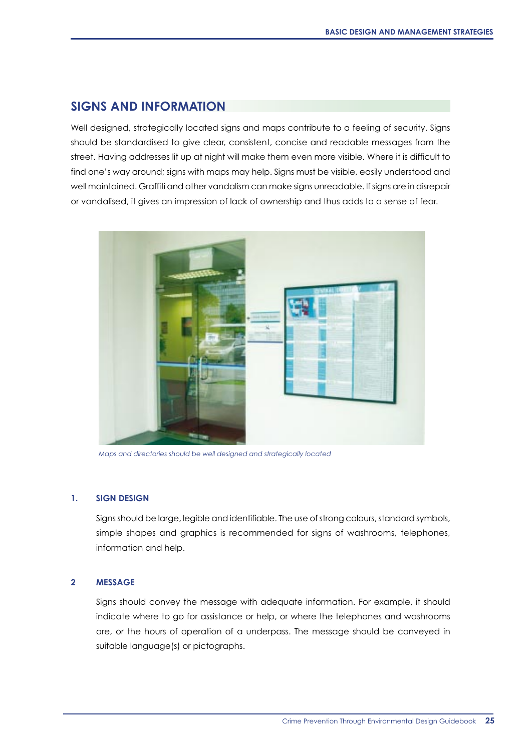## SIGNS AND INFORMATION

Well designed, strategically located signs and maps contribute to a feeling of security. Signs should be standardised to give clear, consistent, concise and readable messages from the street. Having addresses lit up at night will make them even more visible. Where it is difficult to find one's way around; signs with maps may help. Signs must be visible, easily understood and well maintained. Graffiti and other vandalism can make signs unreadable. If signs are in disrepair or vandalised, it gives an impression of lack of ownership and thus adds to a sense of fear.

*Maps and directories should be well designed and strategically located*

### 1. SIGN DESIGN

Signs should be large, legible and identifiable. The use of strong colours, standard symbols, simple shapes and graphics is recommended for signs of washrooms, telephones, information and help.

### 2 MESSAGE

Signs should convey the message with adequate information. For example, it should indicate where to go for assistance or help, or where the telephones and washrooms are, or the hours of operation of a underpass. The message should be conveyed in suitable language(s) or pictographs.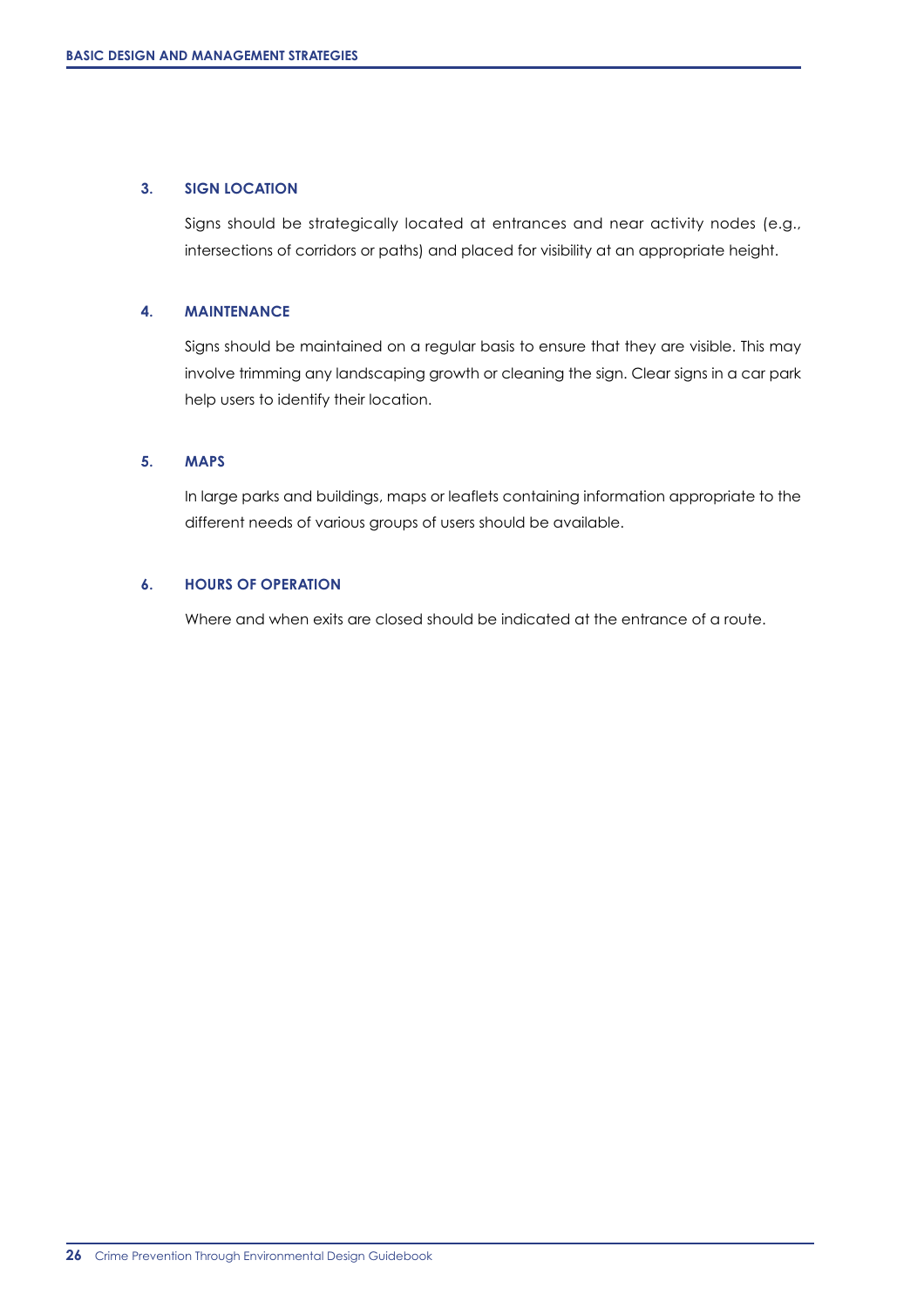### 3. SIGN LOCATION

Signs should be strategically located at entrances and near activity nodes (e.g., intersections of corridors or paths) and placed for visibility at an appropriate height.

### 4. MAINTENANCE

Signs should be maintained on a regular basis to ensure that they are visible. This may involve trimming any landscaping growth or cleaning the sign. Clear signs in a car park help users to identify their location.

### 5. MAPS

In large parks and buildings, maps or leaflets containing information appropriate to the different needs of various groups of users should be available.

### 6. HOURS OF OPERATION

Where and when exits are closed should be indicated at the entrance of a route.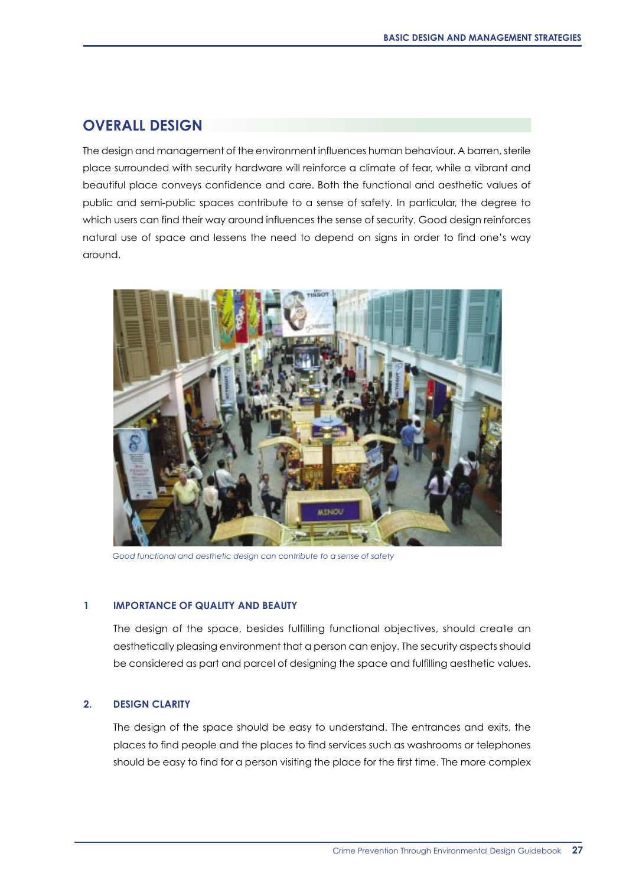## OVERALL DESIGN

The design and management of the environment influences human behaviour. A barren, sterile place surrounded with security hardware will reinforce a climate of fear, while a vibrant and beautiful place conveys confidence and care. Both the functional and aesthetic values of public and semi-public spaces contribute to a sense of safety. In particular, the degree to which users can find their way around influences the sense of security. Good design reinforces natural use of space and lessens the need to depend on signs in order to find one's way around.

*Good functional and aesthetic design can contribute to a sense of safety*

### 1 IMPORTANCE OF QUALITY AND BEAUTY

The design of the space, besides fulfilling functional objectives, should create an aesthetically pleasing environment that a person can enjoy. The security aspects should be considered as part and parcel of designing the space and fulfilling aesthetic values.

### 2. DESIGN CLARITY

The design of the space should be easy to understand. The entrances and exits, the places to find people and the places to find services such as washrooms or telephones should be easy to find for a person visiting the place for the first time. The more complex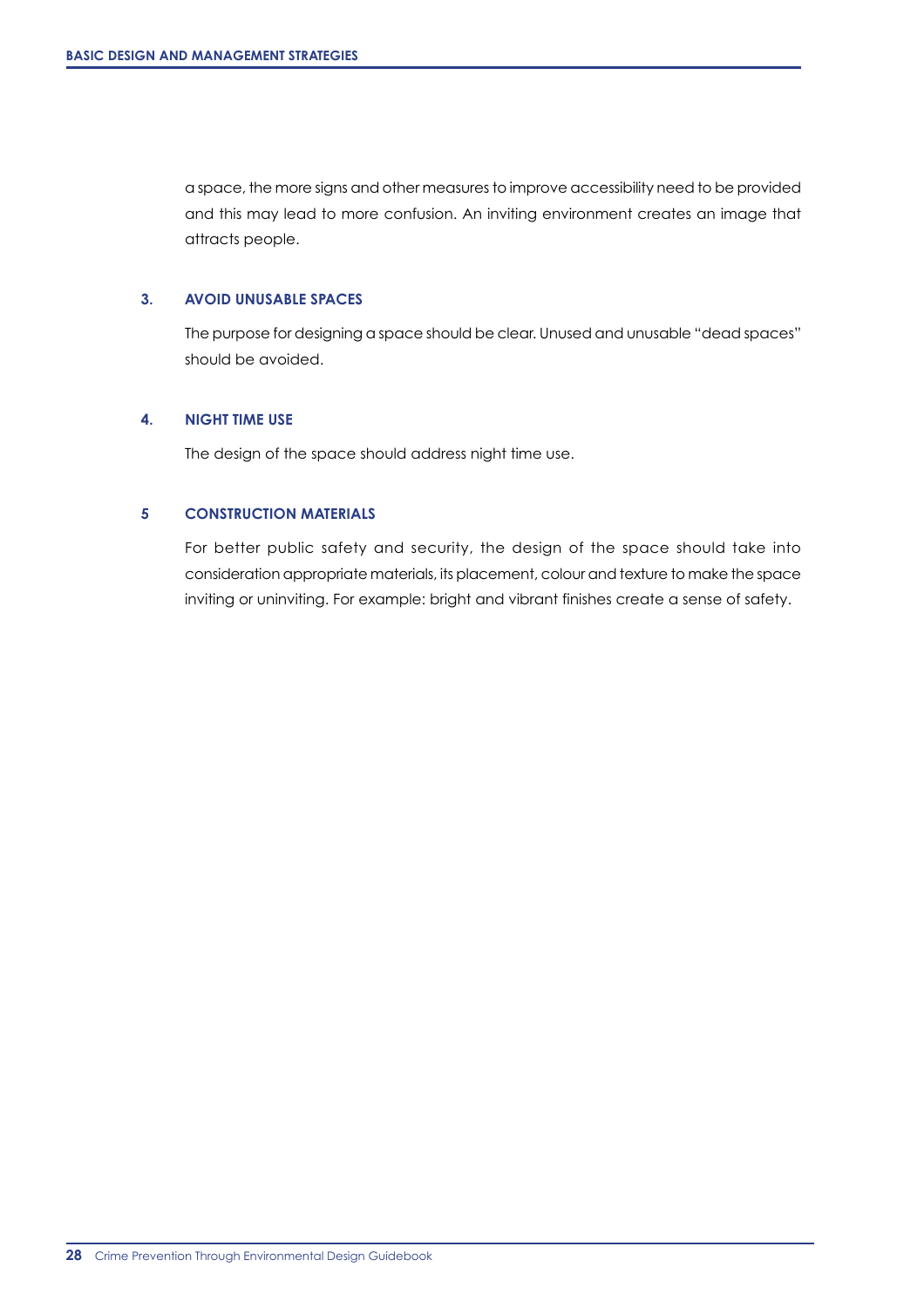a space, the more signs and other measures to improve accessibility need to be provided and this may lead to more confusion. An inviting environment creates an image that attracts people.

### 3. AVOID UNUSABLE SPACES

The purpose for designing a space should be clear. Unused and unusable "dead spaces" should be avoided.

### 4. NIGHT TIME USE

The design of the space should address night time use.

### 5 CONSTRUCTION MATERIALS

For better public safety and security, the design of the space should take into consideration appropriate materials, its placement, colour and texture to make the space inviting or uninviting. For example: bright and vibrant finishes create a sense of safety.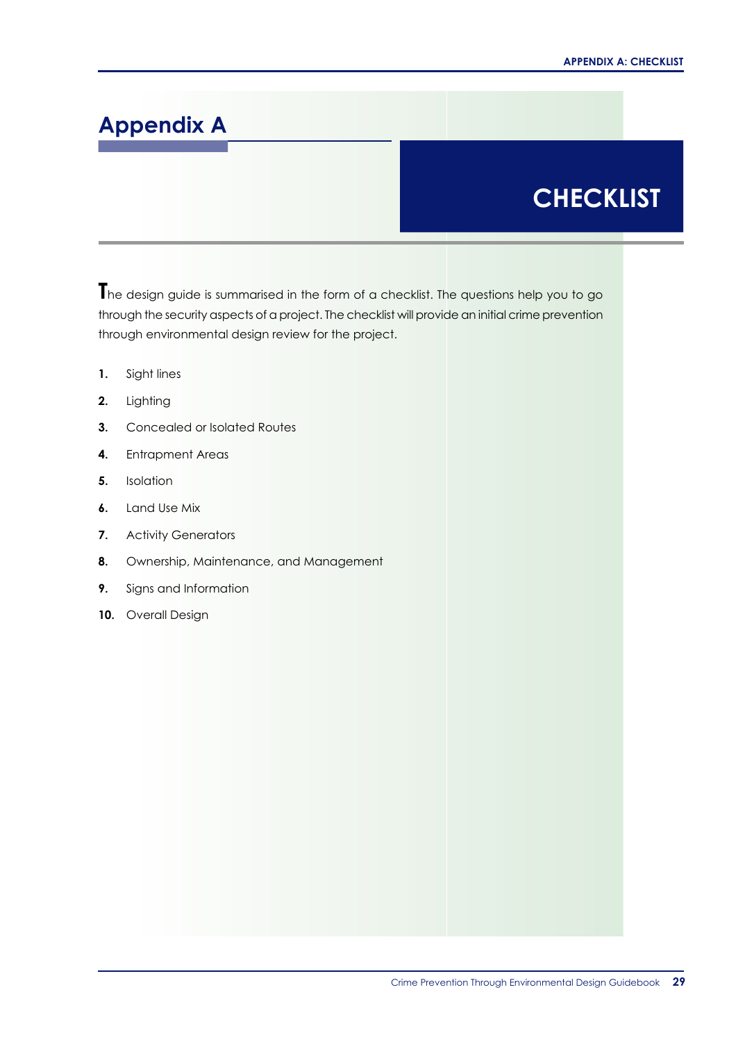# Appendix A

## CHECKLIST

The design guide is summarised in the form of a checklist. The questions help you to go through the security aspects of a project. The checklist will provide an initial crime prevention through environmental design review for the project.

1. Sight lines
2. Lighting
3. Concealed or Isolated Routes
4. Entrapment Areas
5. Isolation
6. Land Use Mix
7. Activity Generators
8. Ownership, Maintenance, and Management
9. Signs and Information
10. Overall Design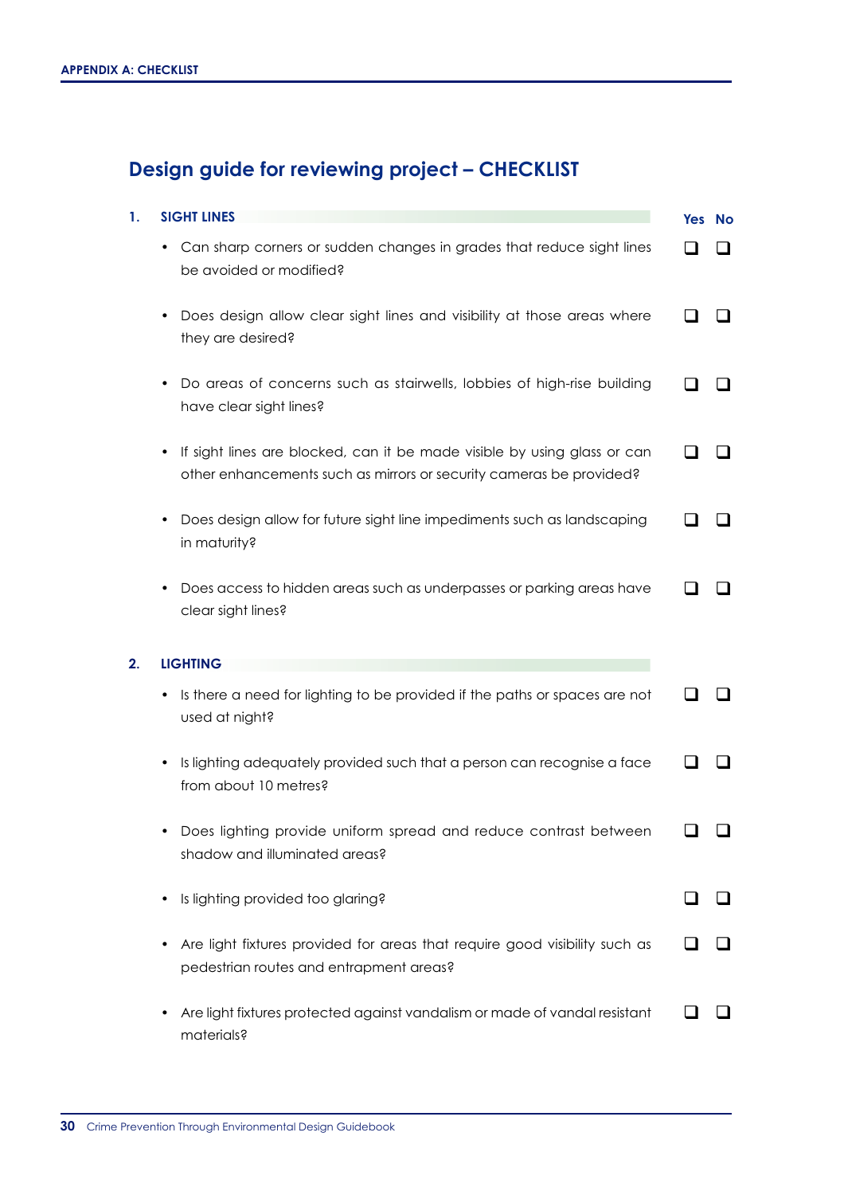## Design guide for reviewing project – CHECKLIST

| | Yes | No |
|---|---|---|
| **1. SIGHT LINES** | | |
| • Can sharp corners or sudden changes in grades that reduce sight lines be avoided or modified? | ❑ | ❑ |
| • Does design allow clear sight lines and visibility at those areas where they are desired? | ❑ | ❑ |
| • Do areas of concerns such as stairwells, lobbies of high-rise building have clear sight lines? | ❑ | ❑ |
| • If sight lines are blocked, can it be made visible by using glass or can other enhancements such as mirrors or security cameras be provided? | ❑ | ❑ |
| • Does design allow for future sight line impediments such as landscaping in maturity? | ❑ | ❑ |
| • Does access to hidden areas such as underpasses or parking areas have clear sight lines? | ❑ | ❑ |
| **2. LIGHTING** | | |
| • Is there a need for lighting to be provided if the paths or spaces are not used at night? | ❑ | ❑ |
| • Is lighting adequately provided such that a person can recognise a face from about 10 metres? | ❑ | ❑ |
| • Does lighting provide uniform spread and reduce contrast between shadow and illuminated areas? | ❑ | ❑ |
| • Is lighting provided too glaring? | ❑ | ❑ |
| • Are light fixtures provided for areas that require good visibility such as pedestrian routes and entrapment areas? | ❑ | ❑ |
| • Are light fixtures protected against vandalism or made of vandal resistant materials? | ❑ | ❑ |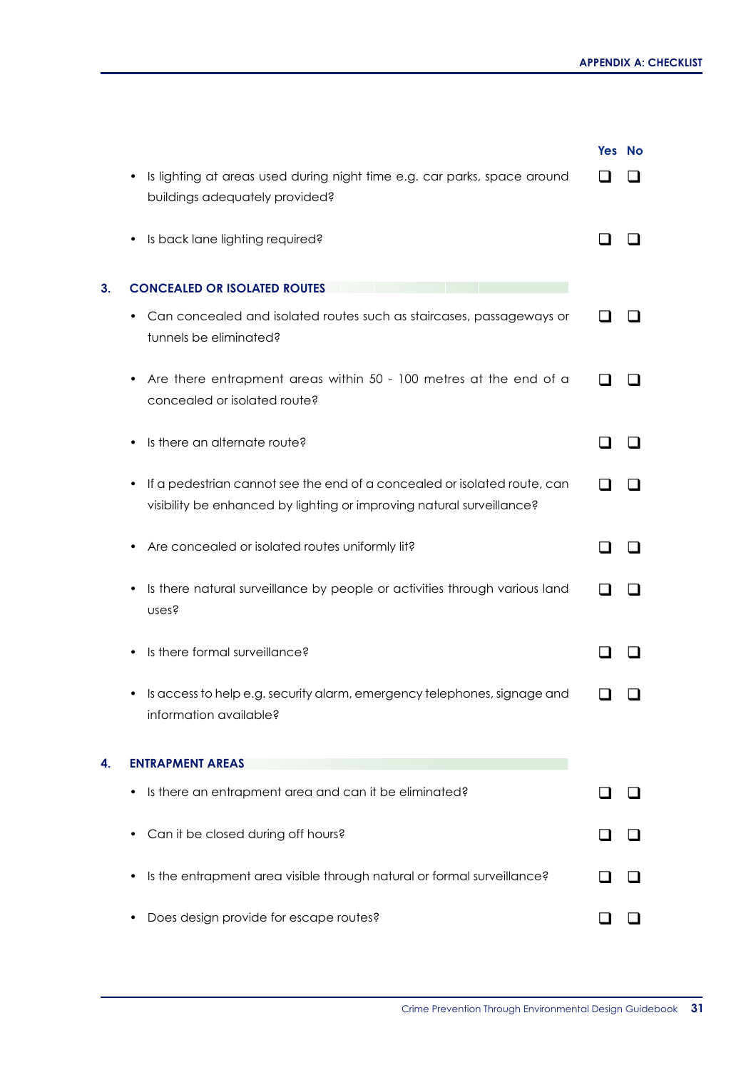| | Yes | No |
|---|---|---|
| • Is lighting at areas used during night time e.g. car parks, space around buildings adequately provided? | ❑ | ❑ |
| • Is back lane lighting required? | ❑ | ❑ |

## 3. CONCEALED OR ISOLATED ROUTES

| | Yes | No |
|---|---|---|
| • Can concealed and isolated routes such as staircases, passageways or tunnels be eliminated? | ❑ | ❑ |
| • Are there entrapment areas within 50 - 100 metres at the end of a concealed or isolated route? | ❑ | ❑ |
| • Is there an alternate route? | ❑ | ❑ |
| • If a pedestrian cannot see the end of a concealed or isolated route, can visibility be enhanced by lighting or improving natural surveillance? | ❑ | ❑ |
| • Are concealed or isolated routes uniformly lit? | ❑ | ❑ |
| • Is there natural surveillance by people or activities through various land uses? | ❑ | ❑ |
| • Is there formal surveillance? | ❑ | ❑ |
| • Is access to help e.g. security alarm, emergency telephones, signage and information available? | ❑ | ❑ |

## 4. ENTRAPMENT AREAS

| | Yes | No |
|---|---|---|
| • Is there an entrapment area and can it be eliminated? | ❑ | ❑ |
| • Can it be closed during off hours? | ❑ | ❑ |
| • Is the entrapment area visible through natural or formal surveillance? | ❑ | ❑ |
| • Does design provide for escape routes? | ❑ | ❑ |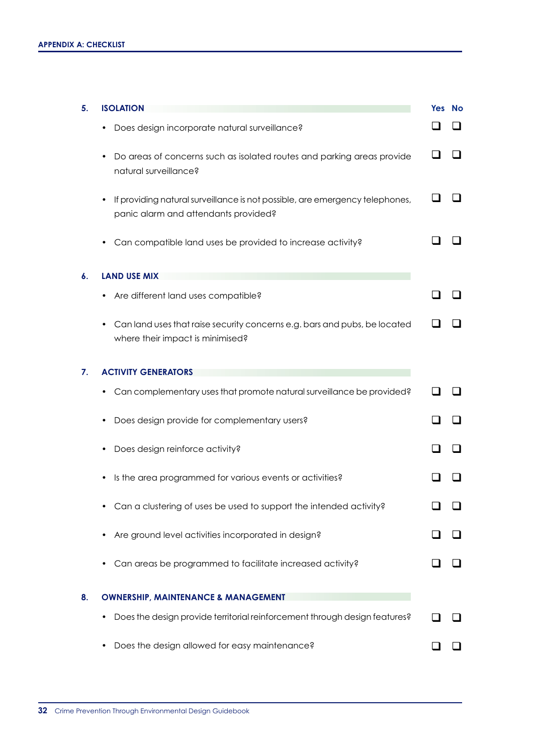## APPENDIX A: CHECKLIST

| 5. ISOLATION | Yes | No |
|---|---|---|
| • Does design incorporate natural surveillance? | ❑ | ❑ |
| • Do areas of concerns such as isolated routes and parking areas provide natural surveillance? | ❑ | ❑ |
| • If providing natural surveillance is not possible, are emergency telephones, panic alarm and attendants provided? | ❑ | ❑ |
| • Can compatible land uses be provided to increase activity? | ❑ | ❑ |

| 6. LAND USE MIX | Yes | No |
|---|---|---|
| • Are different land uses compatible? | ❑ | ❑ |
| • Can land uses that raise security concerns e.g. bars and pubs, be located where their impact is minimised? | ❑ | ❑ |

| 7. ACTIVITY GENERATORS | Yes | No |
|---|---|---|
| • Can complementary uses that promote natural surveillance be provided? | ❑ | ❑ |
| • Does design provide for complementary users? | ❑ | ❑ |
| • Does design reinforce activity? | ❑ | ❑ |
| • Is the area programmed for various events or activities? | ❑ | ❑ |
| • Can a clustering of uses be used to support the intended activity? | ❑ | ❑ |
| • Are ground level activities incorporated in design? | ❑ | ❑ |
| • Can areas be programmed to facilitate increased activity? | ❑ | ❑ |

| 8. OWNERSHIP, MAINTENANCE & MANAGEMENT | Yes | No |
|---|---|---|
| • Does the design provide territorial reinforcement through design features? | ❑ | ❑ |
| • Does the design allowed for easy maintenance? | ❑ | ❑ |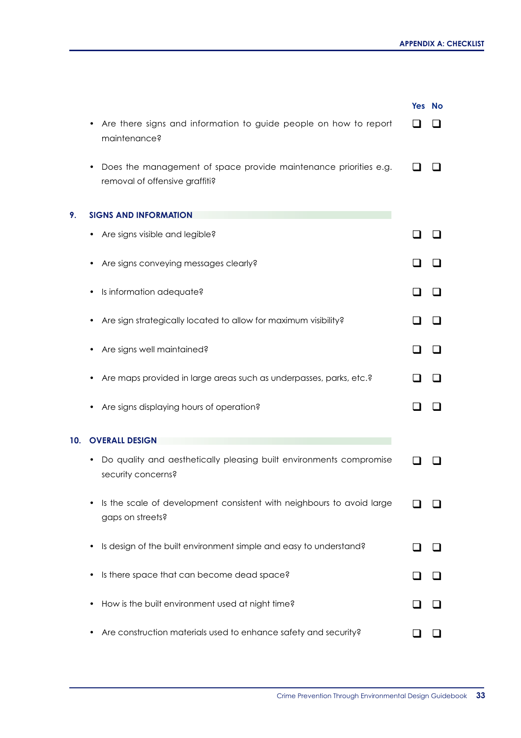| | Yes | No |
|---|---|---|
| • Are there signs and information to guide people on how to report maintenance? | ❑ | ❑ |
| • Does the management of space provide maintenance priorities e.g. removal of offensive graffiti? | ❑ | ❑ |

## 9. SIGNS AND INFORMATION

| | Yes | No |
|---|---|---|
| • Are signs visible and legible? | ❑ | ❑ |
| • Are signs conveying messages clearly? | ❑ | ❑ |
| • Is information adequate? | ❑ | ❑ |
| • Are sign strategically located to allow for maximum visibility? | ❑ | ❑ |
| • Are signs well maintained? | ❑ | ❑ |
| • Are maps provided in large areas such as underpasses, parks, etc.? | ❑ | ❑ |
| • Are signs displaying hours of operation? | ❑ | ❑ |

## 10. OVERALL DESIGN

| | Yes | No |
|---|---|---|
| • Do quality and aesthetically pleasing built environments compromise security concerns? | ❑ | ❑ |
| • Is the scale of development consistent with neighbours to avoid large gaps on streets? | ❑ | ❑ |
| • Is design of the built environment simple and easy to understand? | ❑ | ❑ |
| • Is there space that can become dead space? | ❑ | ❑ |
| • How is the built environment used at night time? | ❑ | ❑ |
| • Are construction materials used to enhance safety and security? | ❑ | ❑ |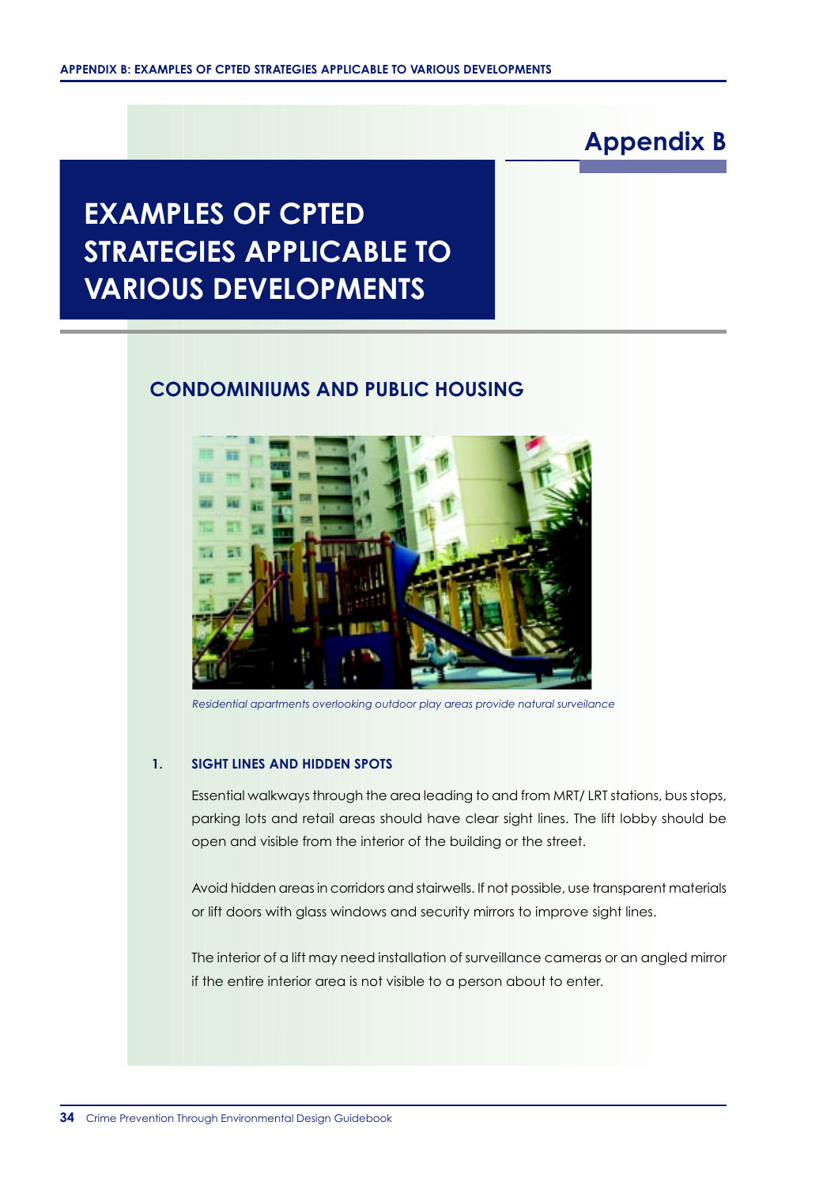# Appendix B

# EXAMPLES OF CPTED STRATEGIES APPLICABLE TO VARIOUS DEVELOPMENTS

## CONDOMINIUMS AND PUBLIC HOUSING

*Residential apartments overlooking outdoor play areas provide natural surveilance*

### 1. SIGHT LINES AND HIDDEN SPOTS

Essential walkways through the area leading to and from MRT/ LRT stations, bus stops, parking lots and retail areas should have clear sight lines. The lift lobby should be open and visible from the interior of the building or the street.

Avoid hidden areas in corridors and stairwells. If not possible, use transparent materials or lift doors with glass windows and security mirrors to improve sight lines.

The interior of a lift may need installation of surveillance cameras or an angled mirror if the entire interior area is not visible to a person about to enter.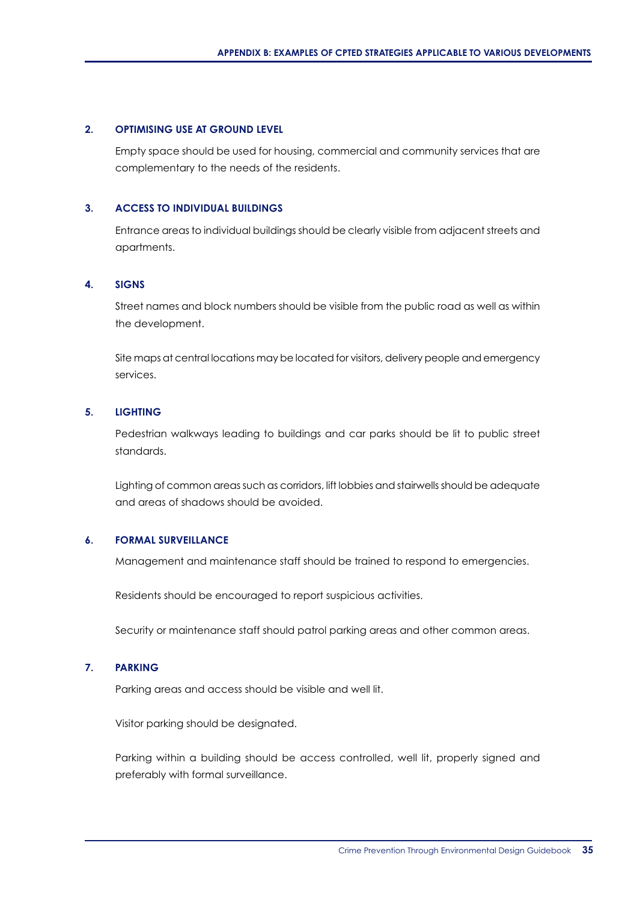## 2. OPTIMISING USE AT GROUND LEVEL

Empty space should be used for housing, commercial and community services that are complementary to the needs of the residents.

## 3. ACCESS TO INDIVIDUAL BUILDINGS

Entrance areas to individual buildings should be clearly visible from adjacent streets and apartments.

## 4. SIGNS

Street names and block numbers should be visible from the public road as well as within the development.

Site maps at central locations may be located for visitors, delivery people and emergency services.

## 5. LIGHTING

Pedestrian walkways leading to buildings and car parks should be lit to public street standards.

Lighting of common areas such as corridors, lift lobbies and stairwells should be adequate and areas of shadows should be avoided.

## 6. FORMAL SURVEILLANCE

Management and maintenance staff should be trained to respond to emergencies.

Residents should be encouraged to report suspicious activities.

Security or maintenance staff should patrol parking areas and other common areas.

## 7. PARKING

Parking areas and access should be visible and well lit.

Visitor parking should be designated.

Parking within a building should be access controlled, well lit, properly signed and preferably with formal surveillance.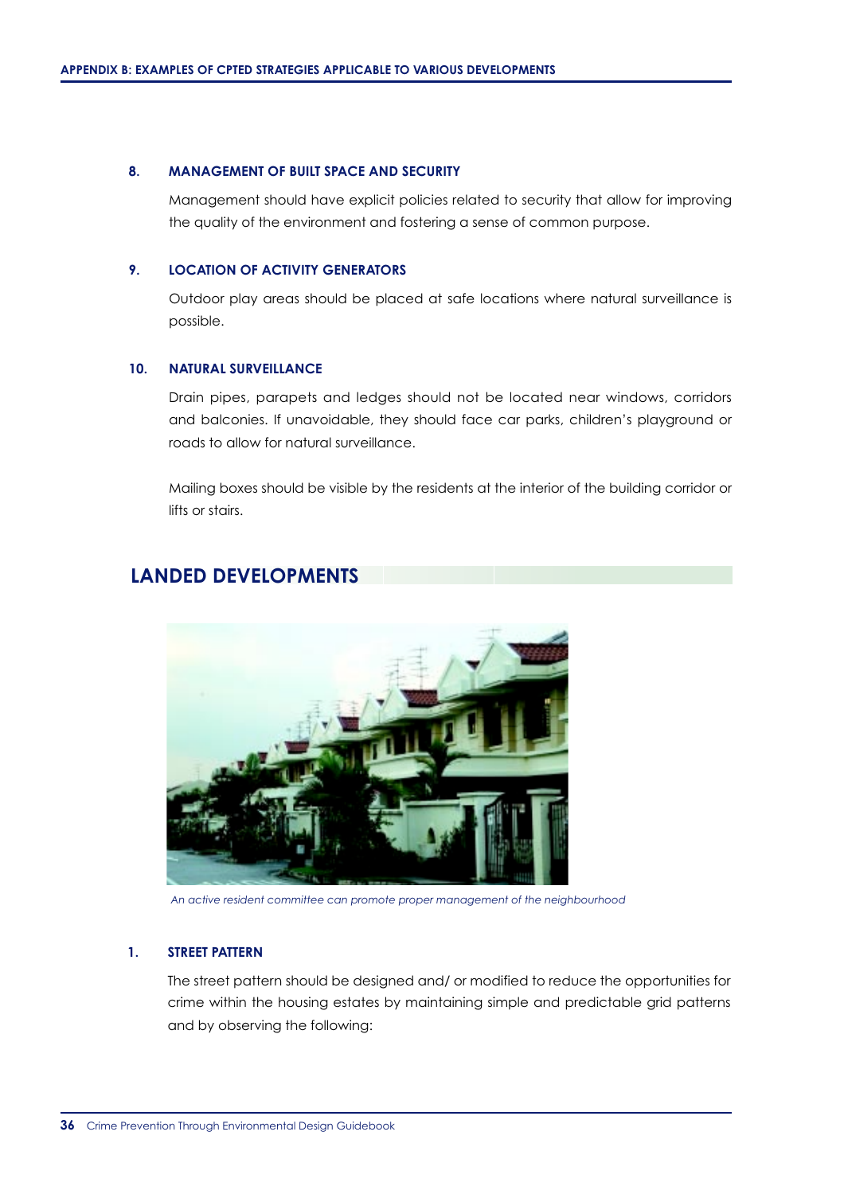### 8. MANAGEMENT OF BUILT SPACE AND SECURITY

Management should have explicit policies related to security that allow for improving the quality of the environment and fostering a sense of common purpose.

### 9. LOCATION OF ACTIVITY GENERATORS

Outdoor play areas should be placed at safe locations where natural surveillance is possible.

### 10. NATURAL SURVEILLANCE

Drain pipes, parapets and ledges should not be located near windows, corridors and balconies. If unavoidable, they should face car parks, children's playground or roads to allow for natural surveillance.

Mailing boxes should be visible by the residents at the interior of the building corridor or lifts or stairs.

## LANDED DEVELOPMENTS

*An active resident committee can promote proper management of the neighbourhood*

### 1. STREET PATTERN

The street pattern should be designed and/ or modified to reduce the opportunities for crime within the housing estates by maintaining simple and predictable grid patterns and by observing the following: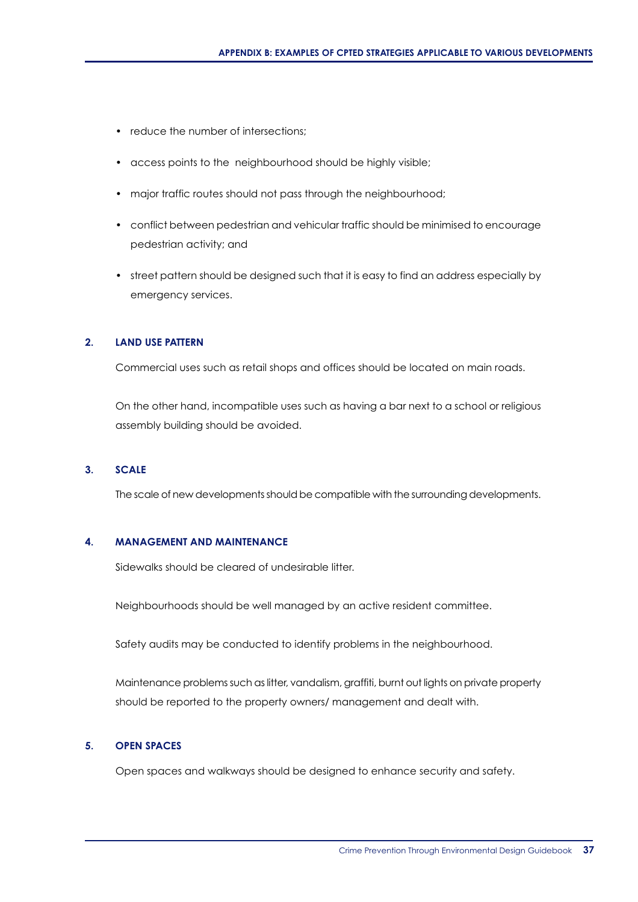- reduce the number of intersections;
- access points to the neighbourhood should be highly visible;
- major traffic routes should not pass through the neighbourhood;
- conflict between pedestrian and vehicular traffic should be minimised to encourage pedestrian activity; and
- street pattern should be designed such that it is easy to find an address especially by emergency services.

## 2. LAND USE PATTERN

Commercial uses such as retail shops and offices should be located on main roads.

On the other hand, incompatible uses such as having a bar next to a school or religious assembly building should be avoided.

## 3. SCALE

The scale of new developments should be compatible with the surrounding developments.

## 4. MANAGEMENT AND MAINTENANCE

Sidewalks should be cleared of undesirable litter.

Neighbourhoods should be well managed by an active resident committee.

Safety audits may be conducted to identify problems in the neighbourhood.

Maintenance problems such as litter, vandalism, graffiti, burnt out lights on private property should be reported to the property owners/ management and dealt with.

## 5. OPEN SPACES

Open spaces and walkways should be designed to enhance security and safety.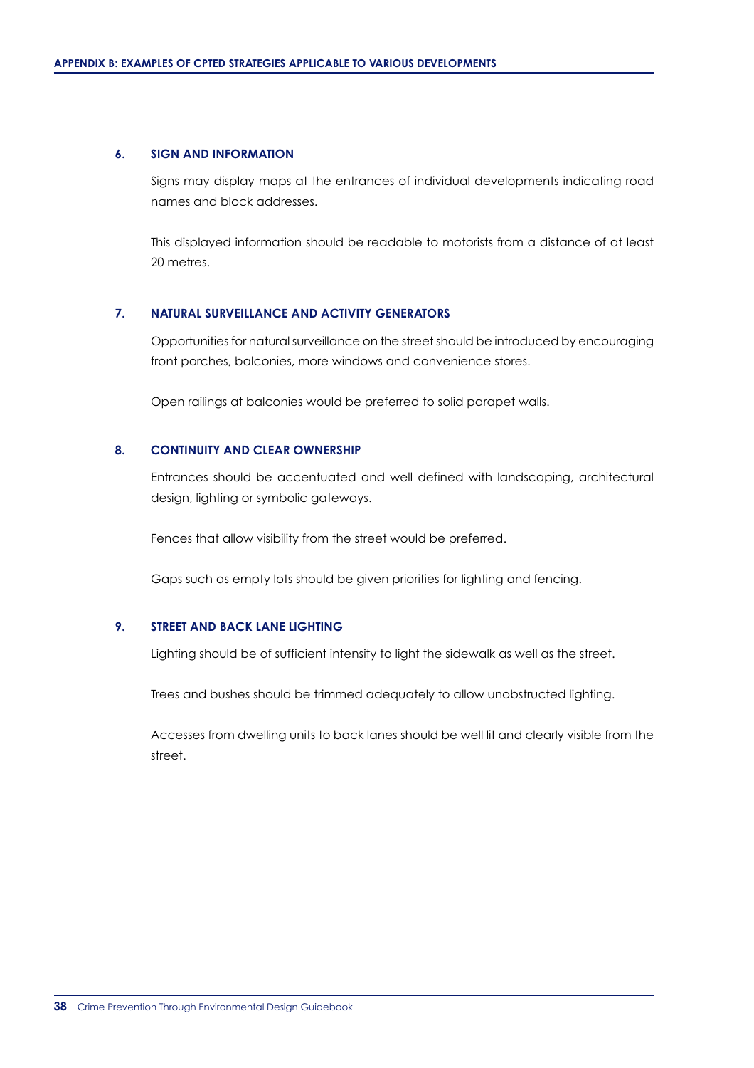### 6. SIGN AND INFORMATION

Signs may display maps at the entrances of individual developments indicating road names and block addresses.

This displayed information should be readable to motorists from a distance of at least 20 metres.

### 7. NATURAL SURVEILLANCE AND ACTIVITY GENERATORS

Opportunities for natural surveillance on the street should be introduced by encouraging front porches, balconies, more windows and convenience stores.

Open railings at balconies would be preferred to solid parapet walls.

### 8. CONTINUITY AND CLEAR OWNERSHIP

Entrances should be accentuated and well defined with landscaping, architectural design, lighting or symbolic gateways.

Fences that allow visibility from the street would be preferred.

Gaps such as empty lots should be given priorities for lighting and fencing.

### 9. STREET AND BACK LANE LIGHTING

Lighting should be of sufficient intensity to light the sidewalk as well as the street.

Trees and bushes should be trimmed adequately to allow unobstructed lighting.

Accesses from dwelling units to back lanes should be well lit and clearly visible from the street.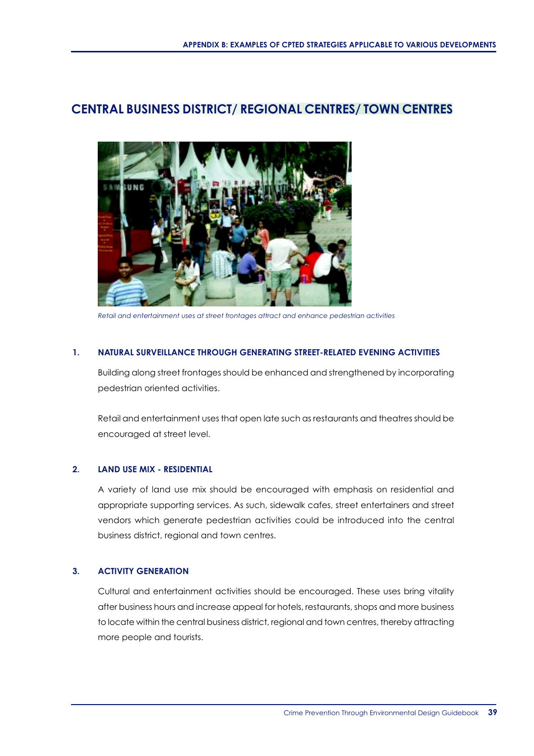# CENTRAL BUSINESS DISTRICT/ REGIONAL CENTRES/ TOWN CENTRES

*Retail and entertainment uses at street frontages attract and enhance pedestrian activities*

### 1. NATURAL SURVEILLANCE THROUGH GENERATING STREET-RELATED EVENING ACTIVITIES

Building along street frontages should be enhanced and strengthened by incorporating pedestrian oriented activities.

Retail and entertainment uses that open late such as restaurants and theatres should be encouraged at street level.

### 2. LAND USE MIX - RESIDENTIAL

A variety of land use mix should be encouraged with emphasis on residential and appropriate supporting services. As such, sidewalk cafes, street entertainers and street vendors which generate pedestrian activities could be introduced into the central business district, regional and town centres.

### 3. ACTIVITY GENERATION

Cultural and entertainment activities should be encouraged. These uses bring vitality after business hours and increase appeal for hotels, restaurants, shops and more business to locate within the central business district, regional and town centres, thereby attracting more people and tourists.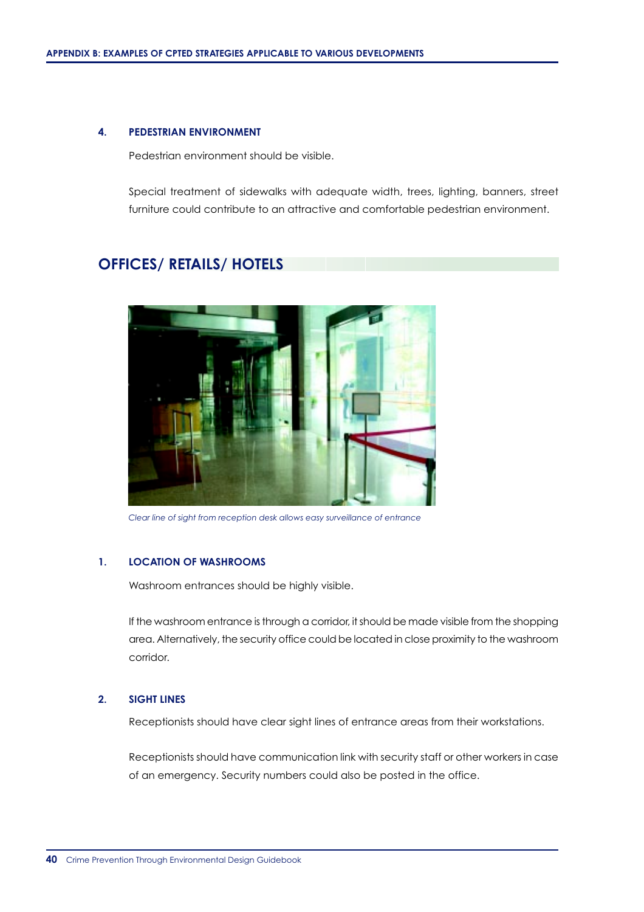### 4. PEDESTRIAN ENVIRONMENT

Pedestrian environment should be visible.

Special treatment of sidewalks with adequate width, trees, lighting, banners, street furniture could contribute to an attractive and comfortable pedestrian environment.

## OFFICES/ RETAILS/ HOTELS

*Clear line of sight from reception desk allows easy surveillance of entrance*

### 1. LOCATION OF WASHROOMS

Washroom entrances should be highly visible.

If the washroom entrance is through a corridor, it should be made visible from the shopping area. Alternatively, the security office could be located in close proximity to the washroom corridor.

### 2. SIGHT LINES

Receptionists should have clear sight lines of entrance areas from their workstations.

Receptionists should have communication link with security staff or other workers in case of an emergency. Security numbers could also be posted in the office.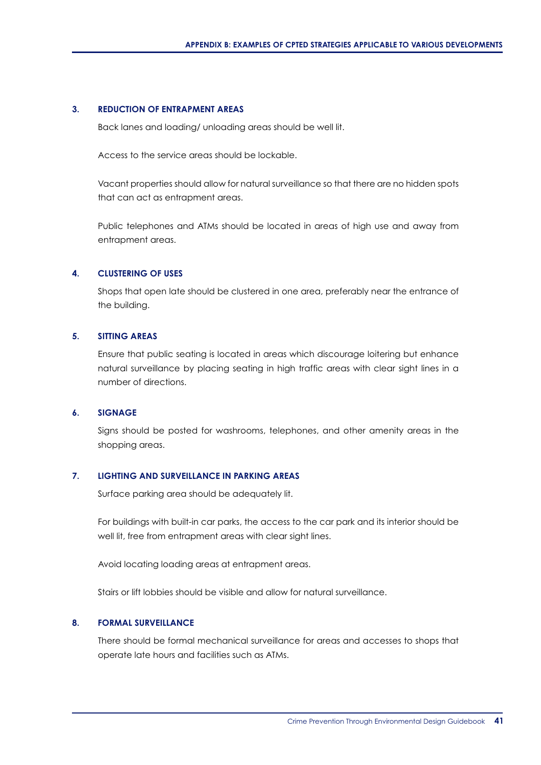### 3. REDUCTION OF ENTRAPMENT AREAS

Back lanes and loading/ unloading areas should be well lit.

Access to the service areas should be lockable.

Vacant properties should allow for natural surveillance so that there are no hidden spots that can act as entrapment areas.

Public telephones and ATMs should be located in areas of high use and away from entrapment areas.

### 4. CLUSTERING OF USES

Shops that open late should be clustered in one area, preferably near the entrance of the building.

### 5. SITTING AREAS

Ensure that public seating is located in areas which discourage loitering but enhance natural surveillance by placing seating in high traffic areas with clear sight lines in a number of directions.

### 6. SIGNAGE

Signs should be posted for washrooms, telephones, and other amenity areas in the shopping areas.

### 7. LIGHTING AND SURVEILLANCE IN PARKING AREAS

Surface parking area should be adequately lit.

For buildings with built-in car parks, the access to the car park and its interior should be well lit, free from entrapment areas with clear sight lines.

Avoid locating loading areas at entrapment areas.

Stairs or lift lobbies should be visible and allow for natural surveillance.

### 8. FORMAL SURVEILLANCE

There should be formal mechanical surveillance for areas and accesses to shops that operate late hours and facilities such as ATMs.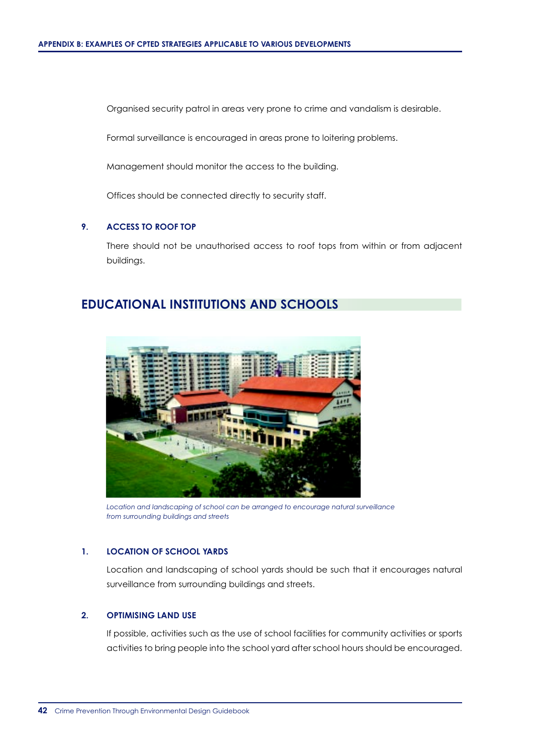Organised security patrol in areas very prone to crime and vandalism is desirable.

Formal surveillance is encouraged in areas prone to loitering problems.

Management should monitor the access to the building.

Offices should be connected directly to security staff.

### 9. ACCESS TO ROOF TOP

There should not be unauthorised access to roof tops from within or from adjacent buildings.

## EDUCATIONAL INSTITUTIONS AND SCHOOLS

*Location and landscaping of school can be arranged to encourage natural surveillance from surrounding buildings and streets*

### 1. LOCATION OF SCHOOL YARDS

Location and landscaping of school yards should be such that it encourages natural surveillance from surrounding buildings and streets.

### 2. OPTIMISING LAND USE

If possible, activities such as the use of school facilities for community activities or sports activities to bring people into the school yard after school hours should be encouraged.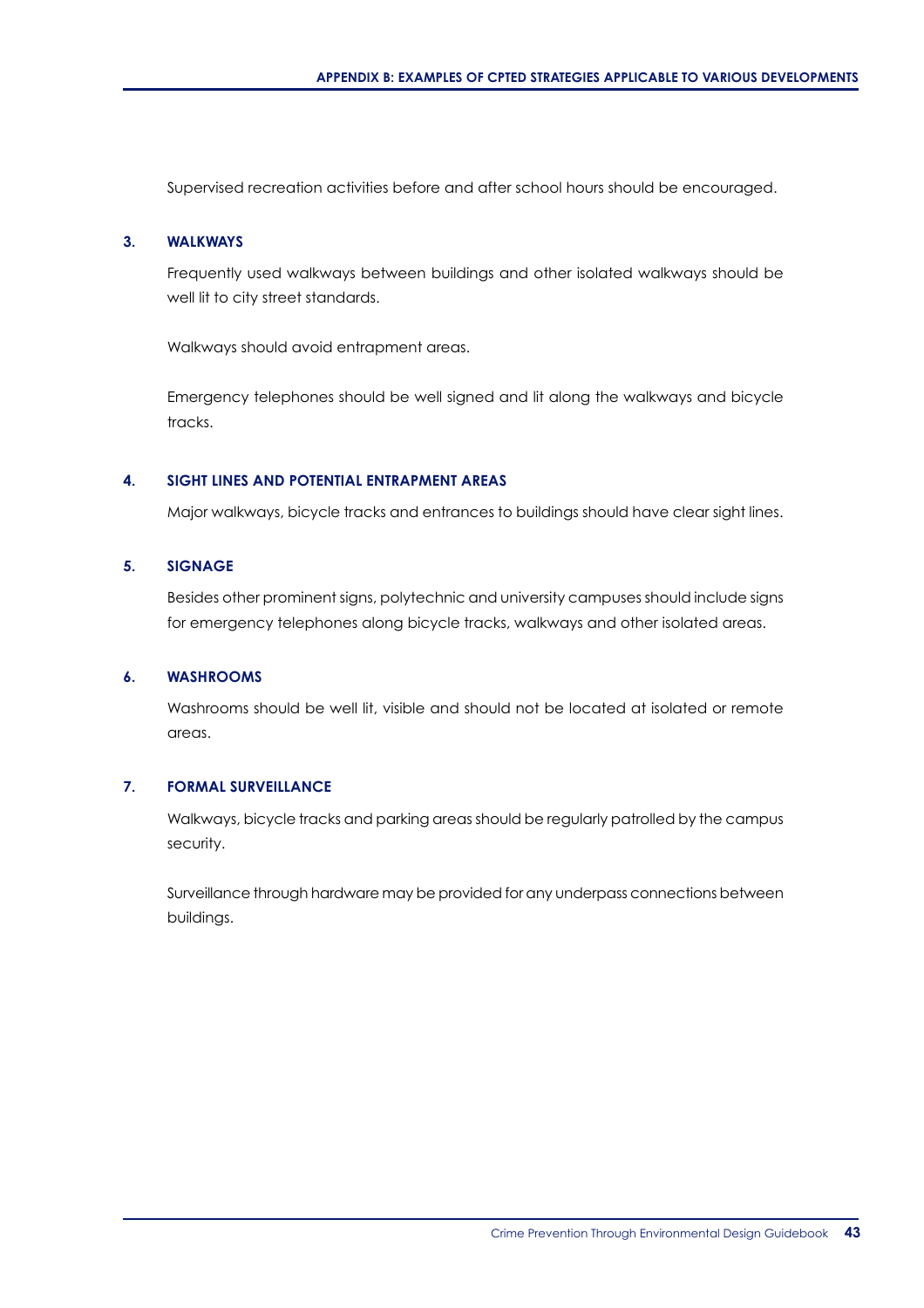Supervised recreation activities before and after school hours should be encouraged.

### 3. WALKWAYS

Frequently used walkways between buildings and other isolated walkways should be well lit to city street standards.

Walkways should avoid entrapment areas.

Emergency telephones should be well signed and lit along the walkways and bicycle tracks.

### 4. SIGHT LINES AND POTENTIAL ENTRAPMENT AREAS

Major walkways, bicycle tracks and entrances to buildings should have clear sight lines.

### 5. SIGNAGE

Besides other prominent signs, polytechnic and university campuses should include signs for emergency telephones along bicycle tracks, walkways and other isolated areas.

### 6. WASHROOMS

Washrooms should be well lit, visible and should not be located at isolated or remote areas.

### 7. FORMAL SURVEILLANCE

Walkways, bicycle tracks and parking areas should be regularly patrolled by the campus security.

Surveillance through hardware may be provided for any underpass connections between buildings.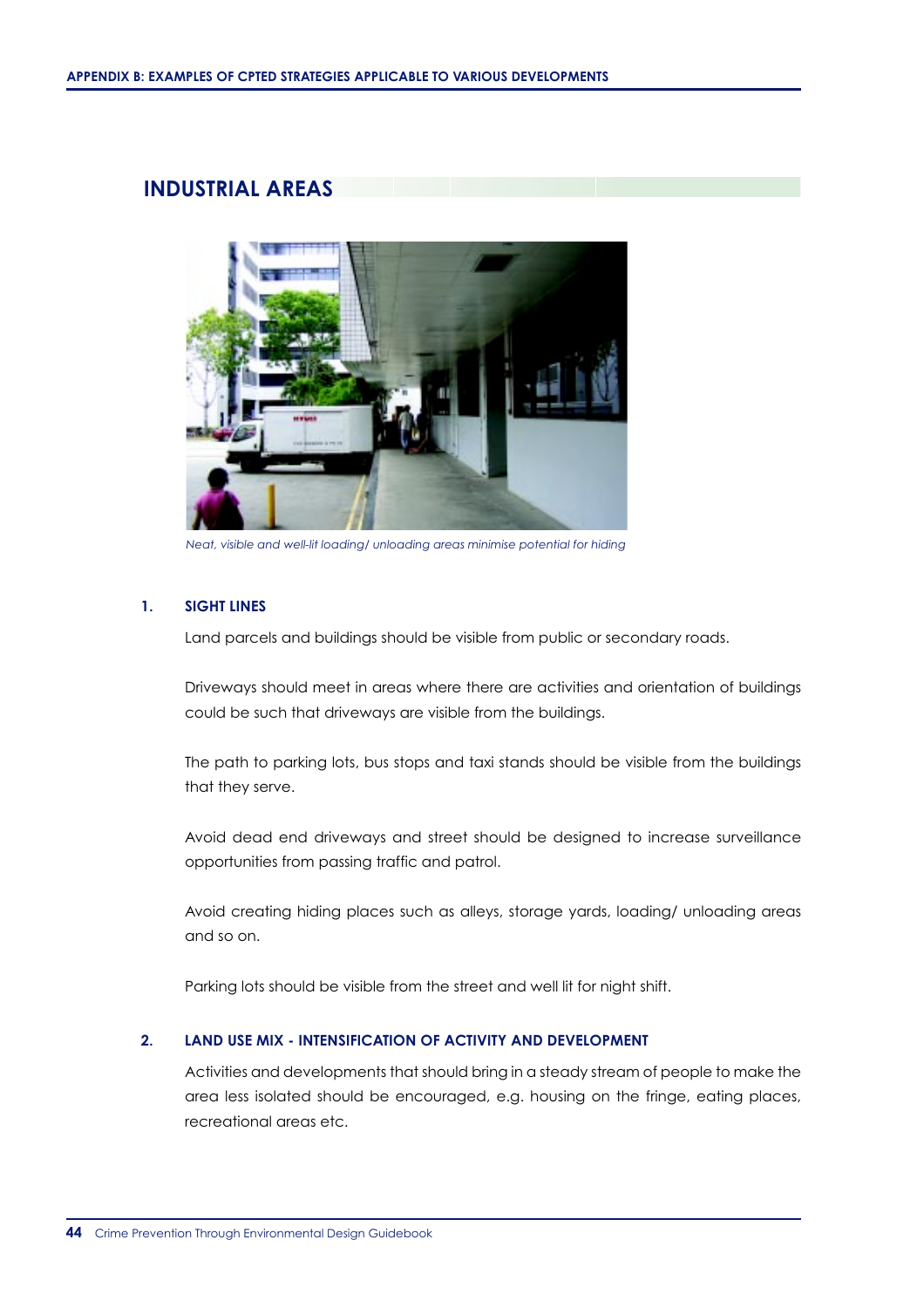## INDUSTRIAL AREAS

*Neat, visible and well-lit loading/ unloading areas minimise potential for hiding*

### 1. SIGHT LINES

Land parcels and buildings should be visible from public or secondary roads.

Driveways should meet in areas where there are activities and orientation of buildings could be such that driveways are visible from the buildings.

The path to parking lots, bus stops and taxi stands should be visible from the buildings that they serve.

Avoid dead end driveways and street should be designed to increase surveillance opportunities from passing traffic and patrol.

Avoid creating hiding places such as alleys, storage yards, loading/ unloading areas and so on.

Parking lots should be visible from the street and well lit for night shift.

### 2. LAND USE MIX - INTENSIFICATION OF ACTIVITY AND DEVELOPMENT

Activities and developments that should bring in a steady stream of people to make the area less isolated should be encouraged, e.g. housing on the fringe, eating places, recreational areas etc.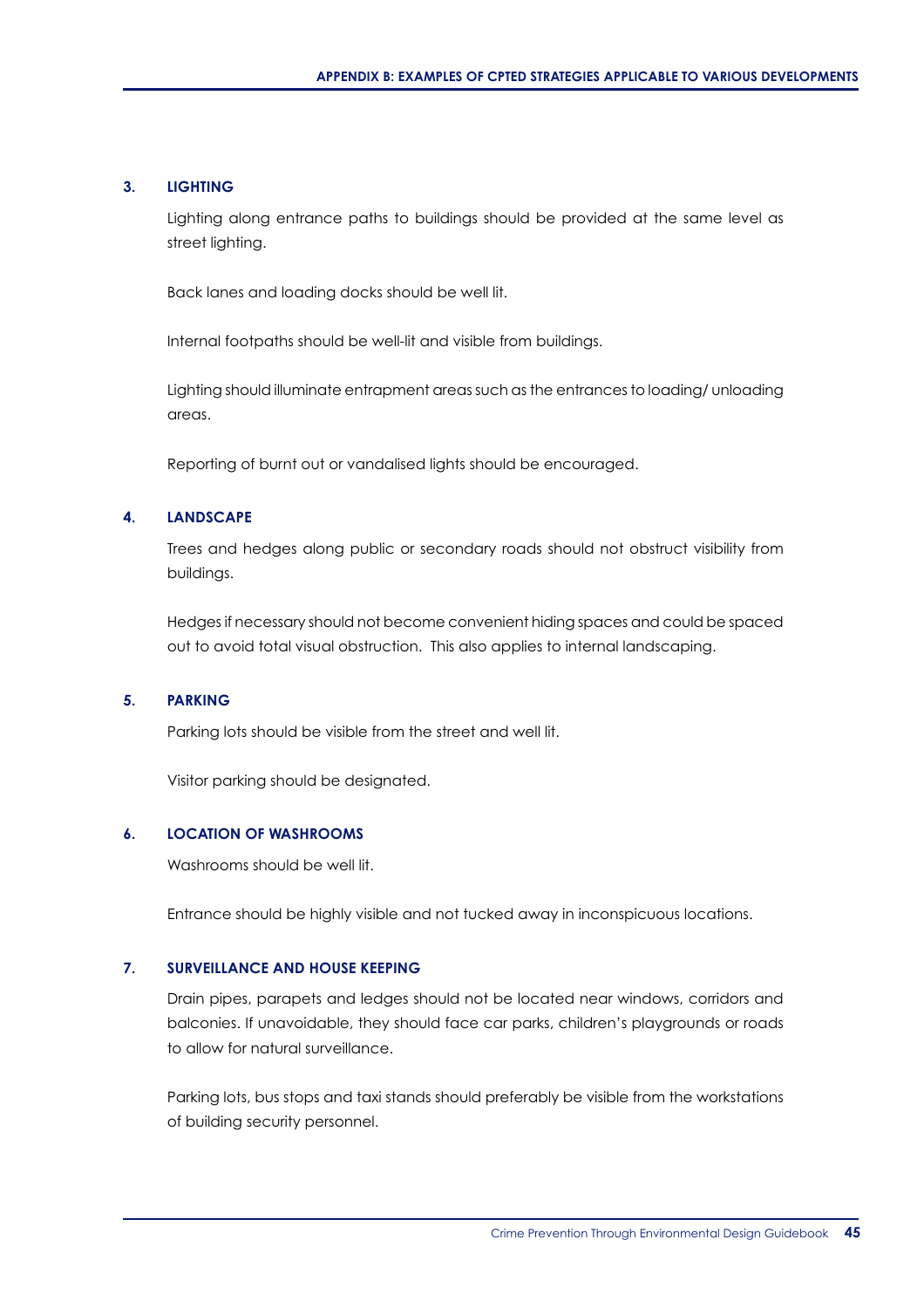### 3. LIGHTING

Lighting along entrance paths to buildings should be provided at the same level as street lighting.

Back lanes and loading docks should be well lit.

Internal footpaths should be well-lit and visible from buildings.

Lighting should illuminate entrapment areas such as the entrances to loading/ unloading areas.

Reporting of burnt out or vandalised lights should be encouraged.

### 4. LANDSCAPE

Trees and hedges along public or secondary roads should not obstruct visibility from buildings.

Hedges if necessary should not become convenient hiding spaces and could be spaced out to avoid total visual obstruction. This also applies to internal landscaping.

### 5. PARKING

Parking lots should be visible from the street and well lit.

Visitor parking should be designated.

### 6. LOCATION OF WASHROOMS

Washrooms should be well lit.

Entrance should be highly visible and not tucked away in inconspicuous locations.

### 7. SURVEILLANCE AND HOUSE KEEPING

Drain pipes, parapets and ledges should not be located near windows, corridors and balconies. If unavoidable, they should face car parks, children's playgrounds or roads to allow for natural surveillance.

Parking lots, bus stops and taxi stands should preferably be visible from the workstations of building security personnel.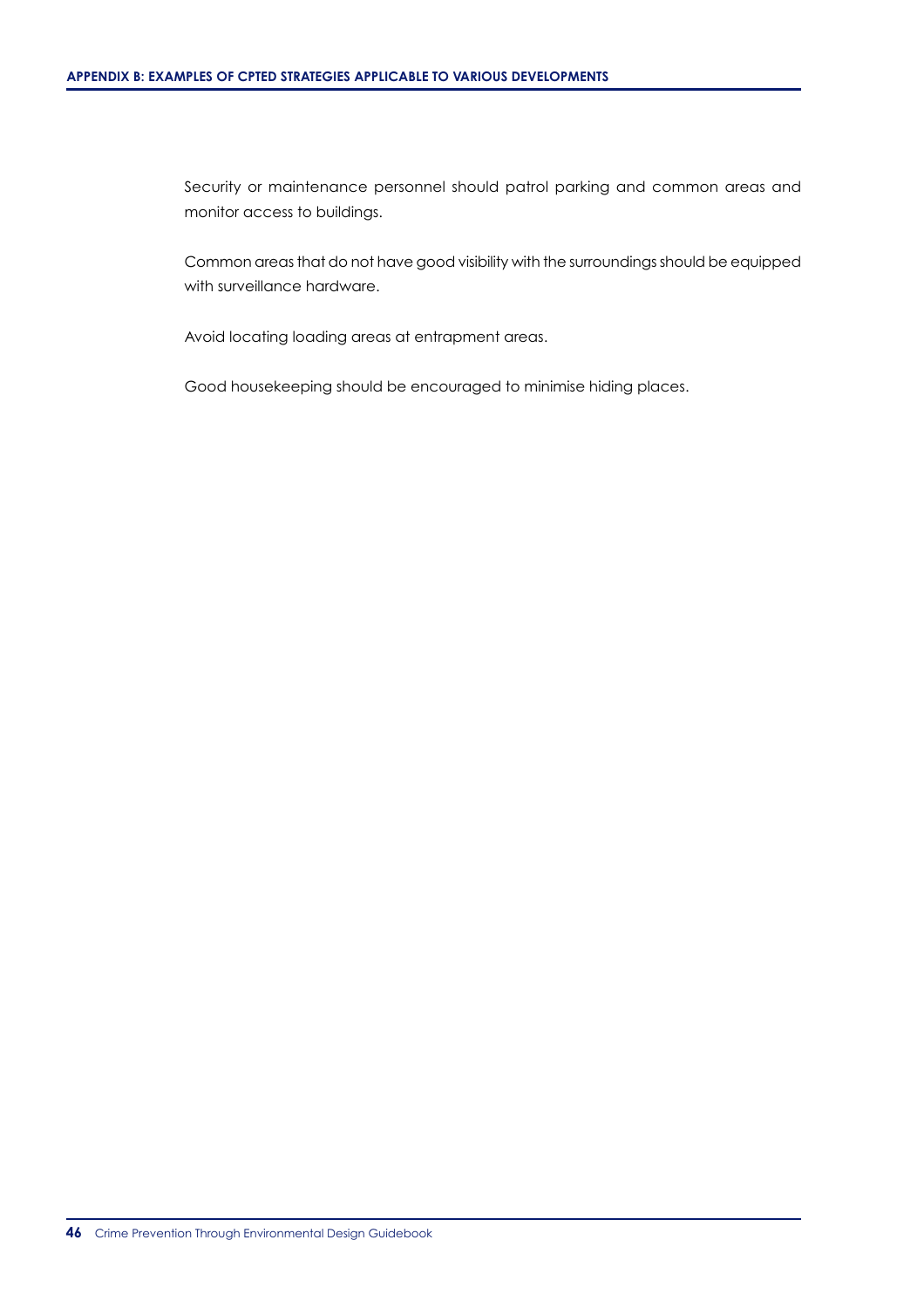Security or maintenance personnel should patrol parking and common areas and monitor access to buildings.

Common areas that do not have good visibility with the surroundings should be equipped with surveillance hardware.

Avoid locating loading areas at entrapment areas.

Good housekeeping should be encouraged to minimise hiding places.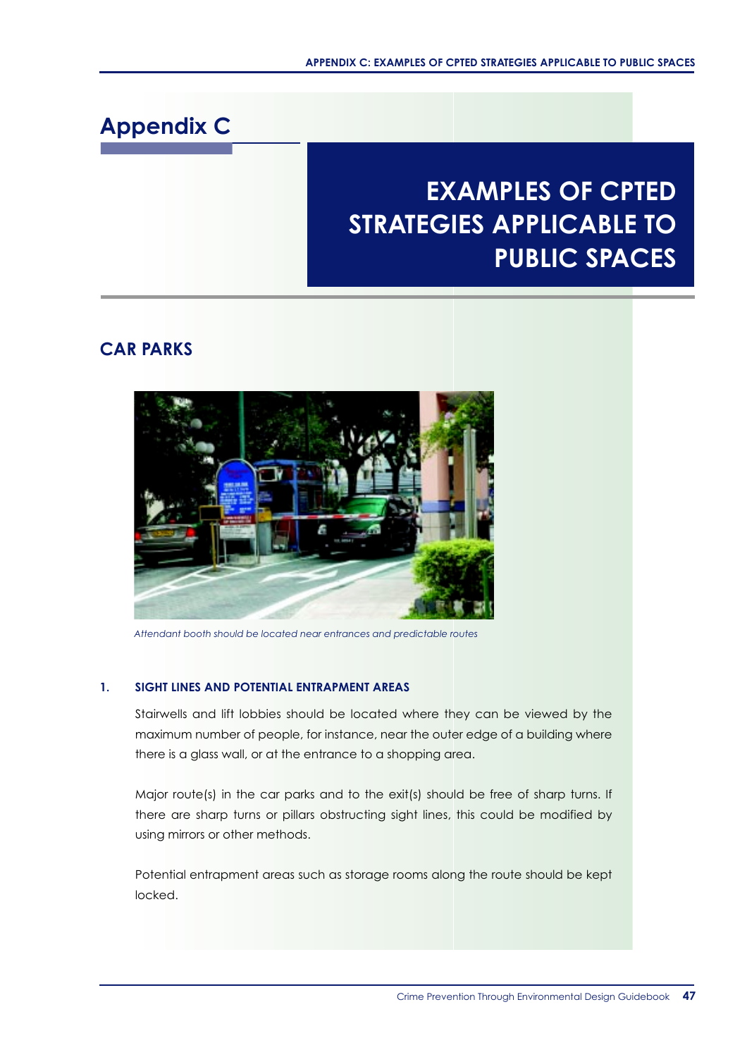# Appendix C

## EXAMPLES OF CPTED STRATEGIES APPLICABLE TO PUBLIC SPACES

## CAR PARKS

*Attendant booth should be located near entrances and predictable routes*

### 1. SIGHT LINES AND POTENTIAL ENTRAPMENT AREAS

Stairwells and lift lobbies should be located where they can be viewed by the maximum number of people, for instance, near the outer edge of a building where there is a glass wall, or at the entrance to a shopping area.

Major route(s) in the car parks and to the exit(s) should be free of sharp turns. If there are sharp turns or pillars obstructing sight lines, this could be modified by using mirrors or other methods.

Potential entrapment areas such as storage rooms along the route should be kept locked.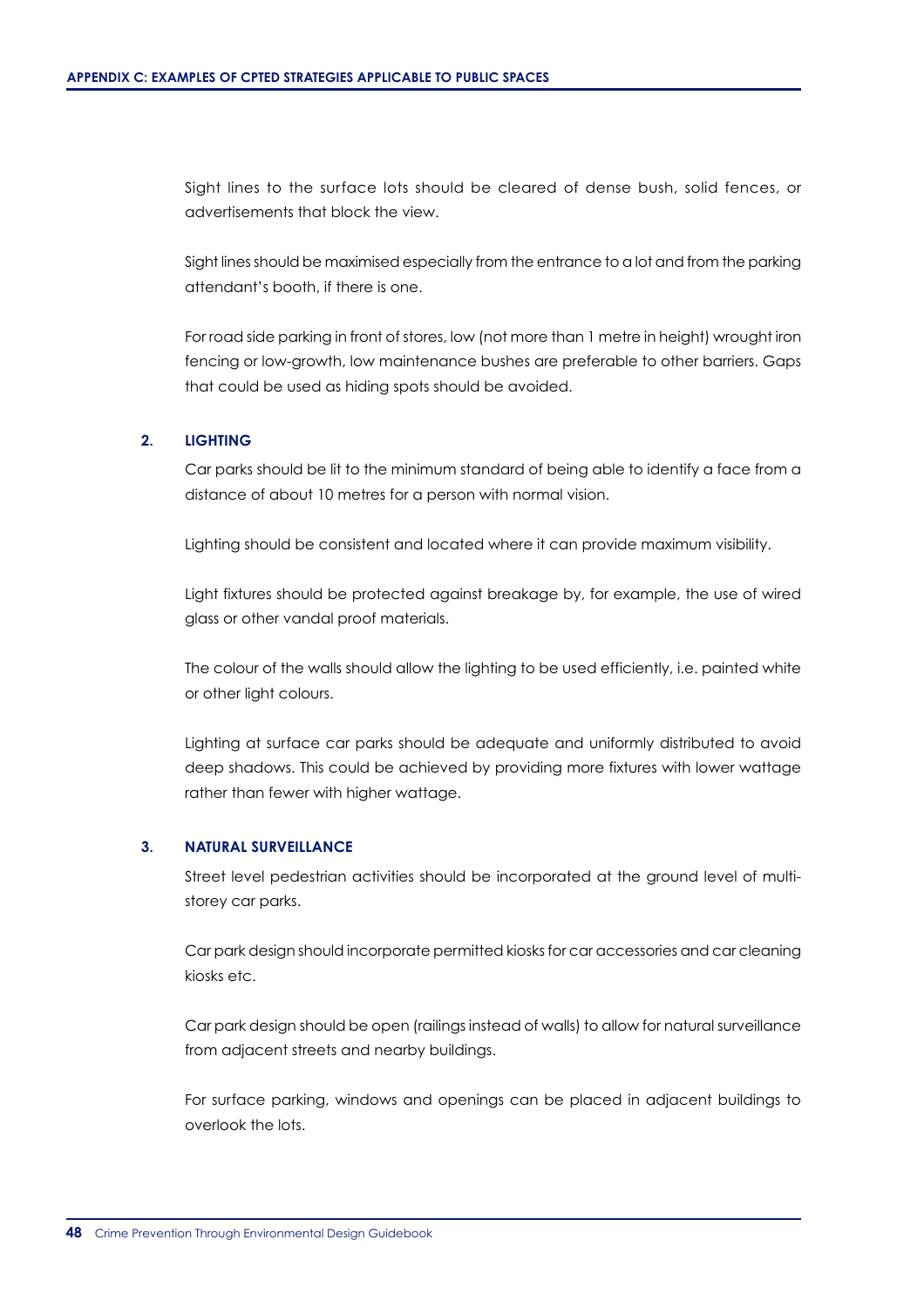Sight lines to the surface lots should be cleared of dense bush, solid fences, or advertisements that block the view.

Sight lines should be maximised especially from the entrance to a lot and from the parking attendant's booth, if there is one.

For road side parking in front of stores, low (not more than 1 metre in height) wrought iron fencing or low-growth, low maintenance bushes are preferable to other barriers. Gaps that could be used as hiding spots should be avoided.

## 2. LIGHTING

Car parks should be lit to the minimum standard of being able to identify a face from a distance of about 10 metres for a person with normal vision.

Lighting should be consistent and located where it can provide maximum visibility.

Light fixtures should be protected against breakage by, for example, the use of wired glass or other vandal proof materials.

The colour of the walls should allow the lighting to be used efficiently, i.e. painted white or other light colours.

Lighting at surface car parks should be adequate and uniformly distributed to avoid deep shadows. This could be achieved by providing more fixtures with lower wattage rather than fewer with higher wattage.

## 3. NATURAL SURVEILLANCE

Street level pedestrian activities should be incorporated at the ground level of multi-storey car parks.

Car park design should incorporate permitted kiosks for car accessories and car cleaning kiosks etc.

Car park design should be open (railings instead of walls) to allow for natural surveillance from adjacent streets and nearby buildings.

For surface parking, windows and openings can be placed in adjacent buildings to overlook the lots.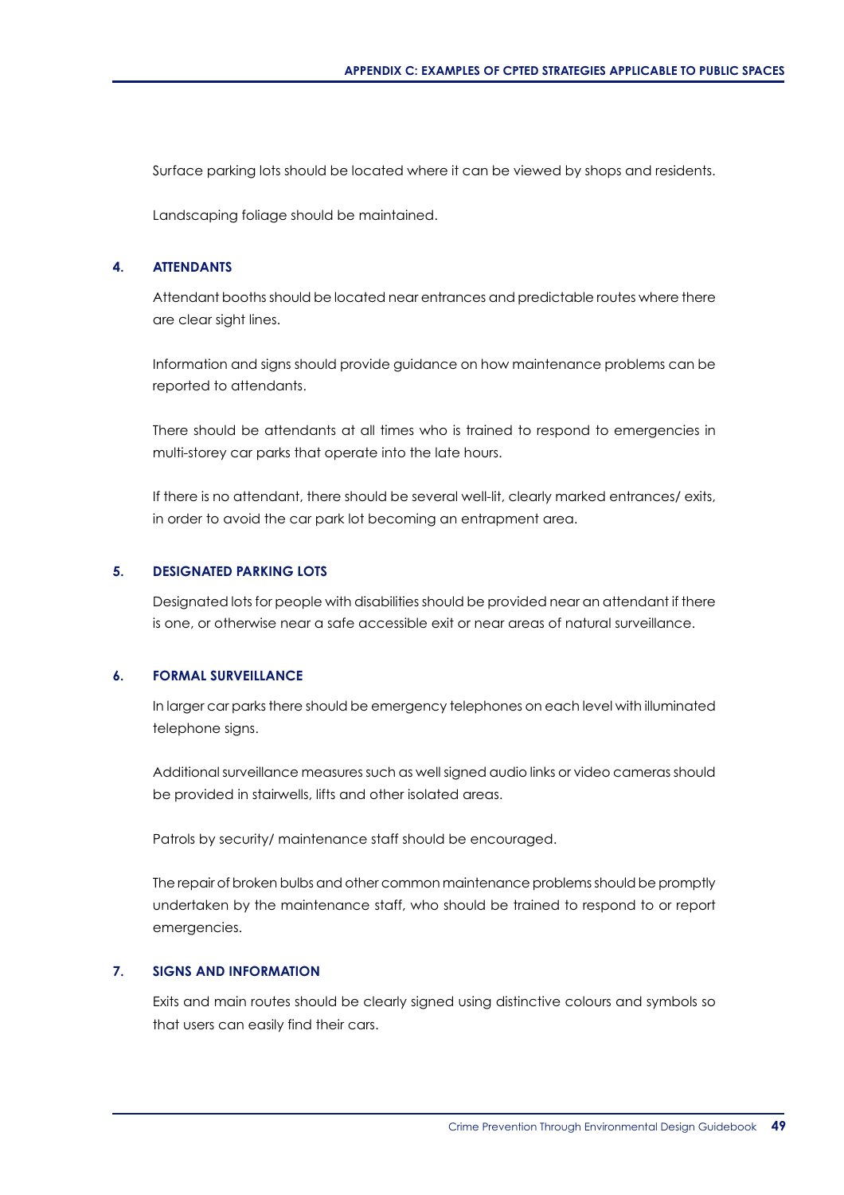Surface parking lots should be located where it can be viewed by shops and residents.

Landscaping foliage should be maintained.

### 4. ATTENDANTS

Attendant booths should be located near entrances and predictable routes where there are clear sight lines.

Information and signs should provide guidance on how maintenance problems can be reported to attendants.

There should be attendants at all times who is trained to respond to emergencies in multi-storey car parks that operate into the late hours.

If there is no attendant, there should be several well-lit, clearly marked entrances/ exits, in order to avoid the car park lot becoming an entrapment area.

### 5. DESIGNATED PARKING LOTS

Designated lots for people with disabilities should be provided near an attendant if there is one, or otherwise near a safe accessible exit or near areas of natural surveillance.

### 6. FORMAL SURVEILLANCE

In larger car parks there should be emergency telephones on each level with illuminated telephone signs.

Additional surveillance measures such as well signed audio links or video cameras should be provided in stairwells, lifts and other isolated areas.

Patrols by security/ maintenance staff should be encouraged.

The repair of broken bulbs and other common maintenance problems should be promptly undertaken by the maintenance staff, who should be trained to respond to or report emergencies.

### 7. SIGNS AND INFORMATION

Exits and main routes should be clearly signed using distinctive colours and symbols so that users can easily find their cars.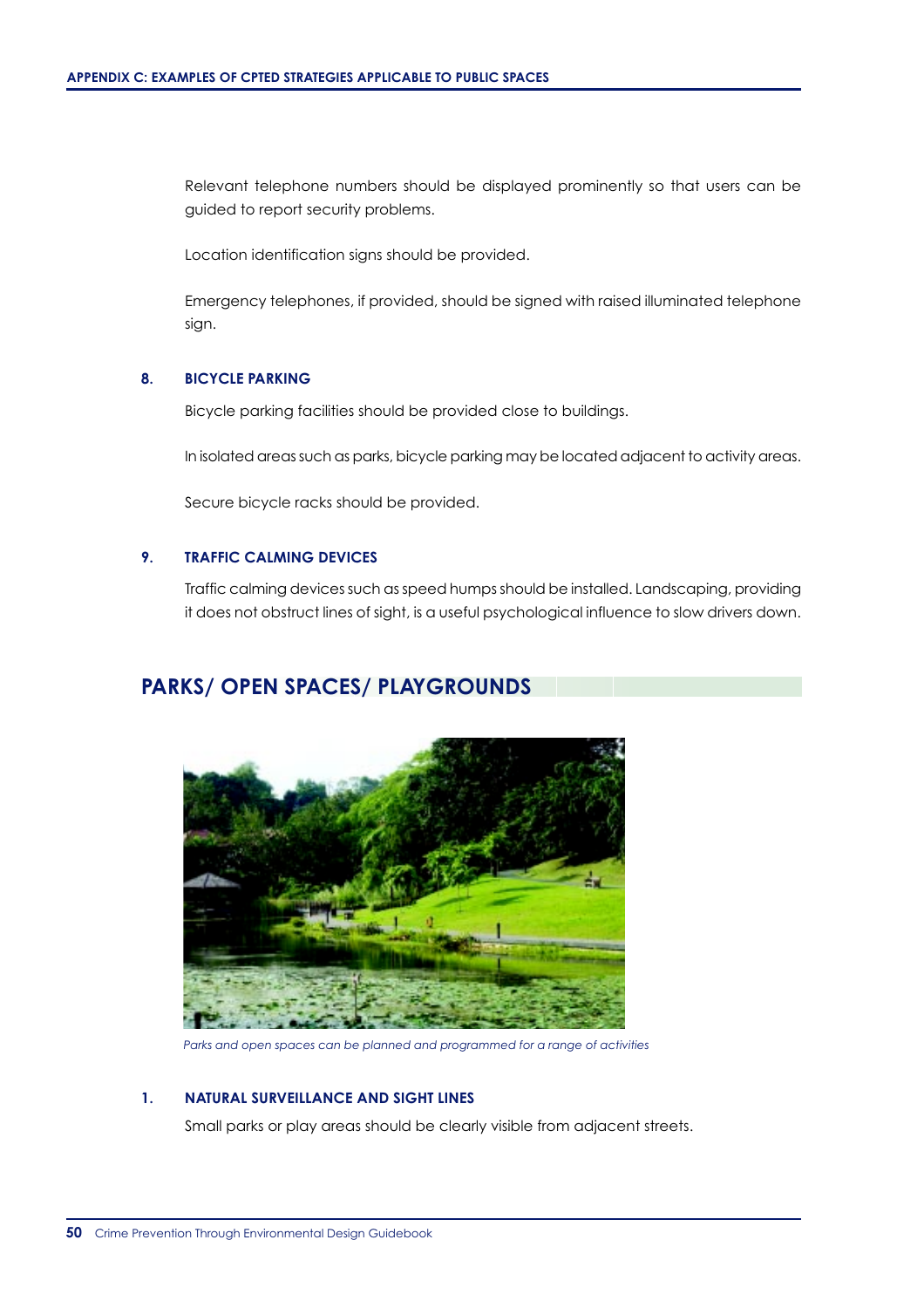Relevant telephone numbers should be displayed prominently so that users can be guided to report security problems.

Location identification signs should be provided.

Emergency telephones, if provided, should be signed with raised illuminated telephone sign.

### 8. BICYCLE PARKING

Bicycle parking facilities should be provided close to buildings.

In isolated areas such as parks, bicycle parking may be located adjacent to activity areas.

Secure bicycle racks should be provided.

### 9. TRAFFIC CALMING DEVICES

Traffic calming devices such as speed humps should be installed. Landscaping, providing it does not obstruct lines of sight, is a useful psychological influence to slow drivers down.

## PARKS/ OPEN SPACES/ PLAYGROUNDS

*Parks and open spaces can be planned and programmed for a range of activities*

### 1. NATURAL SURVEILLANCE AND SIGHT LINES

Small parks or play areas should be clearly visible from adjacent streets.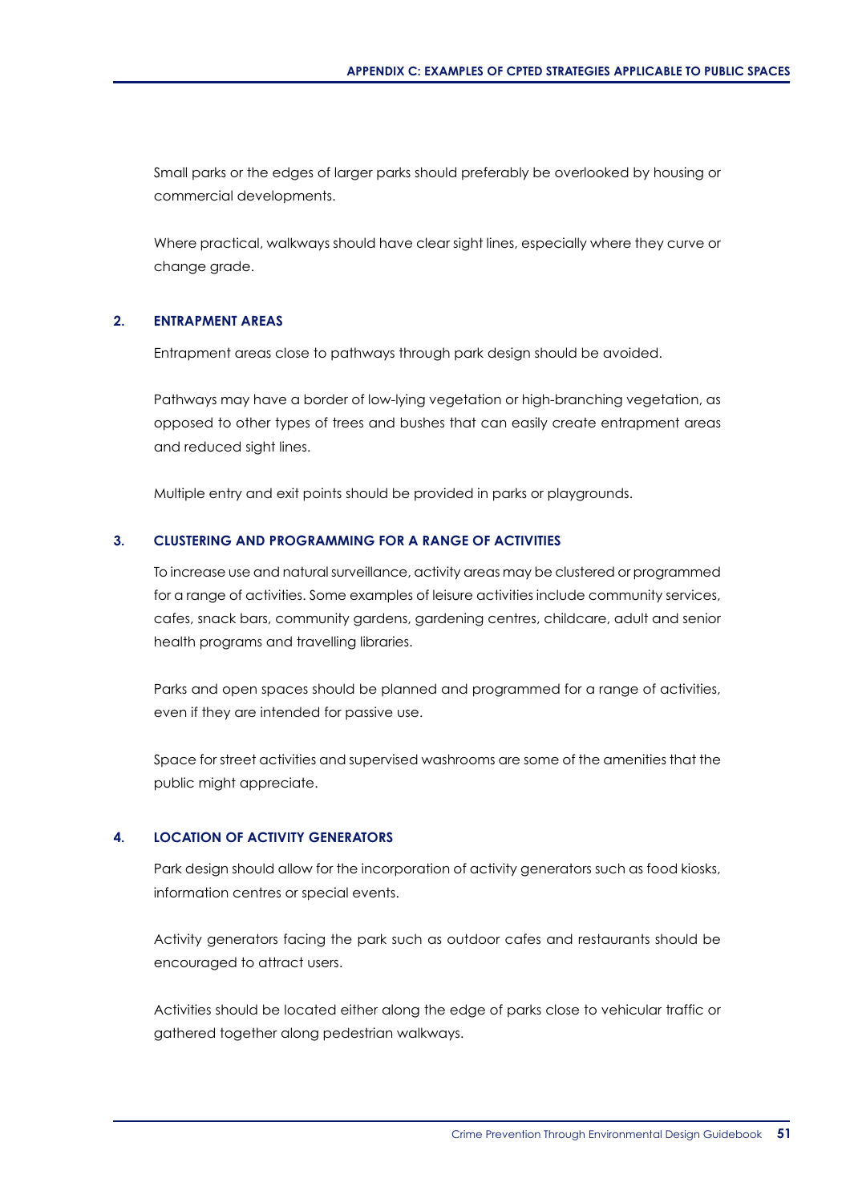Small parks or the edges of larger parks should preferably be overlooked by housing or commercial developments.

Where practical, walkways should have clear sight lines, especially where they curve or change grade.

### 2. ENTRAPMENT AREAS

Entrapment areas close to pathways through park design should be avoided.

Pathways may have a border of low-lying vegetation or high-branching vegetation, as opposed to other types of trees and bushes that can easily create entrapment areas and reduced sight lines.

Multiple entry and exit points should be provided in parks or playgrounds.

### 3. CLUSTERING AND PROGRAMMING FOR A RANGE OF ACTIVITIES

To increase use and natural surveillance, activity areas may be clustered or programmed for a range of activities. Some examples of leisure activities include community services, cafes, snack bars, community gardens, gardening centres, childcare, adult and senior health programs and travelling libraries.

Parks and open spaces should be planned and programmed for a range of activities, even if they are intended for passive use.

Space for street activities and supervised washrooms are some of the amenities that the public might appreciate.

### 4. LOCATION OF ACTIVITY GENERATORS

Park design should allow for the incorporation of activity generators such as food kiosks, information centres or special events.

Activity generators facing the park such as outdoor cafes and restaurants should be encouraged to attract users.

Activities should be located either along the edge of parks close to vehicular traffic or gathered together along pedestrian walkways.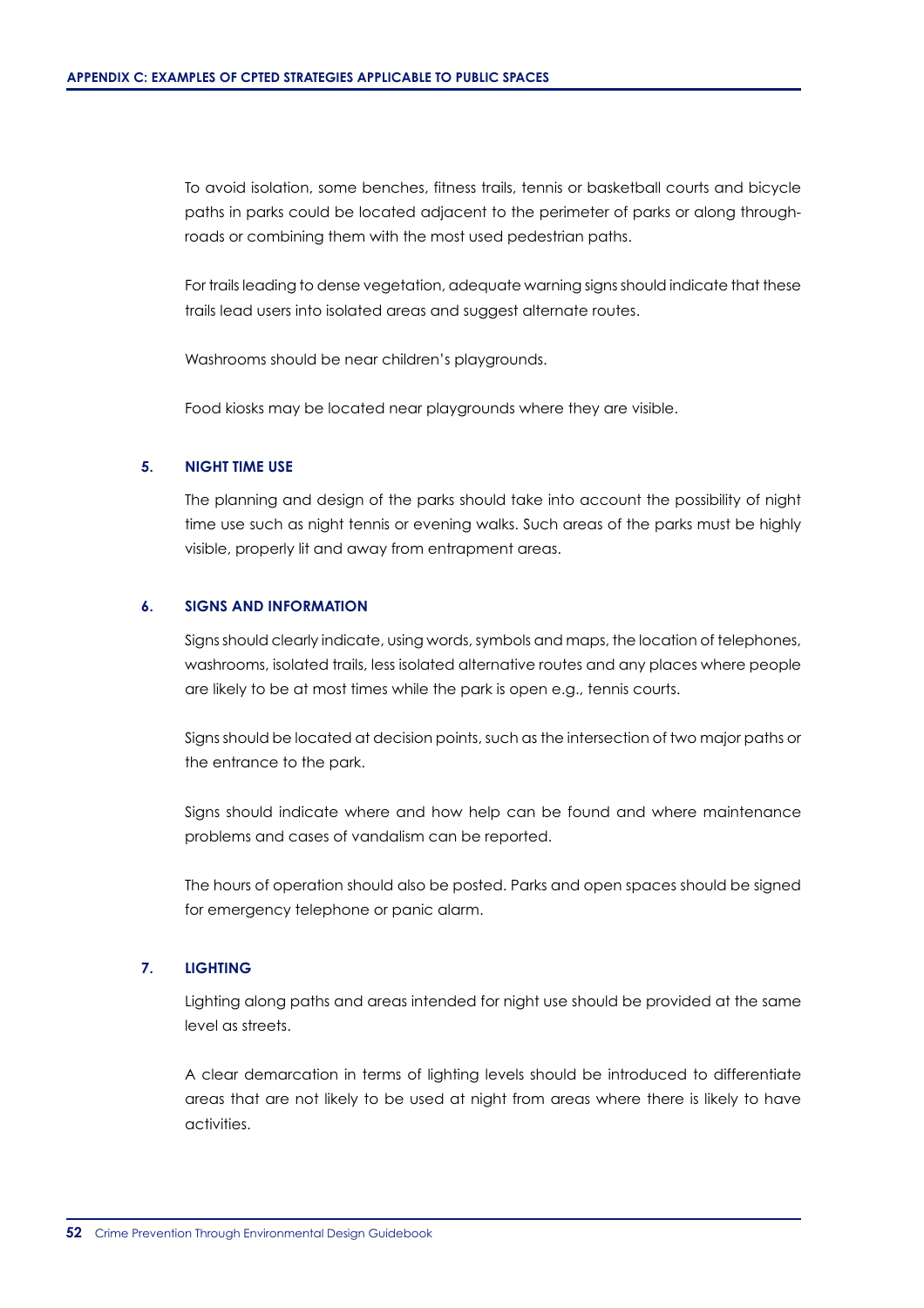To avoid isolation, some benches, fitness trails, tennis or basketball courts and bicycle paths in parks could be located adjacent to the perimeter of parks or along through-roads or combining them with the most used pedestrian paths.

For trails leading to dense vegetation, adequate warning signs should indicate that these trails lead users into isolated areas and suggest alternate routes.

Washrooms should be near children's playgrounds.

Food kiosks may be located near playgrounds where they are visible.

### 5. NIGHT TIME USE

The planning and design of the parks should take into account the possibility of night time use such as night tennis or evening walks. Such areas of the parks must be highly visible, properly lit and away from entrapment areas.

### 6. SIGNS AND INFORMATION

Signs should clearly indicate, using words, symbols and maps, the location of telephones, washrooms, isolated trails, less isolated alternative routes and any places where people are likely to be at most times while the park is open e.g., tennis courts.

Signs should be located at decision points, such as the intersection of two major paths or the entrance to the park.

Signs should indicate where and how help can be found and where maintenance problems and cases of vandalism can be reported.

The hours of operation should also be posted. Parks and open spaces should be signed for emergency telephone or panic alarm.

### 7. LIGHTING

Lighting along paths and areas intended for night use should be provided at the same level as streets.

A clear demarcation in terms of lighting levels should be introduced to differentiate areas that are not likely to be used at night from areas where there is likely to have activities.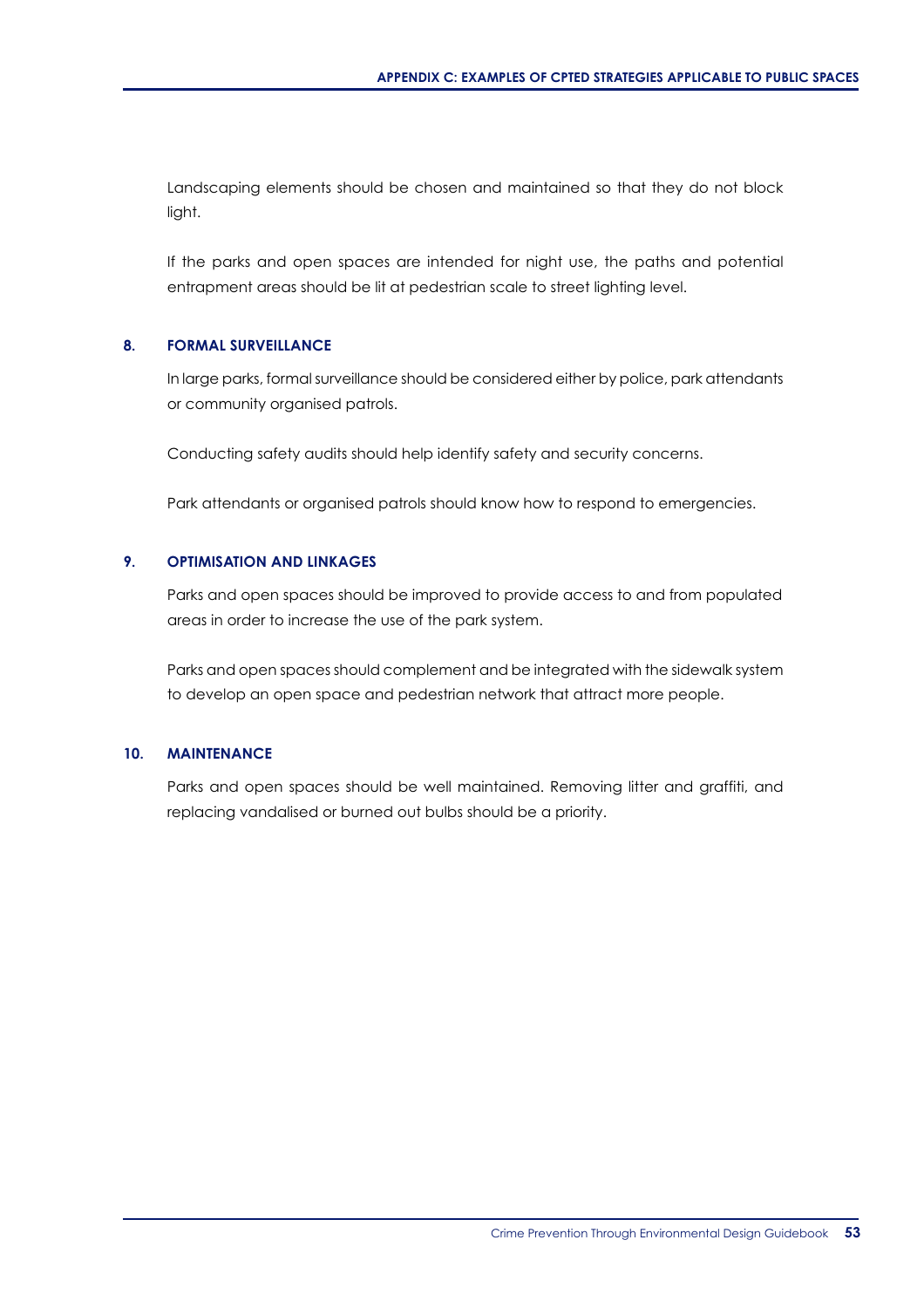Landscaping elements should be chosen and maintained so that they do not block light.

If the parks and open spaces are intended for night use, the paths and potential entrapment areas should be lit at pedestrian scale to street lighting level.

### 8. FORMAL SURVEILLANCE

In large parks, formal surveillance should be considered either by police, park attendants or community organised patrols.

Conducting safety audits should help identify safety and security concerns.

Park attendants or organised patrols should know how to respond to emergencies.

### 9. OPTIMISATION AND LINKAGES

Parks and open spaces should be improved to provide access to and from populated areas in order to increase the use of the park system.

Parks and open spaces should complement and be integrated with the sidewalk system to develop an open space and pedestrian network that attract more people.

### 10. MAINTENANCE

Parks and open spaces should be well maintained. Removing litter and graffiti, and replacing vandalised or burned out bulbs should be a priority.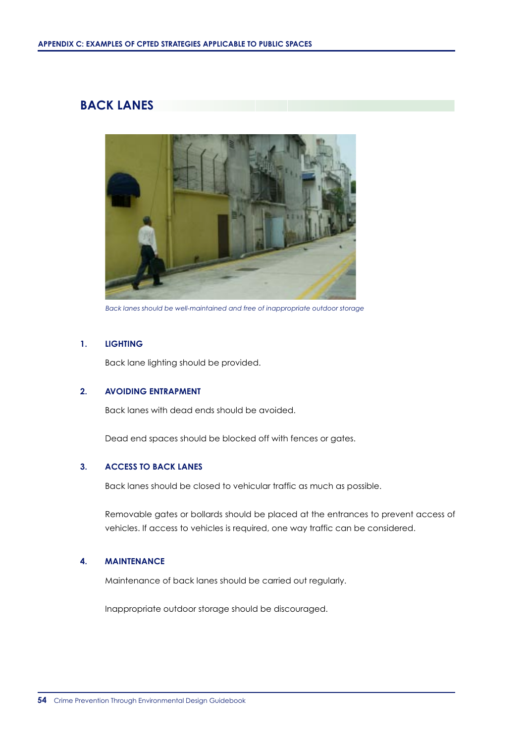## BACK LANES

*Back lanes should be well-maintained and free of inappropriate outdoor storage*

### 1. LIGHTING

Back lane lighting should be provided.

### 2. AVOIDING ENTRAPMENT

Back lanes with dead ends should be avoided.

Dead end spaces should be blocked off with fences or gates.

### 3. ACCESS TO BACK LANES

Back lanes should be closed to vehicular traffic as much as possible.

Removable gates or bollards should be placed at the entrances to prevent access of vehicles. If access to vehicles is required, one way traffic can be considered.

### 4. MAINTENANCE

Maintenance of back lanes should be carried out regularly.

Inappropriate outdoor storage should be discouraged.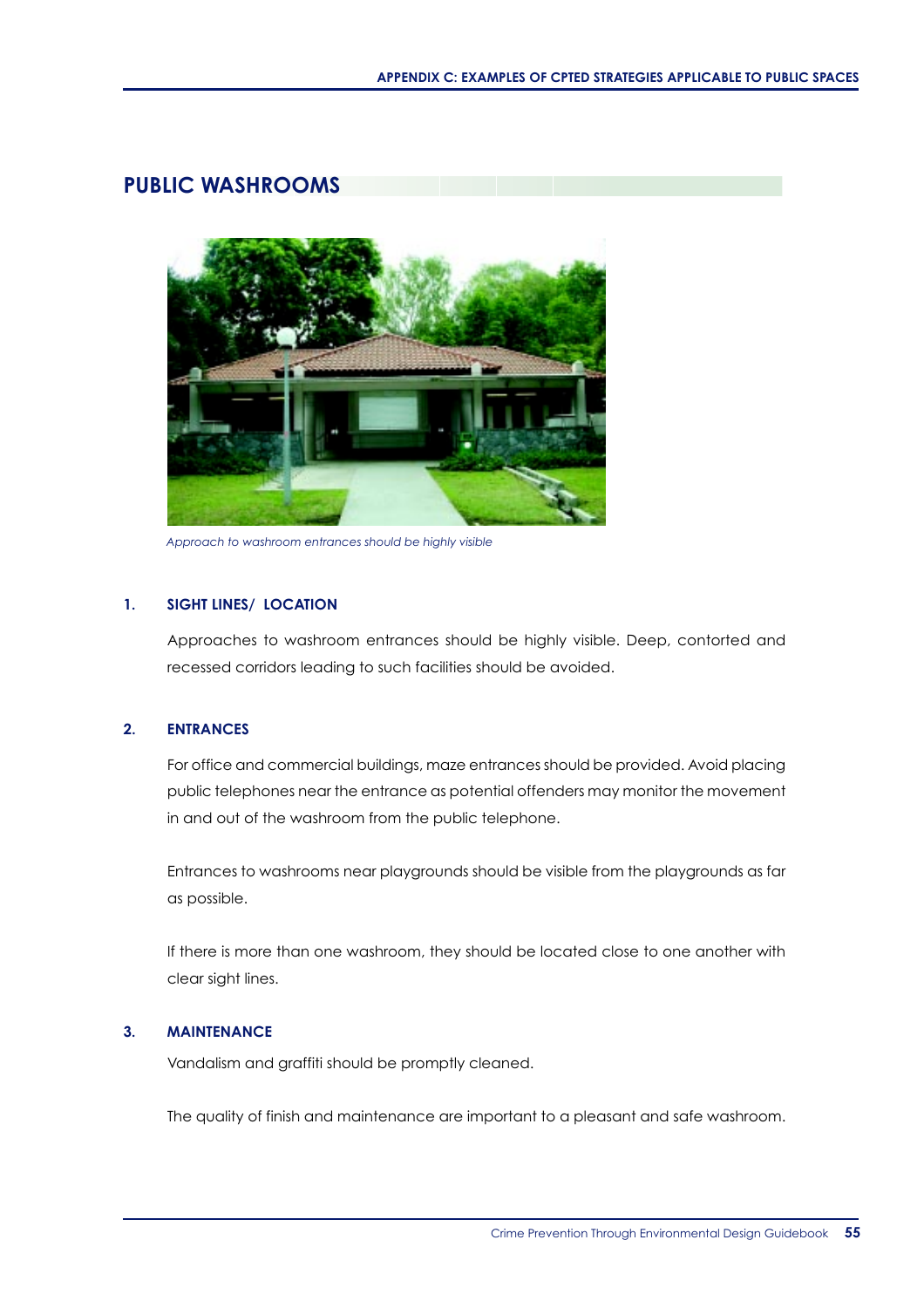## PUBLIC WASHROOMS

*Approach to washroom entrances should be highly visible*

### 1. SIGHT LINES/ LOCATION

Approaches to washroom entrances should be highly visible. Deep, contorted and recessed corridors leading to such facilities should be avoided.

### 2. ENTRANCES

For office and commercial buildings, maze entrances should be provided. Avoid placing public telephones near the entrance as potential offenders may monitor the movement in and out of the washroom from the public telephone.

Entrances to washrooms near playgrounds should be visible from the playgrounds as far as possible.

If there is more than one washroom, they should be located close to one another with clear sight lines.

### 3. MAINTENANCE

Vandalism and graffiti should be promptly cleaned.

The quality of finish and maintenance are important to a pleasant and safe washroom.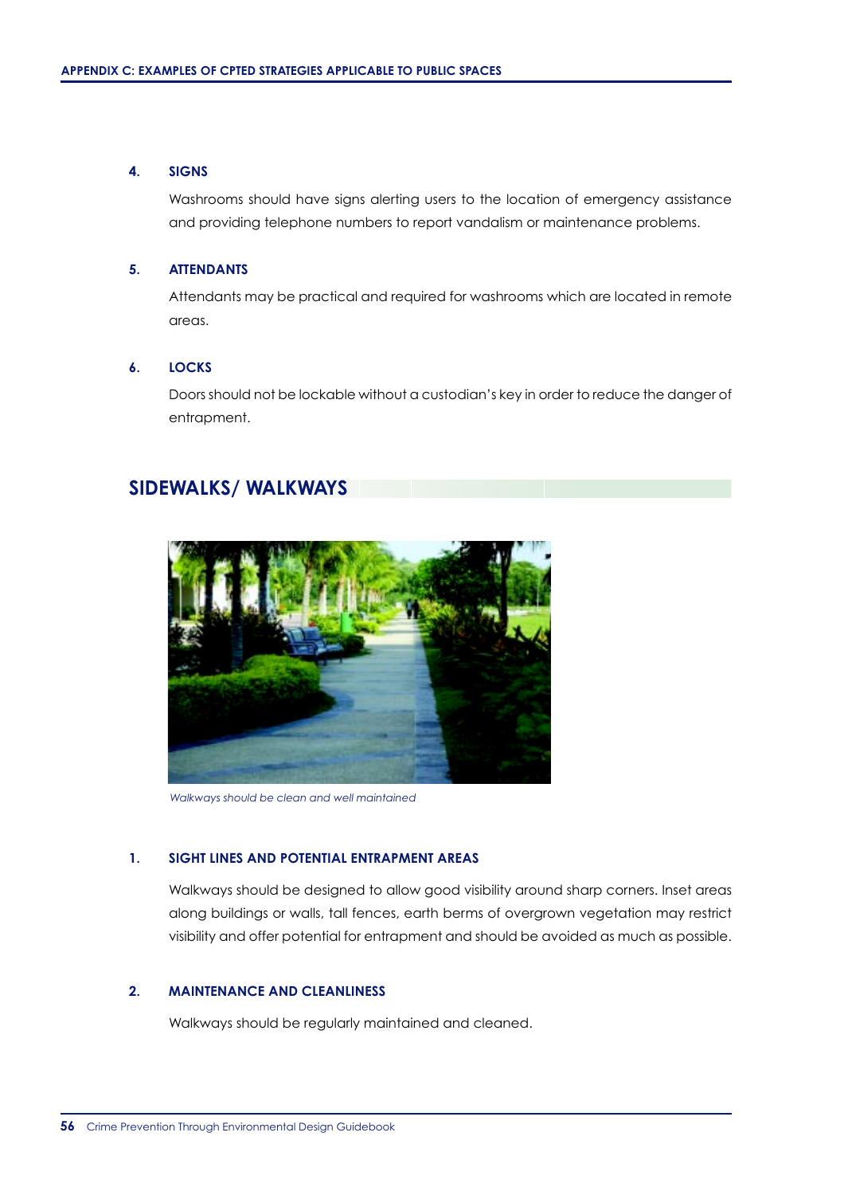### 4. SIGNS

Washrooms should have signs alerting users to the location of emergency assistance and providing telephone numbers to report vandalism or maintenance problems.

### 5. ATTENDANTS

Attendants may be practical and required for washrooms which are located in remote areas.

### 6. LOCKS

Doors should not be lockable without a custodian's key in order to reduce the danger of entrapment.

## SIDEWALKS/ WALKWAYS

*Walkways should be clean and well maintained*

### 1. SIGHT LINES AND POTENTIAL ENTRAPMENT AREAS

Walkways should be designed to allow good visibility around sharp corners. Inset areas along buildings or walls, tall fences, earth berms of overgrown vegetation may restrict visibility and offer potential for entrapment and should be avoided as much as possible.

### 2. MAINTENANCE AND CLEANLINESS

Walkways should be regularly maintained and cleaned.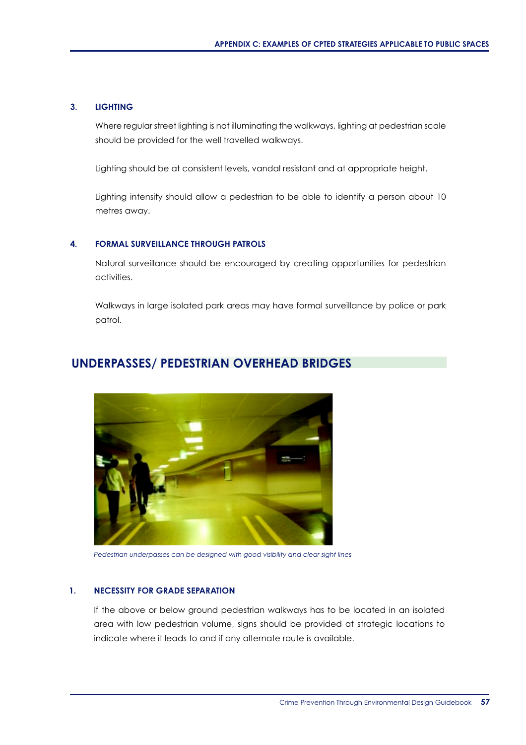### 3. LIGHTING

Where regular street lighting is not illuminating the walkways, lighting at pedestrian scale should be provided for the well travelled walkways.

Lighting should be at consistent levels, vandal resistant and at appropriate height.

Lighting intensity should allow a pedestrian to be able to identify a person about 10 metres away.

### 4. FORMAL SURVEILLANCE THROUGH PATROLS

Natural surveillance should be encouraged by creating opportunities for pedestrian activities.

Walkways in large isolated park areas may have formal surveillance by police or park patrol.

## UNDERPASSES/ PEDESTRIAN OVERHEAD BRIDGES

*Pedestrian underpasses can be designed with good visibility and clear sight lines*

### 1. NECESSITY FOR GRADE SEPARATION

If the above or below ground pedestrian walkways has to be located in an isolated area with low pedestrian volume, signs should be provided at strategic locations to indicate where it leads to and if any alternate route is available.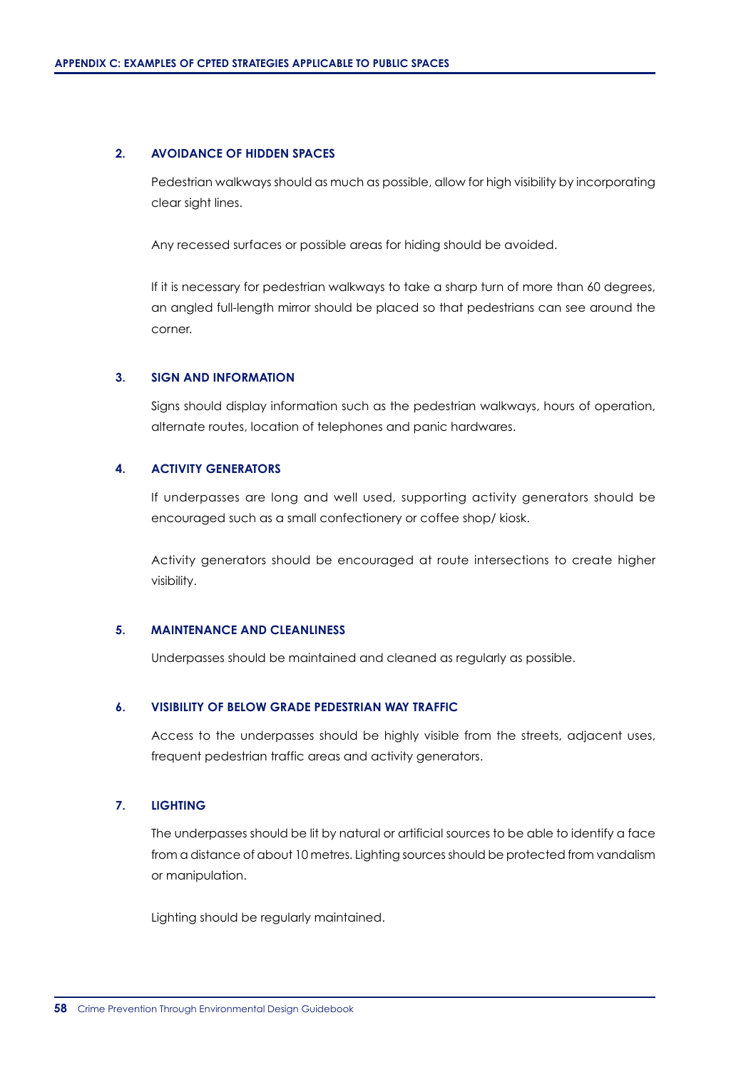## 2. AVOIDANCE OF HIDDEN SPACES

Pedestrian walkways should as much as possible, allow for high visibility by incorporating clear sight lines.

Any recessed surfaces or possible areas for hiding should be avoided.

If it is necessary for pedestrian walkways to take a sharp turn of more than 60 degrees, an angled full-length mirror should be placed so that pedestrians can see around the corner.

## 3. SIGN AND INFORMATION

Signs should display information such as the pedestrian walkways, hours of operation, alternate routes, location of telephones and panic hardwares.

## 4. ACTIVITY GENERATORS

If underpasses are long and well used, supporting activity generators should be encouraged such as a small confectionery or coffee shop/ kiosk.

Activity generators should be encouraged at route intersections to create higher visibility.

## 5. MAINTENANCE AND CLEANLINESS

Underpasses should be maintained and cleaned as regularly as possible.

## 6. VISIBILITY OF BELOW GRADE PEDESTRIAN WAY TRAFFIC

Access to the underpasses should be highly visible from the streets, adjacent uses, frequent pedestrian traffic areas and activity generators.

## 7. LIGHTING

The underpasses should be lit by natural or artificial sources to be able to identify a face from a distance of about 10 metres. Lighting sources should be protected from vandalism or manipulation.

Lighting should be regularly maintained.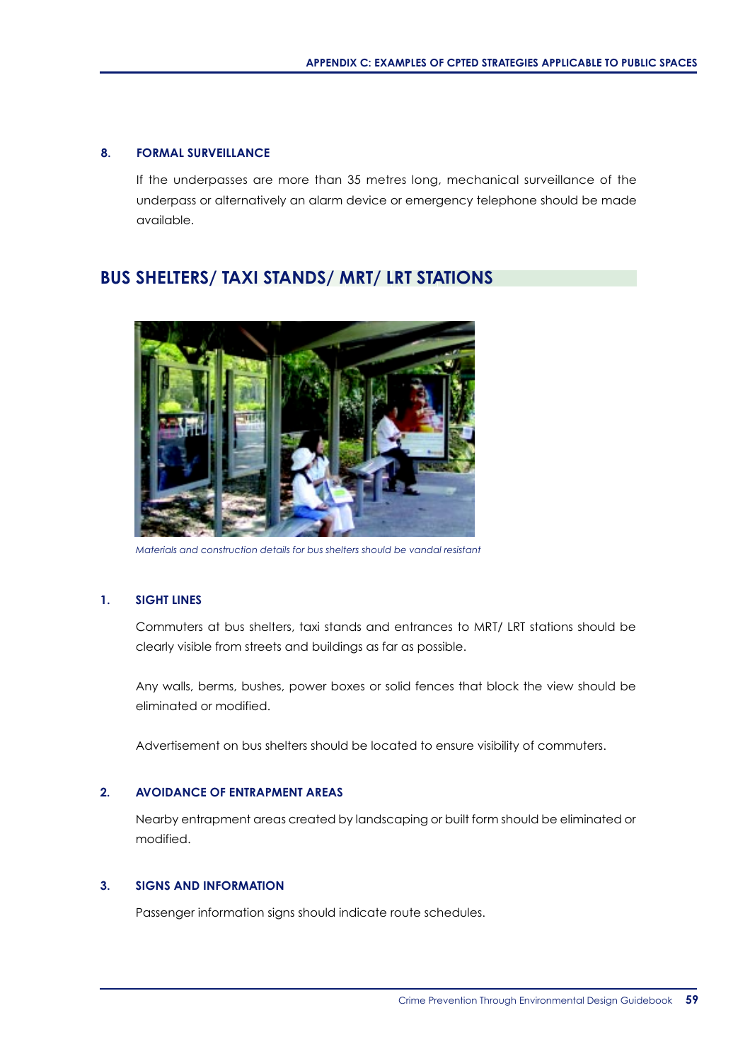### 8. FORMAL SURVEILLANCE

If the underpasses are more than 35 metres long, mechanical surveillance of the underpass or alternatively an alarm device or emergency telephone should be made available.

## BUS SHELTERS/ TAXI STANDS/ MRT/ LRT STATIONS

*Materials and construction details for bus shelters should be vandal resistant*

### 1. SIGHT LINES

Commuters at bus shelters, taxi stands and entrances to MRT/ LRT stations should be clearly visible from streets and buildings as far as possible.

Any walls, berms, bushes, power boxes or solid fences that block the view should be eliminated or modified.

Advertisement on bus shelters should be located to ensure visibility of commuters.

### 2. AVOIDANCE OF ENTRAPMENT AREAS

Nearby entrapment areas created by landscaping or built form should be eliminated or modified.

### 3. SIGNS AND INFORMATION

Passenger information signs should indicate route schedules.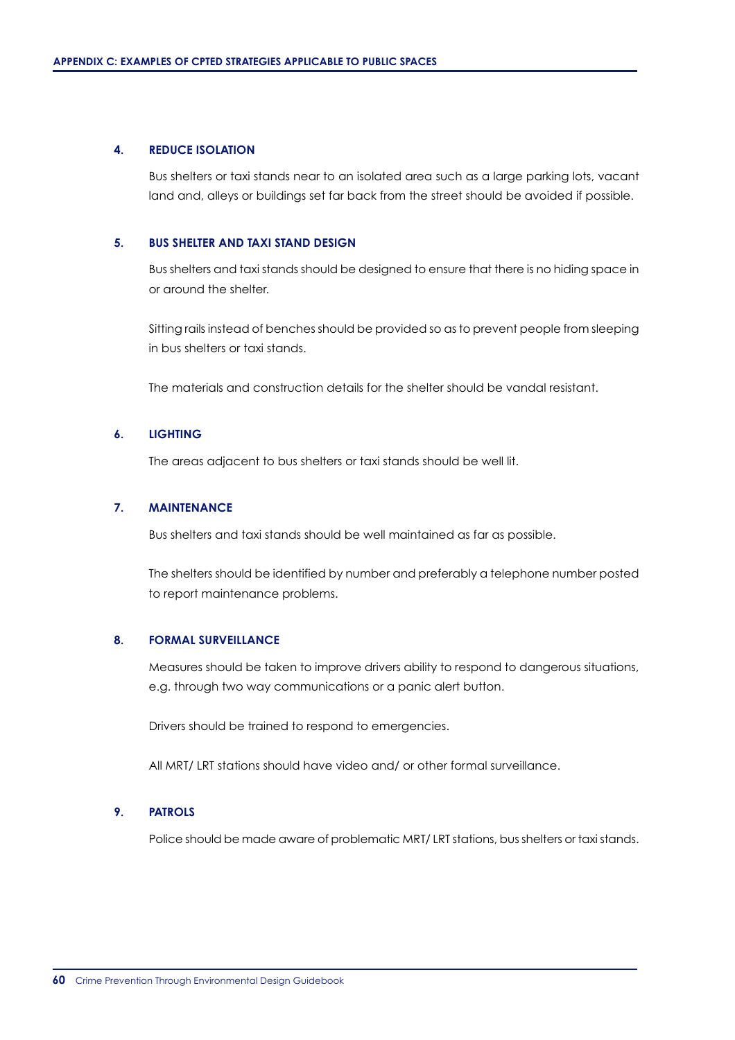### 4. REDUCE ISOLATION

Bus shelters or taxi stands near to an isolated area such as a large parking lots, vacant land and, alleys or buildings set far back from the street should be avoided if possible.

### 5. BUS SHELTER AND TAXI STAND DESIGN

Bus shelters and taxi stands should be designed to ensure that there is no hiding space in or around the shelter.

Sitting rails instead of benches should be provided so as to prevent people from sleeping in bus shelters or taxi stands.

The materials and construction details for the shelter should be vandal resistant.

### 6. LIGHTING

The areas adjacent to bus shelters or taxi stands should be well lit.

### 7. MAINTENANCE

Bus shelters and taxi stands should be well maintained as far as possible.

The shelters should be identified by number and preferably a telephone number posted to report maintenance problems.

### 8. FORMAL SURVEILLANCE

Measures should be taken to improve drivers ability to respond to dangerous situations, e.g. through two way communications or a panic alert button.

Drivers should be trained to respond to emergencies.

All MRT/ LRT stations should have video and/ or other formal surveillance.

### 9. PATROLS

Police should be made aware of problematic MRT/ LRT stations, bus shelters or taxi stands.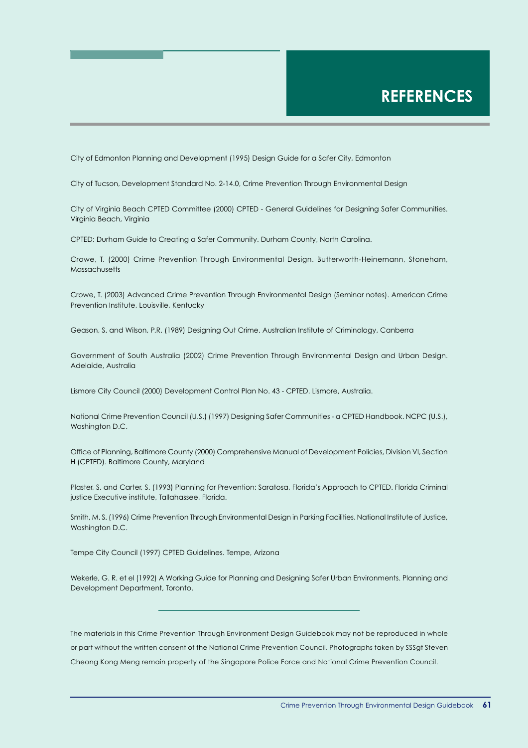# REFERENCES

City of Edmonton Planning and Development (1995) Design Guide for a Safer City, Edmonton

City of Tucson, Development Standard No. 2-14.0, Crime Prevention Through Environmental Design

City of Virginia Beach CPTED Committee (2000) CPTED - General Guidelines for Designing Safer Communities. Virginia Beach, Virginia

CPTED: Durham Guide to Creating a Safer Community. Durham County, North Carolina.

Crowe, T. (2000) Crime Prevention Through Environmental Design. Butterworth-Heinemann, Stoneham, Massachusetts

Crowe, T. (2003) Advanced Crime Prevention Through Environmental Design (Seminar notes). American Crime Prevention Institute, Louisville, Kentucky

Geason, S. and Wilson, P.R. (1989) Designing Out Crime. Australian Institute of Criminology, Canberra

Government of South Australia (2002) Crime Prevention Through Environmental Design and Urban Design. Adelaide, Australia

Lismore City Council (2000) Development Control Plan No. 43 - CPTED. Lismore, Australia.

National Crime Prevention Council (U.S.) (1997) Designing Safer Communities - a CPTED Handbook. NCPC (U.S.), Washington D.C.

Office of Planning, Baltimore County (2000) Comprehensive Manual of Development Policies, Division VI, Section H (CPTED). Baltimore County, Maryland

Plaster, S. and Carter, S. (1993) Planning for Prevention: Saratosa, Florida's Approach to CPTED. Florida Criminal justice Executive institute, Tallahassee, Florida.

Smith, M. S. (1996) Crime Prevention Through Environmental Design in Parking Facilities. National Institute of Justice, Washington D.C.

Tempe City Council (1997) CPTED Guidelines. Tempe, Arizona

Wekerle, G. R. et el (1992) A Working Guide for Planning and Designing Safer Urban Environments. Planning and Development Department, Toronto.

---

The materials in this Crime Prevention Through Environment Design Guidebook may not be reproduced in whole or part without the written consent of the National Crime Prevention Council. Photographs taken by SSSgt Steven Cheong Kong Meng remain property of the Singapore Police Force and National Crime Prevention Council.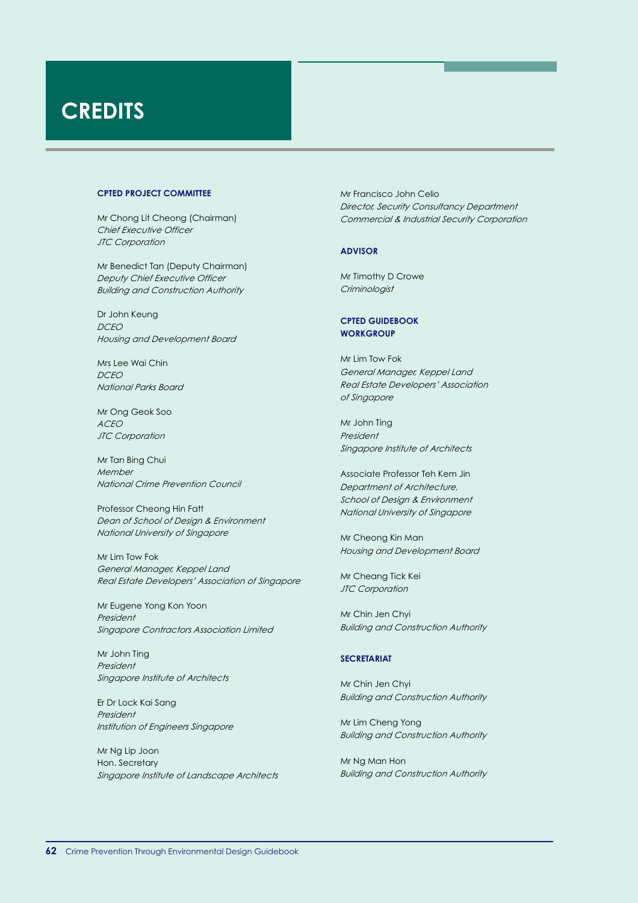# CREDITS

**CPTED PROJECT COMMITTEE**

Mr Chong Lit Cheong (Chairman)
*Chief Executive Officer*
*JTC Corporation*

Mr Benedict Tan (Deputy Chairman)
*Deputy Chief Executive Officer*
*Building and Construction Authority*

Dr John Keung
*DCEO*
*Housing and Development Board*

Mrs Lee Wai Chin
*DCEO*
*National Parks Board*

Mr Ong Geok Soo
*ACEO*
*JTC Corporation*

Mr Tan Bing Chui
*Member*
*National Crime Prevention Council*

Professor Cheong Hin Fatt
*Dean of School of Design & Environment*
*National University of Singapore*

Mr Lim Tow Fok
*General Manager, Keppel Land*
*Real Estate Developers' Association of Singapore*

Mr Eugene Yong Kon Yoon
*President*
*Singapore Contractors Association Limited*

Mr John Ting
*President*
*Singapore Institute of Architects*

Er Dr Lock Kai Sang
*President*
*Institution of Engineers Singapore*

Mr Ng Lip Joon
Hon. Secretary
*Singapore Institute of Landscape Architects*

Mr Francisco John Celio
*Director, Security Consultancy Department*
*Commercial & Industrial Security Corporation*

**ADVISOR**

Mr Timothy D Crowe
*Criminologist*

**CPTED GUIDEBOOK WORKGROUP**

Mr Lim Tow Fok
*General Manager, Keppel Land*
*Real Estate Developers' Association of Singapore*

Mr John Ting
*President*
*Singapore Institute of Architects*

Associate Professor Teh Kem Jin
*Department of Architecture,*
*School of Design & Environment*
*National University of Singapore*

Mr Cheong Kin Man
*Housing and Development Board*

Mr Cheang Tick Kei
*JTC Corporation*

Mr Chin Jen Chyi
*Building and Construction Authority*

**SECRETARIAT**

Mr Chin Jen Chyi
*Building and Construction Authority*

Mr Lim Cheng Yong
*Building and Construction Authority*

Mr Ng Man Hon
*Building and Construction Authority*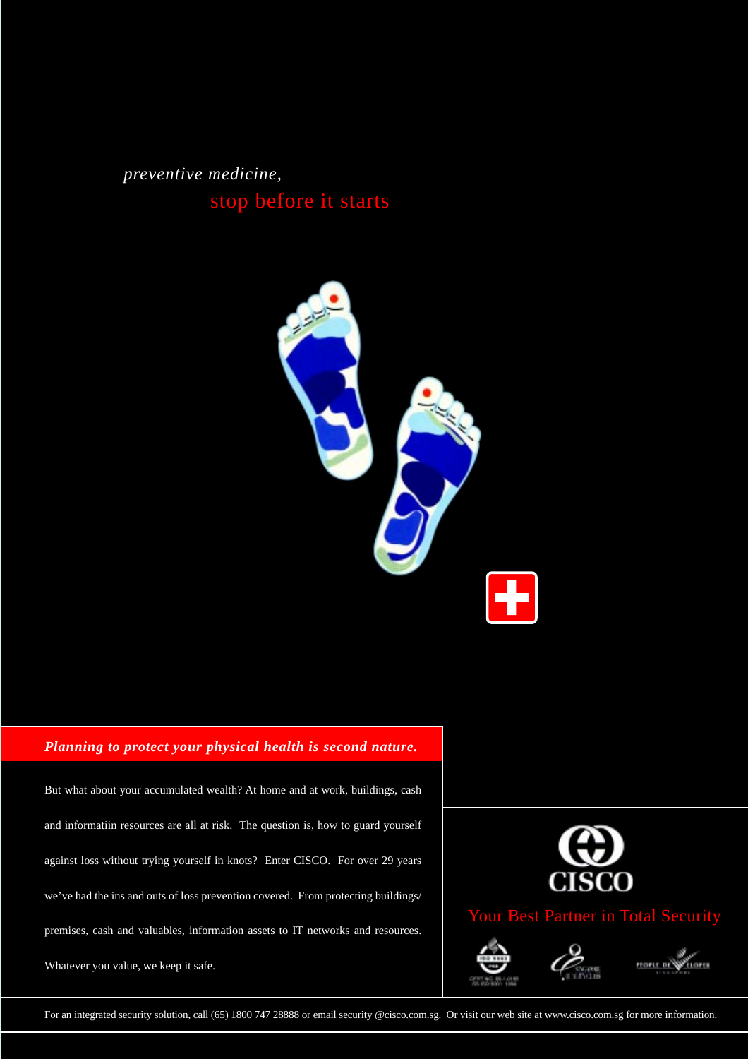*preventive medicine,*

stop before it starts

***Planning to protect your physical health is second nature.***

But what about your accumulated wealth? At home and at work, buildings, cash and informatiin resources are all at risk. The question is, how to guard yourself against loss without trying yourself in knots? Enter CISCO. For over 29 years we've had the ins and outs of loss prevention covered. From protecting buildings/ premises, cash and valuables, information assets to IT networks and resources. Whatever you value, we keep it safe.

CISCO

Your Best Partner in Total Security

For an integrated security solution, call (65) 1800 747 28888 or email security @cisco.com.sg. Or visit our web site at www.cisco.com.sg for more information.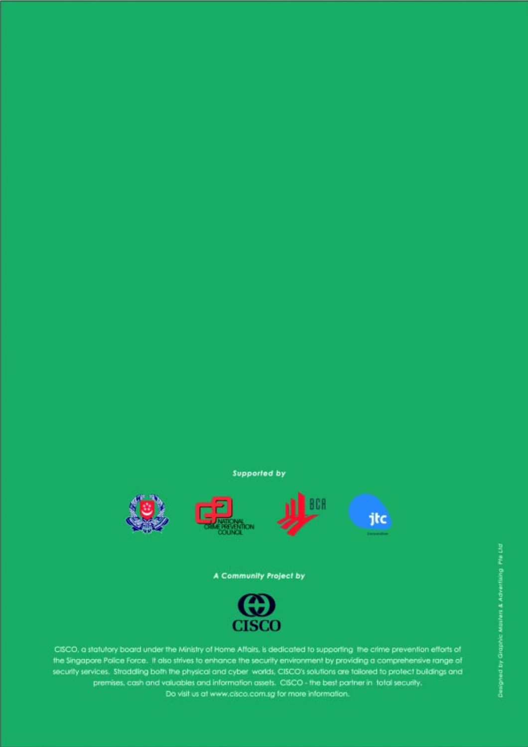***Supported by***

NATIONAL CRIME PREVENTION COUNCIL

BCA

jtc

***A Community Project by***

CISCO

CISCO, a statutory board under the Ministry of Home Affairs, is dedicated to supporting the crime prevention efforts of the Singapore Police Force. It also strives to enhance the security environment by providing a comprehensive range of security services. Straddling both the physical and cyber worlds, CISCO's solutions are tailored to protect buildings and premises, cash and valuables and information assets. CISCO - the best partner in total security.
Do visit us at www.cisco.com.sg for more information.

*Designed by Graphic Masters & Advertising Pte Ltd*